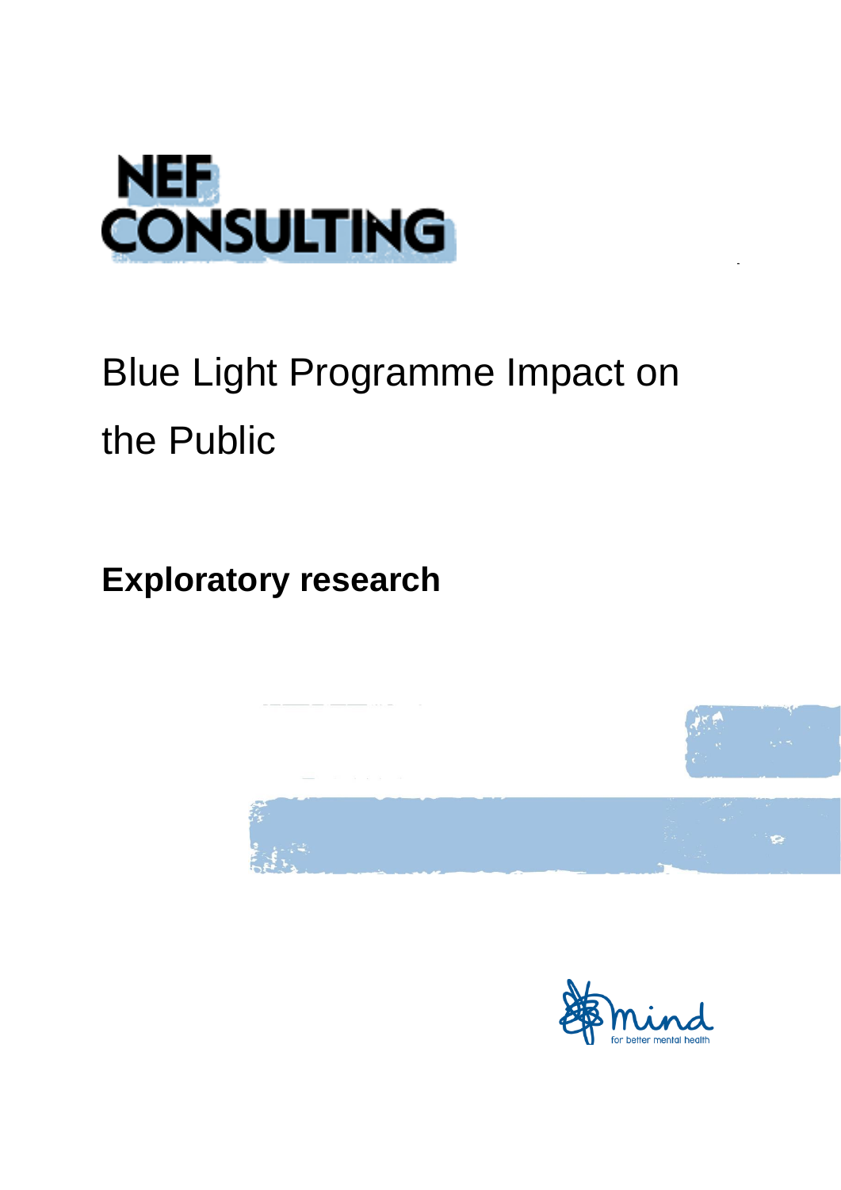NEF CONSULTING

# Blue Light Programme Impact on the Public

## Exploratory research

mind for better mental health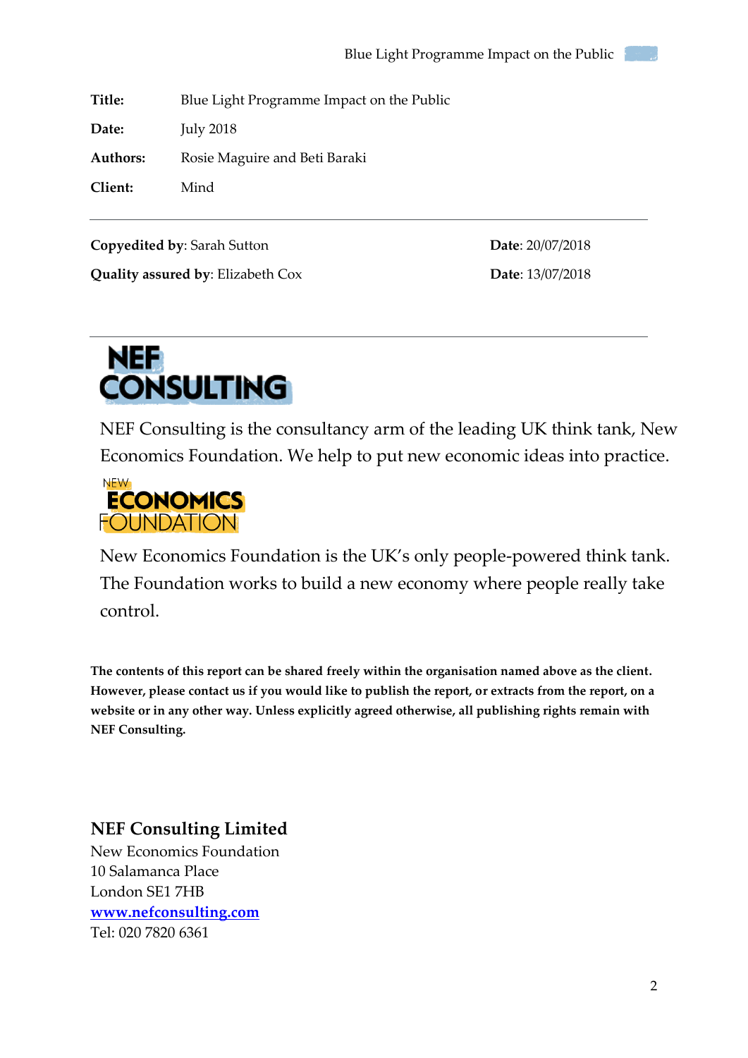| | |
|---|---|
| **Title:** | Blue Light Programme Impact on the Public |
| **Date:** | July 2018 |
| **Authors:** | Rosie Maguire and Beti Baraki |
| **Client:** | Mind |

---

**Copyedited by**: Sarah Sutton — **Date**: 20/07/2018

**Quality assured by**: Elizabeth Cox — **Date**: 13/07/2018

---

NEF CONSULTING

NEF Consulting is the consultancy arm of the leading UK think tank, New Economics Foundation. We help to put new economic ideas into practice.

NEW ECONOMICS FOUNDATION

New Economics Foundation is the UK's only people-powered think tank. The Foundation works to build a new economy where people really take control.

**The contents of this report can be shared freely within the organisation named above as the client. However, please contact us if you would like to publish the report, or extracts from the report, on a website or in any other way. Unless explicitly agreed otherwise, all publishing rights remain with NEF Consulting.**

## NEF Consulting Limited

New Economics Foundation
10 Salamanca Place
London SE1 7HB
**www.nefconsulting.com**
Tel: 020 7820 6361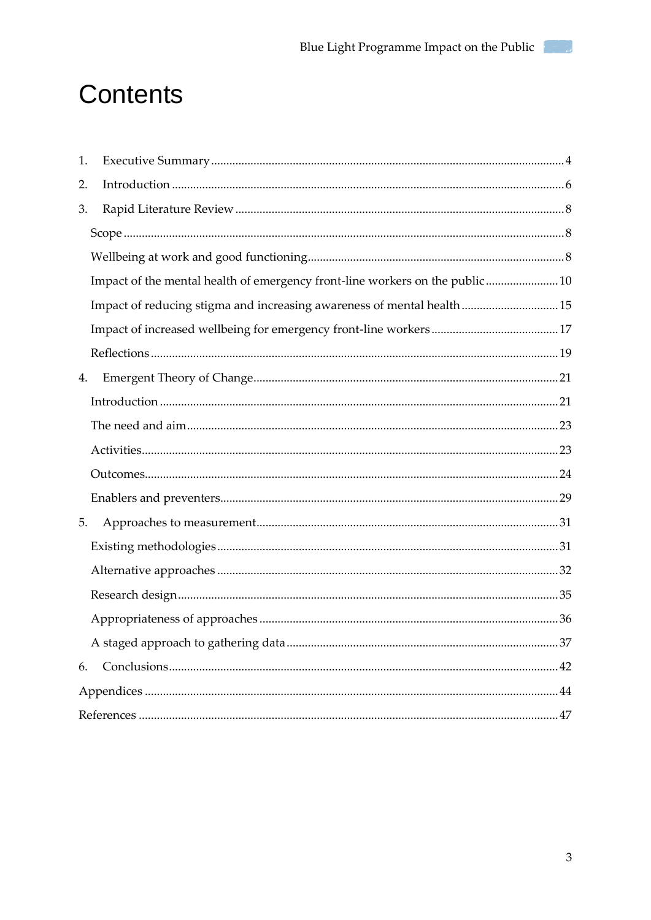# Contents

1. Executive Summary ..... 4
2. Introduction ..... 6
3. Rapid Literature Review ..... 8
   - Scope ..... 8
   - Wellbeing at work and good functioning ..... 8
   - Impact of the mental health of emergency front-line workers on the public ..... 10
   - Impact of reducing stigma and increasing awareness of mental health ..... 15
   - Impact of increased wellbeing for emergency front-line workers ..... 17
   - Reflections ..... 19
4. Emergent Theory of Change ..... 21
   - Introduction ..... 21
   - The need and aim ..... 23
   - Activities ..... 23
   - Outcomes ..... 24
   - Enablers and preventers ..... 29
5. Approaches to measurement ..... 31
   - Existing methodologies ..... 31
   - Alternative approaches ..... 32
   - Research design ..... 35
   - Appropriateness of approaches ..... 36
   - A staged approach to gathering data ..... 37
6. Conclusions ..... 42

Appendices ..... 44

References ..... 47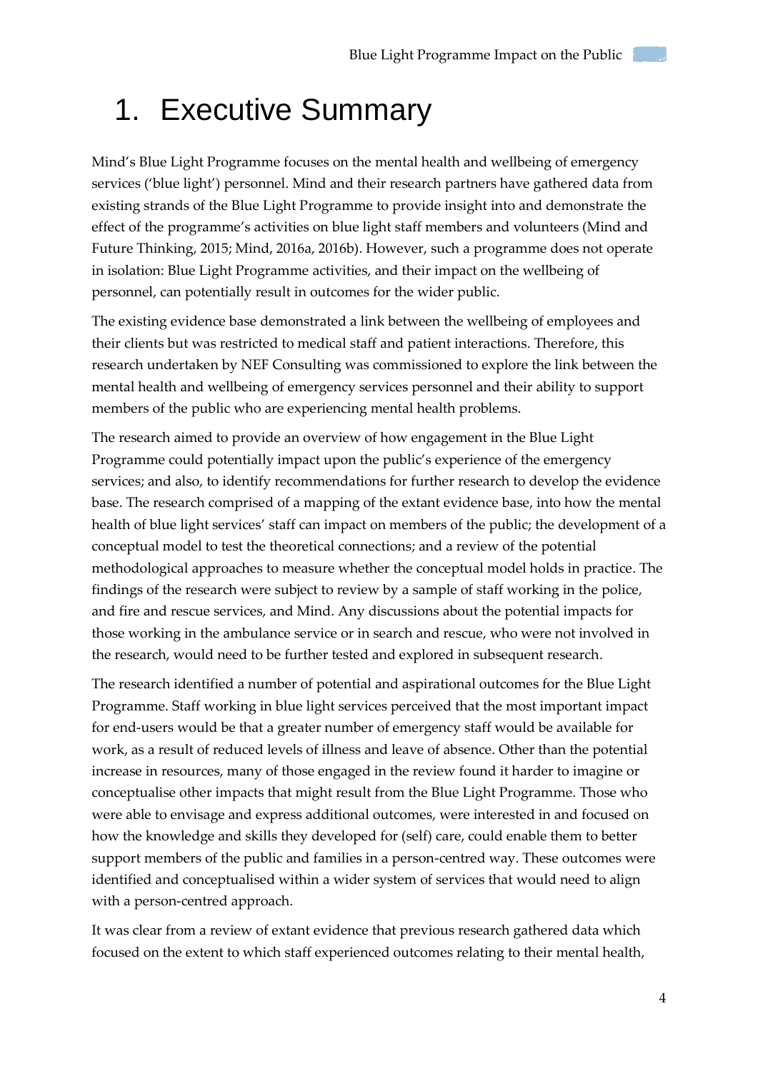# 1. Executive Summary

Mind's Blue Light Programme focuses on the mental health and wellbeing of emergency services ('blue light') personnel. Mind and their research partners have gathered data from existing strands of the Blue Light Programme to provide insight into and demonstrate the effect of the programme's activities on blue light staff members and volunteers (Mind and Future Thinking, 2015; Mind, 2016a, 2016b). However, such a programme does not operate in isolation: Blue Light Programme activities, and their impact on the wellbeing of personnel, can potentially result in outcomes for the wider public.

The existing evidence base demonstrated a link between the wellbeing of employees and their clients but was restricted to medical staff and patient interactions. Therefore, this research undertaken by NEF Consulting was commissioned to explore the link between the mental health and wellbeing of emergency services personnel and their ability to support members of the public who are experiencing mental health problems.

The research aimed to provide an overview of how engagement in the Blue Light Programme could potentially impact upon the public's experience of the emergency services; and also, to identify recommendations for further research to develop the evidence base. The research comprised of a mapping of the extant evidence base, into how the mental health of blue light services' staff can impact on members of the public; the development of a conceptual model to test the theoretical connections; and a review of the potential methodological approaches to measure whether the conceptual model holds in practice. The findings of the research were subject to review by a sample of staff working in the police, and fire and rescue services, and Mind. Any discussions about the potential impacts for those working in the ambulance service or in search and rescue, who were not involved in the research, would need to be further tested and explored in subsequent research.

The research identified a number of potential and aspirational outcomes for the Blue Light Programme. Staff working in blue light services perceived that the most important impact for end-users would be that a greater number of emergency staff would be available for work, as a result of reduced levels of illness and leave of absence. Other than the potential increase in resources, many of those engaged in the review found it harder to imagine or conceptualise other impacts that might result from the Blue Light Programme. Those who were able to envisage and express additional outcomes, were interested in and focused on how the knowledge and skills they developed for (self) care, could enable them to better support members of the public and families in a person-centred way. These outcomes were identified and conceptualised within a wider system of services that would need to align with a person-centred approach.

It was clear from a review of extant evidence that previous research gathered data which focused on the extent to which staff experienced outcomes relating to their mental health,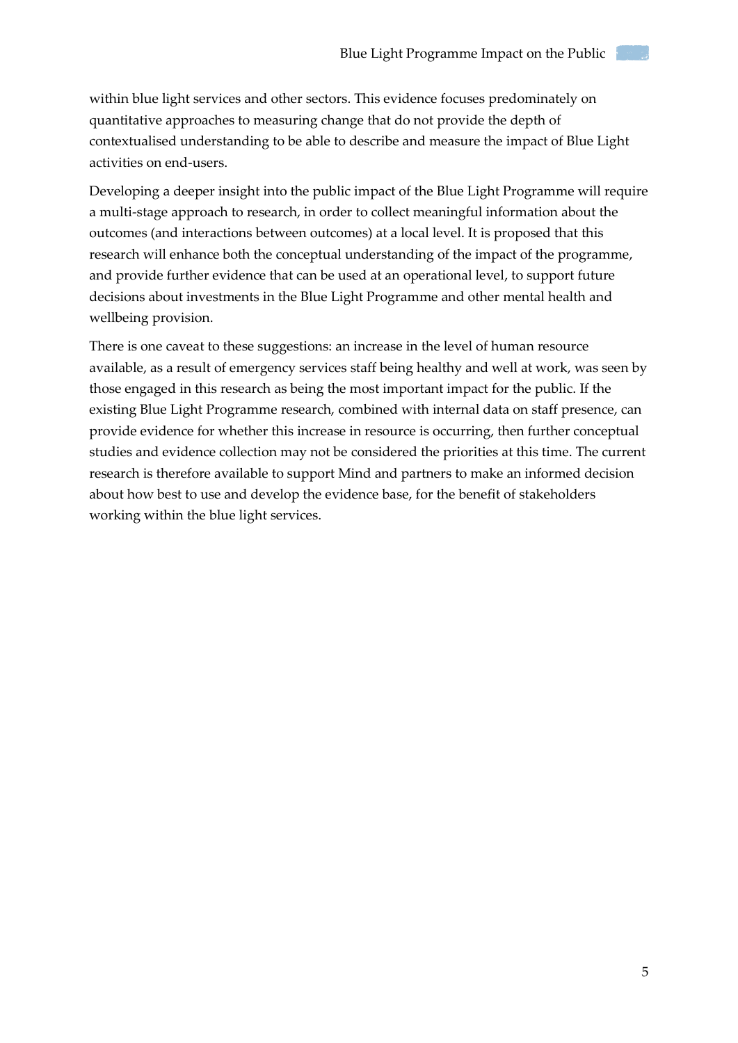within blue light services and other sectors. This evidence focuses predominately on quantitative approaches to measuring change that do not provide the depth of contextualised understanding to be able to describe and measure the impact of Blue Light activities on end-users.

Developing a deeper insight into the public impact of the Blue Light Programme will require a multi-stage approach to research, in order to collect meaningful information about the outcomes (and interactions between outcomes) at a local level. It is proposed that this research will enhance both the conceptual understanding of the impact of the programme, and provide further evidence that can be used at an operational level, to support future decisions about investments in the Blue Light Programme and other mental health and wellbeing provision.

There is one caveat to these suggestions: an increase in the level of human resource available, as a result of emergency services staff being healthy and well at work, was seen by those engaged in this research as being the most important impact for the public. If the existing Blue Light Programme research, combined with internal data on staff presence, can provide evidence for whether this increase in resource is occurring, then further conceptual studies and evidence collection may not be considered the priorities at this time. The current research is therefore available to support Mind and partners to make an informed decision about how best to use and develop the evidence base, for the benefit of stakeholders working within the blue light services.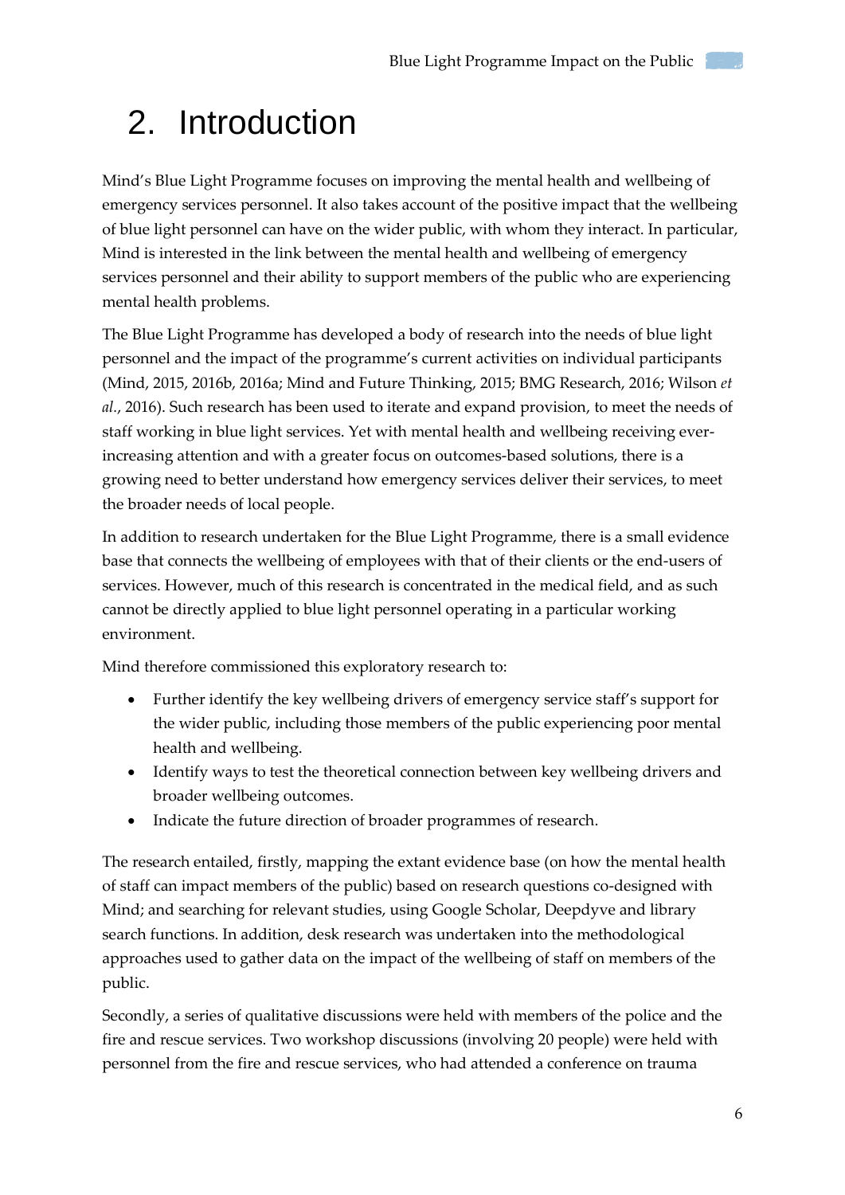# 2. Introduction

Mind's Blue Light Programme focuses on improving the mental health and wellbeing of emergency services personnel. It also takes account of the positive impact that the wellbeing of blue light personnel can have on the wider public, with whom they interact. In particular, Mind is interested in the link between the mental health and wellbeing of emergency services personnel and their ability to support members of the public who are experiencing mental health problems.

The Blue Light Programme has developed a body of research into the needs of blue light personnel and the impact of the programme's current activities on individual participants (Mind, 2015, 2016b, 2016a; Mind and Future Thinking, 2015; BMG Research, 2016; Wilson *et al.*, 2016). Such research has been used to iterate and expand provision, to meet the needs of staff working in blue light services. Yet with mental health and wellbeing receiving ever-increasing attention and with a greater focus on outcomes-based solutions, there is a growing need to better understand how emergency services deliver their services, to meet the broader needs of local people.

In addition to research undertaken for the Blue Light Programme, there is a small evidence base that connects the wellbeing of employees with that of their clients or the end-users of services. However, much of this research is concentrated in the medical field, and as such cannot be directly applied to blue light personnel operating in a particular working environment.

Mind therefore commissioned this exploratory research to:

- Further identify the key wellbeing drivers of emergency service staff's support for the wider public, including those members of the public experiencing poor mental health and wellbeing.
- Identify ways to test the theoretical connection between key wellbeing drivers and broader wellbeing outcomes.
- Indicate the future direction of broader programmes of research.

The research entailed, firstly, mapping the extant evidence base (on how the mental health of staff can impact members of the public) based on research questions co-designed with Mind; and searching for relevant studies, using Google Scholar, Deepdyve and library search functions. In addition, desk research was undertaken into the methodological approaches used to gather data on the impact of the wellbeing of staff on members of the public.

Secondly, a series of qualitative discussions were held with members of the police and the fire and rescue services. Two workshop discussions (involving 20 people) were held with personnel from the fire and rescue services, who had attended a conference on trauma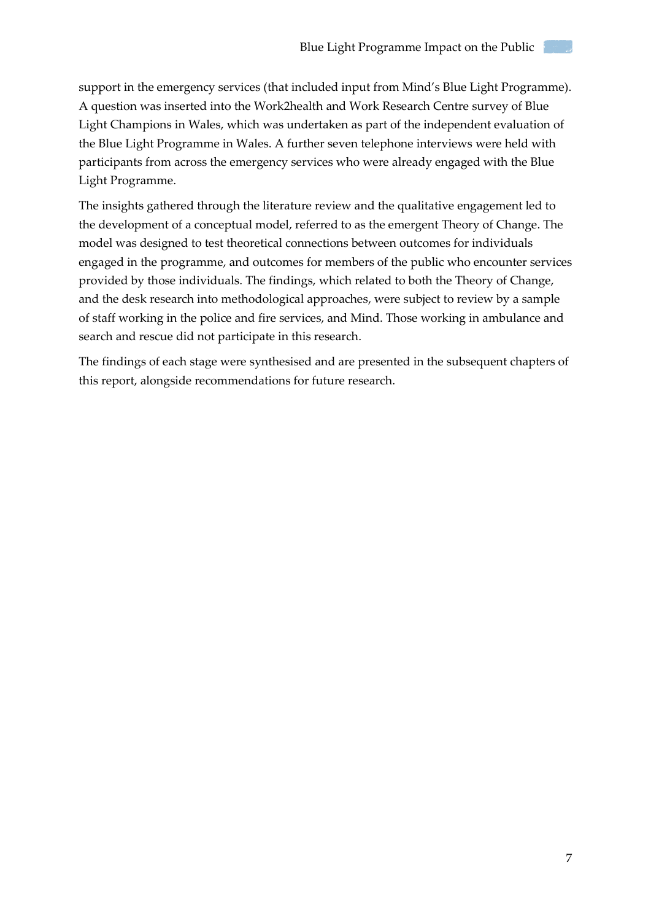support in the emergency services (that included input from Mind's Blue Light Programme). A question was inserted into the Work2health and Work Research Centre survey of Blue Light Champions in Wales, which was undertaken as part of the independent evaluation of the Blue Light Programme in Wales. A further seven telephone interviews were held with participants from across the emergency services who were already engaged with the Blue Light Programme.

The insights gathered through the literature review and the qualitative engagement led to the development of a conceptual model, referred to as the emergent Theory of Change. The model was designed to test theoretical connections between outcomes for individuals engaged in the programme, and outcomes for members of the public who encounter services provided by those individuals. The findings, which related to both the Theory of Change, and the desk research into methodological approaches, were subject to review by a sample of staff working in the police and fire services, and Mind. Those working in ambulance and search and rescue did not participate in this research.

The findings of each stage were synthesised and are presented in the subsequent chapters of this report, alongside recommendations for future research.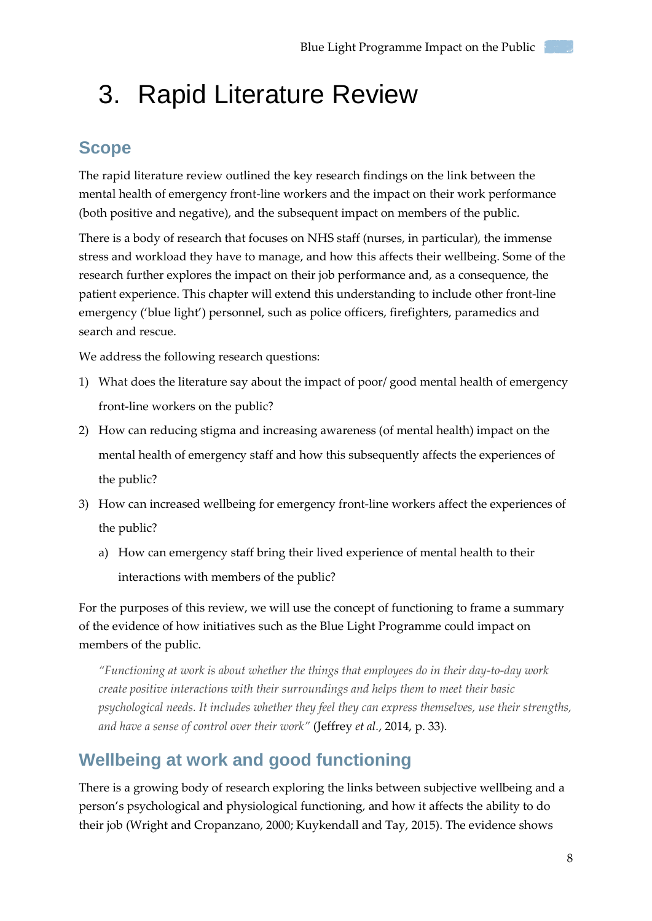# 3. Rapid Literature Review

## Scope

The rapid literature review outlined the key research findings on the link between the mental health of emergency front-line workers and the impact on their work performance (both positive and negative), and the subsequent impact on members of the public.

There is a body of research that focuses on NHS staff (nurses, in particular), the immense stress and workload they have to manage, and how this affects their wellbeing. Some of the research further explores the impact on their job performance and, as a consequence, the patient experience. This chapter will extend this understanding to include other front-line emergency ('blue light') personnel, such as police officers, firefighters, paramedics and search and rescue.

We address the following research questions:

1) What does the literature say about the impact of poor/ good mental health of emergency front-line workers on the public?
2) How can reducing stigma and increasing awareness (of mental health) impact on the mental health of emergency staff and how this subsequently affects the experiences of the public?
3) How can increased wellbeing for emergency front-line workers affect the experiences of the public?
    a) How can emergency staff bring their lived experience of mental health to their interactions with members of the public?

For the purposes of this review, we will use the concept of functioning to frame a summary of the evidence of how initiatives such as the Blue Light Programme could impact on members of the public.

> *"Functioning at work is about whether the things that employees do in their day-to-day work create positive interactions with their surroundings and helps them to meet their basic psychological needs. It includes whether they feel they can express themselves, use their strengths, and have a sense of control over their work"* (Jeffrey *et al.*, 2014, p. 33).

## Wellbeing at work and good functioning

There is a growing body of research exploring the links between subjective wellbeing and a person's psychological and physiological functioning, and how it affects the ability to do their job (Wright and Cropanzano, 2000; Kuykendall and Tay, 2015). The evidence shows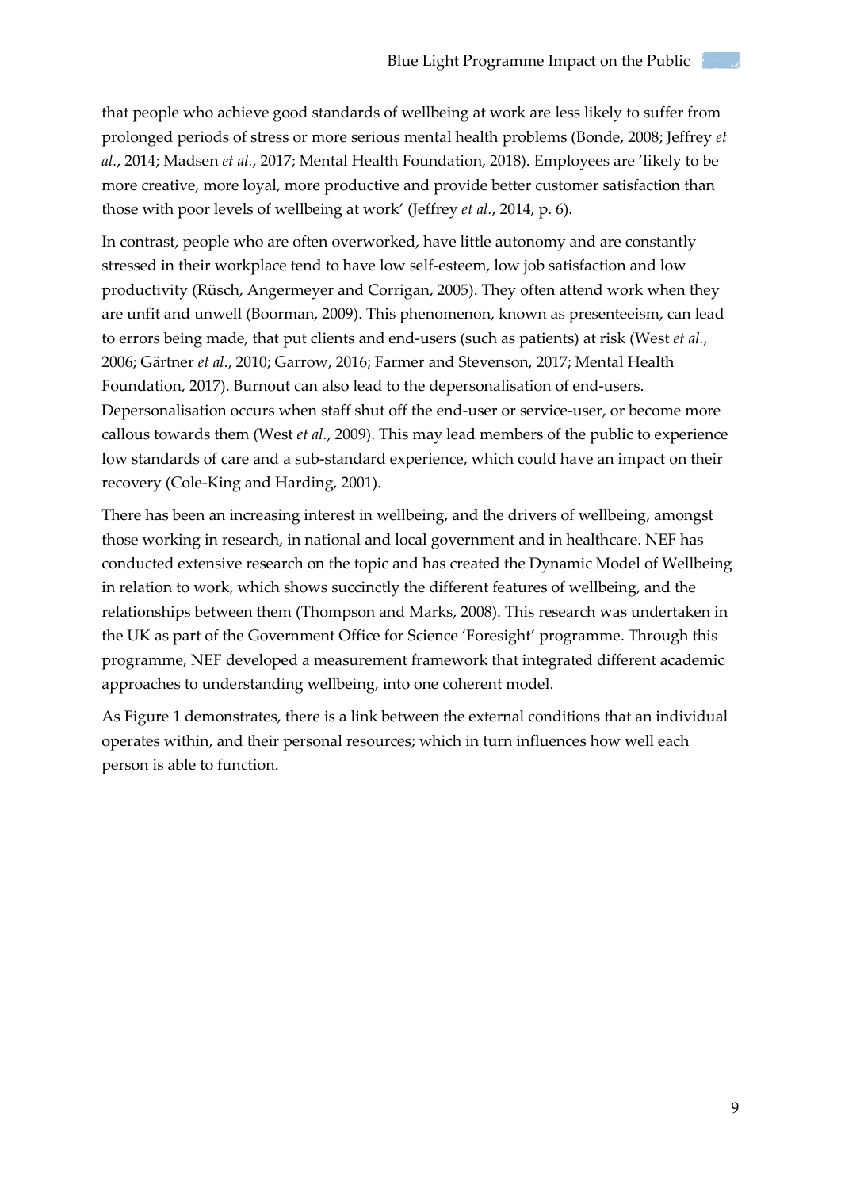that people who achieve good standards of wellbeing at work are less likely to suffer from prolonged periods of stress or more serious mental health problems (Bonde, 2008; Jeffrey *et al.*, 2014; Madsen *et al.*, 2017; Mental Health Foundation, 2018). Employees are 'likely to be more creative, more loyal, more productive and provide better customer satisfaction than those with poor levels of wellbeing at work' (Jeffrey *et al*., 2014, p. 6).

In contrast, people who are often overworked, have little autonomy and are constantly stressed in their workplace tend to have low self-esteem, low job satisfaction and low productivity (Rüsch, Angermeyer and Corrigan, 2005). They often attend work when they are unfit and unwell (Boorman, 2009). This phenomenon, known as presenteeism, can lead to errors being made, that put clients and end-users (such as patients) at risk (West *et al.*, 2006; Gärtner *et al*., 2010; Garrow, 2016; Farmer and Stevenson, 2017; Mental Health Foundation, 2017). Burnout can also lead to the depersonalisation of end-users. Depersonalisation occurs when staff shut off the end-user or service-user, or become more callous towards them (West *et al.*, 2009). This may lead members of the public to experience low standards of care and a sub-standard experience, which could have an impact on their recovery (Cole-King and Harding, 2001).

There has been an increasing interest in wellbeing, and the drivers of wellbeing, amongst those working in research, in national and local government and in healthcare. NEF has conducted extensive research on the topic and has created the Dynamic Model of Wellbeing in relation to work, which shows succinctly the different features of wellbeing, and the relationships between them (Thompson and Marks, 2008). This research was undertaken in the UK as part of the Government Office for Science 'Foresight' programme. Through this programme, NEF developed a measurement framework that integrated different academic approaches to understanding wellbeing, into one coherent model.

As Figure 1 demonstrates, there is a link between the external conditions that an individual operates within, and their personal resources; which in turn influences how well each person is able to function.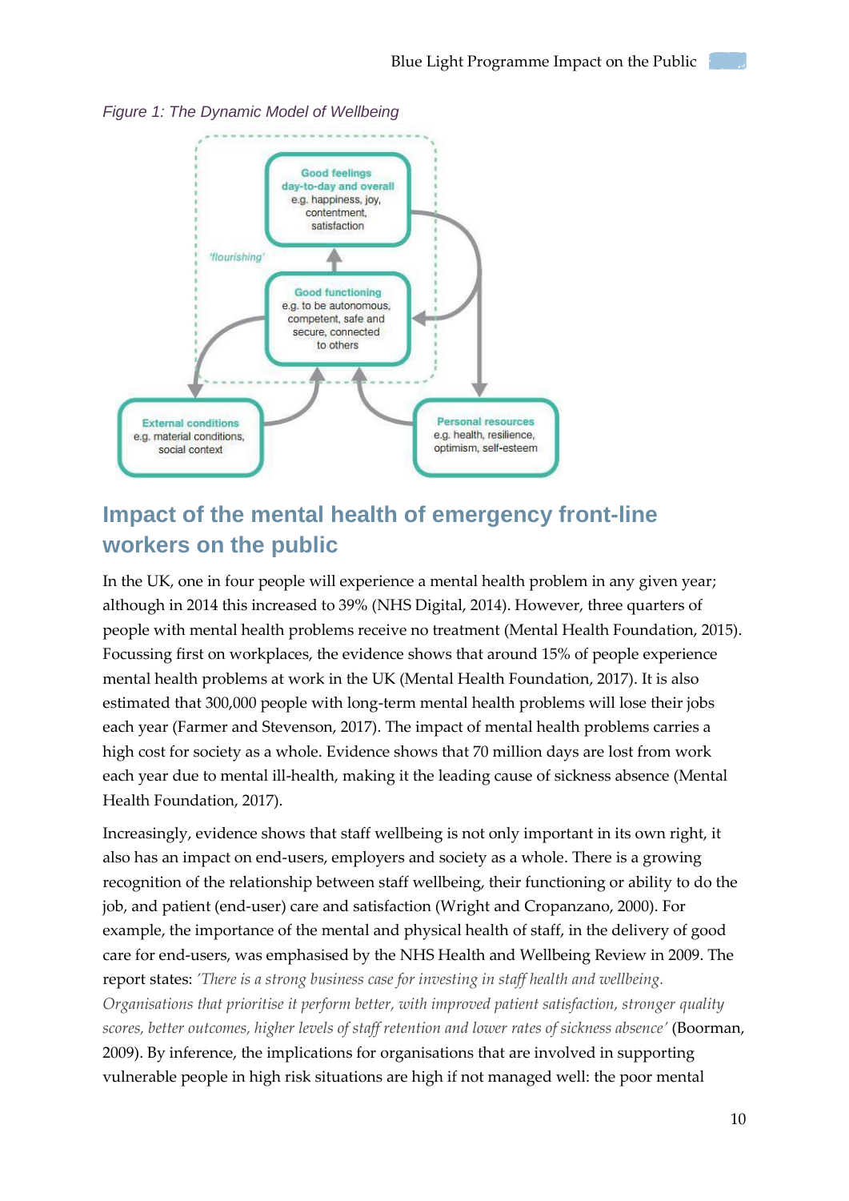*Figure 1: The Dynamic Model of Wellbeing*

**Good feelings day-to-day and overall**
e.g. happiness, joy, contentment, satisfaction

*'flourishing'*

**Good functioning**
e.g. to be autonomous, competent, safe and secure, connected to others

**External conditions**
e.g. material conditions, social context

**Personal resources**
e.g. health, resilience, optimism, self-esteem

## Impact of the mental health of emergency front-line workers on the public

In the UK, one in four people will experience a mental health problem in any given year; although in 2014 this increased to 39% (NHS Digital, 2014). However, three quarters of people with mental health problems receive no treatment (Mental Health Foundation, 2015). Focussing first on workplaces, the evidence shows that around 15% of people experience mental health problems at work in the UK (Mental Health Foundation, 2017). It is also estimated that 300,000 people with long-term mental health problems will lose their jobs each year (Farmer and Stevenson, 2017). The impact of mental health problems carries a high cost for society as a whole. Evidence shows that 70 million days are lost from work each year due to mental ill-health, making it the leading cause of sickness absence (Mental Health Foundation, 2017).

Increasingly, evidence shows that staff wellbeing is not only important in its own right, it also has an impact on end-users, employers and society as a whole. There is a growing recognition of the relationship between staff wellbeing, their functioning or ability to do the job, and patient (end-user) care and satisfaction (Wright and Cropanzano, 2000). For example, the importance of the mental and physical health of staff, in the delivery of good care for end-users, was emphasised by the NHS Health and Wellbeing Review in 2009. The report states: *'There is a strong business case for investing in staff health and wellbeing. Organisations that prioritise it perform better, with improved patient satisfaction, stronger quality scores, better outcomes, higher levels of staff retention and lower rates of sickness absence'* (Boorman, 2009). By inference, the implications for organisations that are involved in supporting vulnerable people in high risk situations are high if not managed well: the poor mental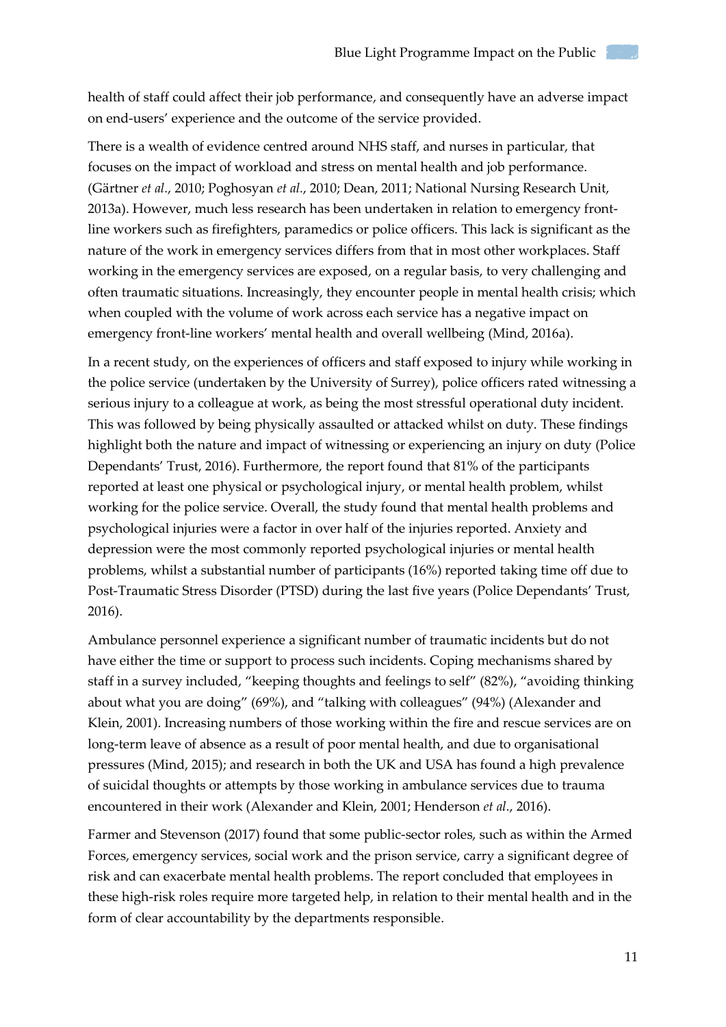health of staff could affect their job performance, and consequently have an adverse impact on end-users' experience and the outcome of the service provided.

There is a wealth of evidence centred around NHS staff, and nurses in particular, that focuses on the impact of workload and stress on mental health and job performance. (Gärtner *et al*., 2010; Poghosyan *et al*., 2010; Dean, 2011; National Nursing Research Unit, 2013a). However, much less research has been undertaken in relation to emergency front-line workers such as firefighters, paramedics or police officers. This lack is significant as the nature of the work in emergency services differs from that in most other workplaces. Staff working in the emergency services are exposed, on a regular basis, to very challenging and often traumatic situations. Increasingly, they encounter people in mental health crisis; which when coupled with the volume of work across each service has a negative impact on emergency front-line workers' mental health and overall wellbeing (Mind, 2016a).

In a recent study, on the experiences of officers and staff exposed to injury while working in the police service (undertaken by the University of Surrey), police officers rated witnessing a serious injury to a colleague at work, as being the most stressful operational duty incident. This was followed by being physically assaulted or attacked whilst on duty. These findings highlight both the nature and impact of witnessing or experiencing an injury on duty (Police Dependants' Trust, 2016). Furthermore, the report found that 81% of the participants reported at least one physical or psychological injury, or mental health problem, whilst working for the police service. Overall, the study found that mental health problems and psychological injuries were a factor in over half of the injuries reported. Anxiety and depression were the most commonly reported psychological injuries or mental health problems, whilst a substantial number of participants (16%) reported taking time off due to Post-Traumatic Stress Disorder (PTSD) during the last five years (Police Dependants' Trust, 2016).

Ambulance personnel experience a significant number of traumatic incidents but do not have either the time or support to process such incidents. Coping mechanisms shared by staff in a survey included, "keeping thoughts and feelings to self" (82%), "avoiding thinking about what you are doing" (69%), and "talking with colleagues" (94%) (Alexander and Klein, 2001). Increasing numbers of those working within the fire and rescue services are on long-term leave of absence as a result of poor mental health, and due to organisational pressures (Mind, 2015); and research in both the UK and USA has found a high prevalence of suicidal thoughts or attempts by those working in ambulance services due to trauma encountered in their work (Alexander and Klein, 2001; Henderson *et al*., 2016).

Farmer and Stevenson (2017) found that some public-sector roles, such as within the Armed Forces, emergency services, social work and the prison service, carry a significant degree of risk and can exacerbate mental health problems. The report concluded that employees in these high-risk roles require more targeted help, in relation to their mental health and in the form of clear accountability by the departments responsible.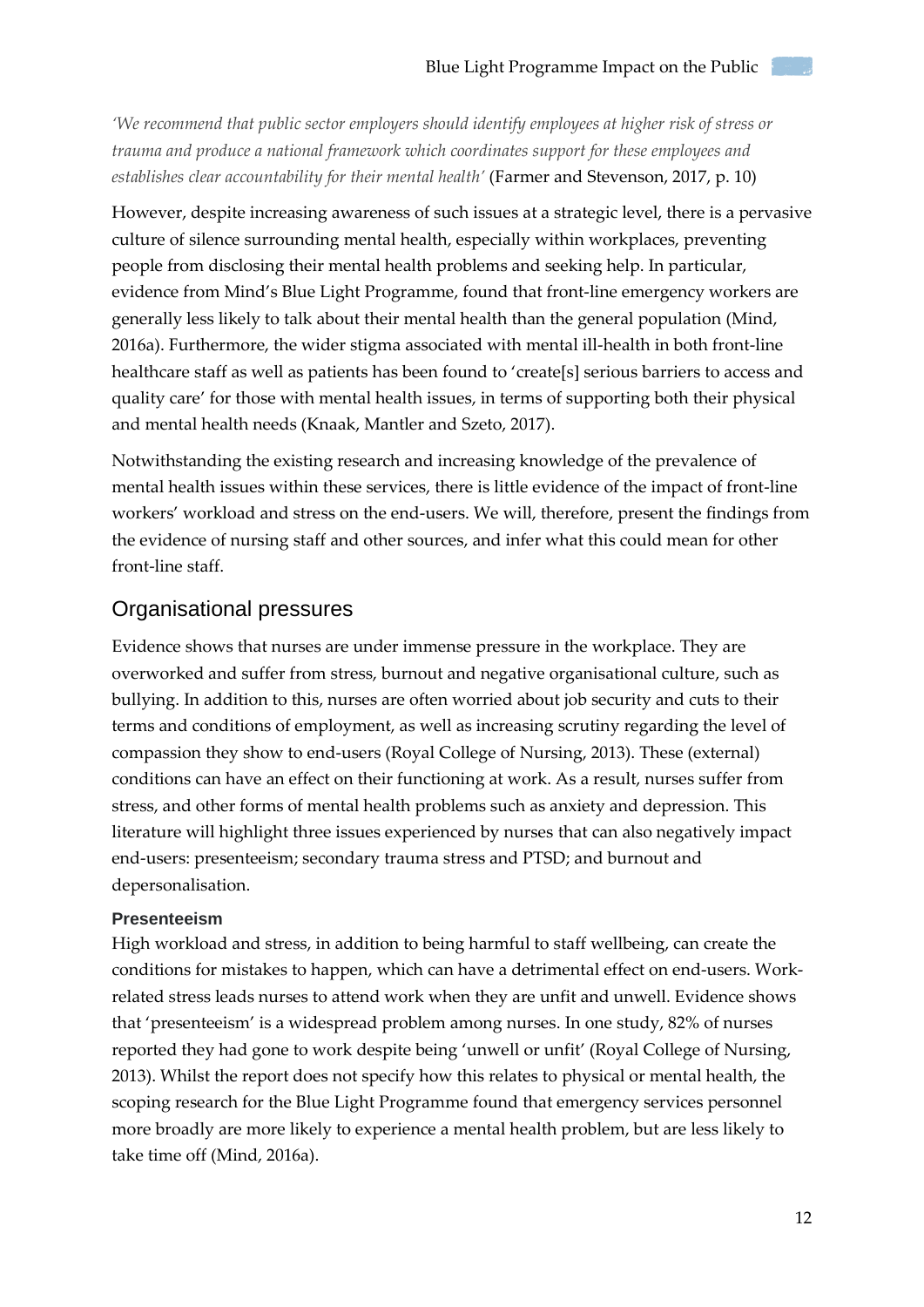*'We recommend that public sector employers should identify employees at higher risk of stress or trauma and produce a national framework which coordinates support for these employees and establishes clear accountability for their mental health'* (Farmer and Stevenson, 2017, p. 10)

However, despite increasing awareness of such issues at a strategic level, there is a pervasive culture of silence surrounding mental health, especially within workplaces, preventing people from disclosing their mental health problems and seeking help. In particular, evidence from Mind's Blue Light Programme, found that front-line emergency workers are generally less likely to talk about their mental health than the general population (Mind, 2016a). Furthermore, the wider stigma associated with mental ill-health in both front-line healthcare staff as well as patients has been found to 'create[s] serious barriers to access and quality care' for those with mental health issues, in terms of supporting both their physical and mental health needs (Knaak, Mantler and Szeto, 2017).

Notwithstanding the existing research and increasing knowledge of the prevalence of mental health issues within these services, there is little evidence of the impact of front-line workers' workload and stress on the end-users. We will, therefore, present the findings from the evidence of nursing staff and other sources, and infer what this could mean for other front-line staff.

## Organisational pressures

Evidence shows that nurses are under immense pressure in the workplace. They are overworked and suffer from stress, burnout and negative organisational culture, such as bullying. In addition to this, nurses are often worried about job security and cuts to their terms and conditions of employment, as well as increasing scrutiny regarding the level of compassion they show to end-users (Royal College of Nursing, 2013). These (external) conditions can have an effect on their functioning at work. As a result, nurses suffer from stress, and other forms of mental health problems such as anxiety and depression. This literature will highlight three issues experienced by nurses that can also negatively impact end-users: presenteeism; secondary trauma stress and PTSD; and burnout and depersonalisation.

### Presenteeism

High workload and stress, in addition to being harmful to staff wellbeing, can create the conditions for mistakes to happen, which can have a detrimental effect on end-users. Work-related stress leads nurses to attend work when they are unfit and unwell. Evidence shows that 'presenteeism' is a widespread problem among nurses. In one study, 82% of nurses reported they had gone to work despite being 'unwell or unfit' (Royal College of Nursing, 2013). Whilst the report does not specify how this relates to physical or mental health, the scoping research for the Blue Light Programme found that emergency services personnel more broadly are more likely to experience a mental health problem, but are less likely to take time off (Mind, 2016a).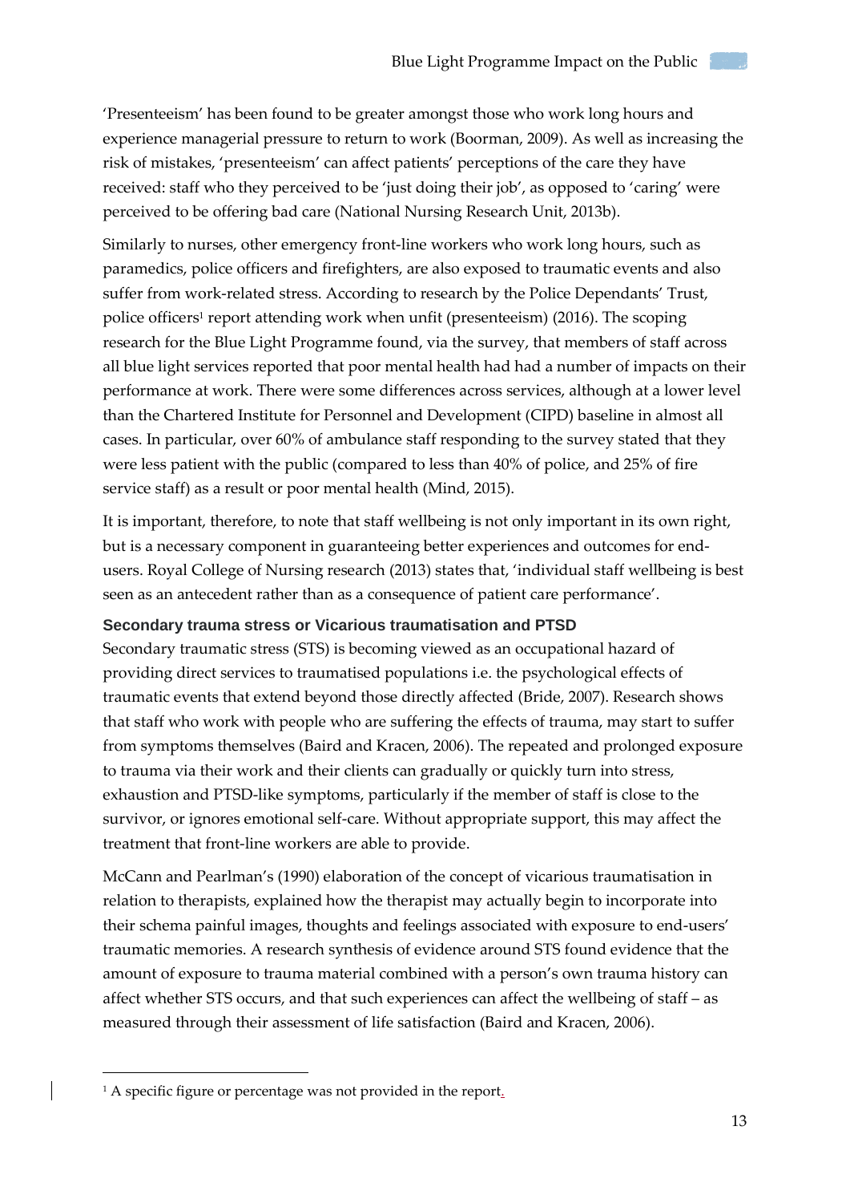'Presenteeism' has been found to be greater amongst those who work long hours and experience managerial pressure to return to work (Boorman, 2009). As well as increasing the risk of mistakes, 'presenteeism' can affect patients' perceptions of the care they have received: staff who they perceived to be 'just doing their job', as opposed to 'caring' were perceived to be offering bad care (National Nursing Research Unit, 2013b).

Similarly to nurses, other emergency front-line workers who work long hours, such as paramedics, police officers and firefighters, are also exposed to traumatic events and also suffer from work-related stress. According to research by the Police Dependants' Trust, police officers[1] report attending work when unfit (presenteeism) (2016). The scoping research for the Blue Light Programme found, via the survey, that members of staff across all blue light services reported that poor mental health had had a number of impacts on their performance at work. There were some differences across services, although at a lower level than the Chartered Institute for Personnel and Development (CIPD) baseline in almost all cases. In particular, over 60% of ambulance staff responding to the survey stated that they were less patient with the public (compared to less than 40% of police, and 25% of fire service staff) as a result or poor mental health (Mind, 2015).

It is important, therefore, to note that staff wellbeing is not only important in its own right, but is a necessary component in guaranteeing better experiences and outcomes for end-users. Royal College of Nursing research (2013) states that, 'individual staff wellbeing is best seen as an antecedent rather than as a consequence of patient care performance'.

### Secondary trauma stress or Vicarious traumatisation and PTSD

Secondary traumatic stress (STS) is becoming viewed as an occupational hazard of providing direct services to traumatised populations i.e. the psychological effects of traumatic events that extend beyond those directly affected (Bride, 2007). Research shows that staff who work with people who are suffering the effects of trauma, may start to suffer from symptoms themselves (Baird and Kracen, 2006). The repeated and prolonged exposure to trauma via their work and their clients can gradually or quickly turn into stress, exhaustion and PTSD-like symptoms, particularly if the member of staff is close to the survivor, or ignores emotional self-care. Without appropriate support, this may affect the treatment that front-line workers are able to provide.

McCann and Pearlman's (1990) elaboration of the concept of vicarious traumatisation in relation to therapists, explained how the therapist may actually begin to incorporate into their schema painful images, thoughts and feelings associated with exposure to end-users' traumatic memories. A research synthesis of evidence around STS found evidence that the amount of exposure to trauma material combined with a person's own trauma history can affect whether STS occurs, and that such experiences can affect the wellbeing of staff – as measured through their assessment of life satisfaction (Baird and Kracen, 2006).

---

[1] A specific figure or percentage was not provided in the report.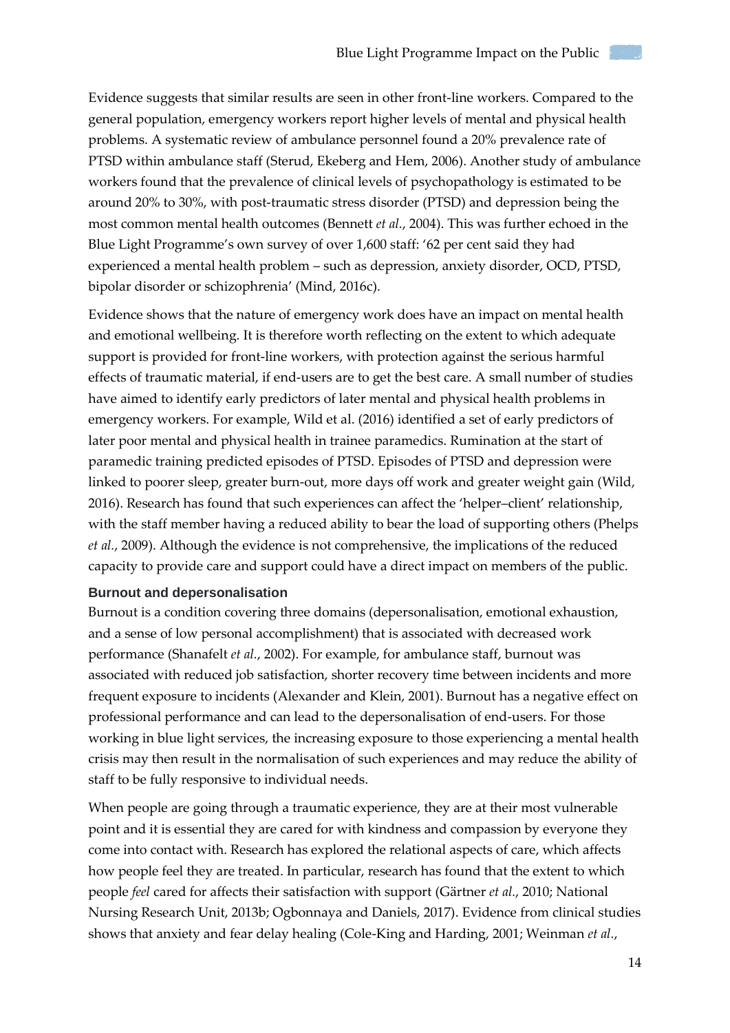Evidence suggests that similar results are seen in other front-line workers. Compared to the general population, emergency workers report higher levels of mental and physical health problems. A systematic review of ambulance personnel found a 20% prevalence rate of PTSD within ambulance staff (Sterud, Ekeberg and Hem, 2006). Another study of ambulance workers found that the prevalence of clinical levels of psychopathology is estimated to be around 20% to 30%, with post-traumatic stress disorder (PTSD) and depression being the most common mental health outcomes (Bennett *et al.*, 2004). This was further echoed in the Blue Light Programme's own survey of over 1,600 staff: '62 per cent said they had experienced a mental health problem – such as depression, anxiety disorder, OCD, PTSD, bipolar disorder or schizophrenia' (Mind, 2016c).

Evidence shows that the nature of emergency work does have an impact on mental health and emotional wellbeing. It is therefore worth reflecting on the extent to which adequate support is provided for front-line workers, with protection against the serious harmful effects of traumatic material, if end-users are to get the best care. A small number of studies have aimed to identify early predictors of later mental and physical health problems in emergency workers. For example, Wild et al. (2016) identified a set of early predictors of later poor mental and physical health in trainee paramedics. Rumination at the start of paramedic training predicted episodes of PTSD. Episodes of PTSD and depression were linked to poorer sleep, greater burn-out, more days off work and greater weight gain (Wild, 2016). Research has found that such experiences can affect the 'helper–client' relationship, with the staff member having a reduced ability to bear the load of supporting others (Phelps *et al.*, 2009). Although the evidence is not comprehensive, the implications of the reduced capacity to provide care and support could have a direct impact on members of the public.

### Burnout and depersonalisation

Burnout is a condition covering three domains (depersonalisation, emotional exhaustion, and a sense of low personal accomplishment) that is associated with decreased work performance (Shanafelt *et al.*, 2002). For example, for ambulance staff, burnout was associated with reduced job satisfaction, shorter recovery time between incidents and more frequent exposure to incidents (Alexander and Klein, 2001). Burnout has a negative effect on professional performance and can lead to the depersonalisation of end-users. For those working in blue light services, the increasing exposure to those experiencing a mental health crisis may then result in the normalisation of such experiences and may reduce the ability of staff to be fully responsive to individual needs.

When people are going through a traumatic experience, they are at their most vulnerable point and it is essential they are cared for with kindness and compassion by everyone they come into contact with. Research has explored the relational aspects of care, which affects how people feel they are treated. In particular, research has found that the extent to which people *feel* cared for affects their satisfaction with support (Gärtner *et al.*, 2010; National Nursing Research Unit, 2013b; Ogbonnaya and Daniels, 2017). Evidence from clinical studies shows that anxiety and fear delay healing (Cole-King and Harding, 2001; Weinman *et al.*,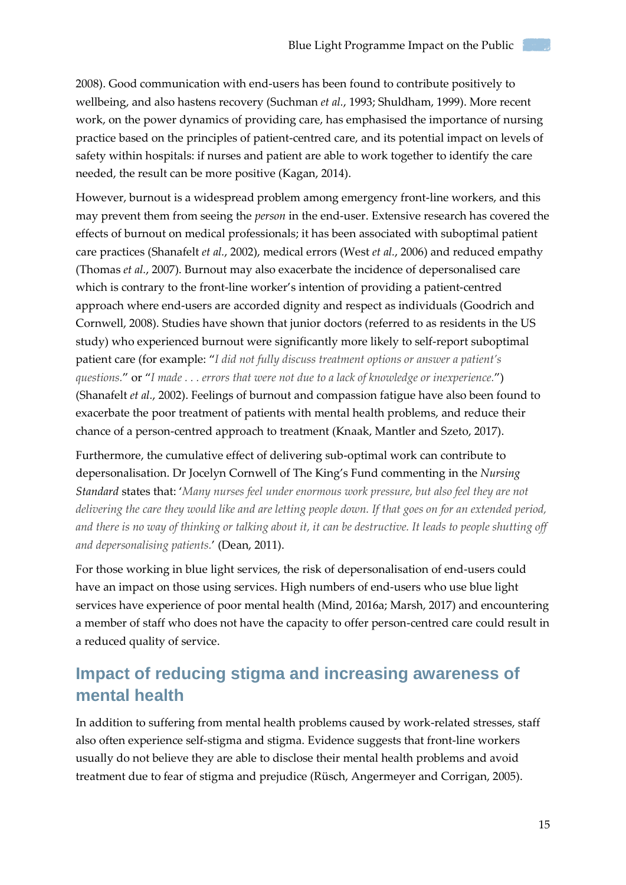2008). Good communication with end-users has been found to contribute positively to wellbeing, and also hastens recovery (Suchman *et al.*, 1993; Shuldham, 1999). More recent work, on the power dynamics of providing care, has emphasised the importance of nursing practice based on the principles of patient-centred care, and its potential impact on levels of safety within hospitals: if nurses and patient are able to work together to identify the care needed, the result can be more positive (Kagan, 2014).

However, burnout is a widespread problem among emergency front-line workers, and this may prevent them from seeing the *person* in the end-user. Extensive research has covered the effects of burnout on medical professionals; it has been associated with suboptimal patient care practices (Shanafelt *et al.*, 2002), medical errors (West *et al.*, 2006) and reduced empathy (Thomas *et al.*, 2007). Burnout may also exacerbate the incidence of depersonalised care which is contrary to the front-line worker's intention of providing a patient-centred approach where end-users are accorded dignity and respect as individuals (Goodrich and Cornwell, 2008). Studies have shown that junior doctors (referred to as residents in the US study) who experienced burnout were significantly more likely to self-report suboptimal patient care (for example: "*I did not fully discuss treatment options or answer a patient's questions.*" or "*I made . . . errors that were not due to a lack of knowledge or inexperience.*") (Shanafelt *et al.*, 2002). Feelings of burnout and compassion fatigue have also been found to exacerbate the poor treatment of patients with mental health problems, and reduce their chance of a person-centred approach to treatment (Knaak, Mantler and Szeto, 2017).

Furthermore, the cumulative effect of delivering sub-optimal work can contribute to depersonalisation. Dr Jocelyn Cornwell of The King's Fund commenting in the *Nursing Standard* states that: '*Many nurses feel under enormous work pressure, but also feel they are not delivering the care they would like and are letting people down. If that goes on for an extended period, and there is no way of thinking or talking about it, it can be destructive. It leads to people shutting off and depersonalising patients.*' (Dean, 2011).

For those working in blue light services, the risk of depersonalisation of end-users could have an impact on those using services. High numbers of end-users who use blue light services have experience of poor mental health (Mind, 2016a; Marsh, 2017) and encountering a member of staff who does not have the capacity to offer person-centred care could result in a reduced quality of service.

## Impact of reducing stigma and increasing awareness of mental health

In addition to suffering from mental health problems caused by work-related stresses, staff also often experience self-stigma and stigma. Evidence suggests that front-line workers usually do not believe they are able to disclose their mental health problems and avoid treatment due to fear of stigma and prejudice (Rüsch, Angermeyer and Corrigan, 2005).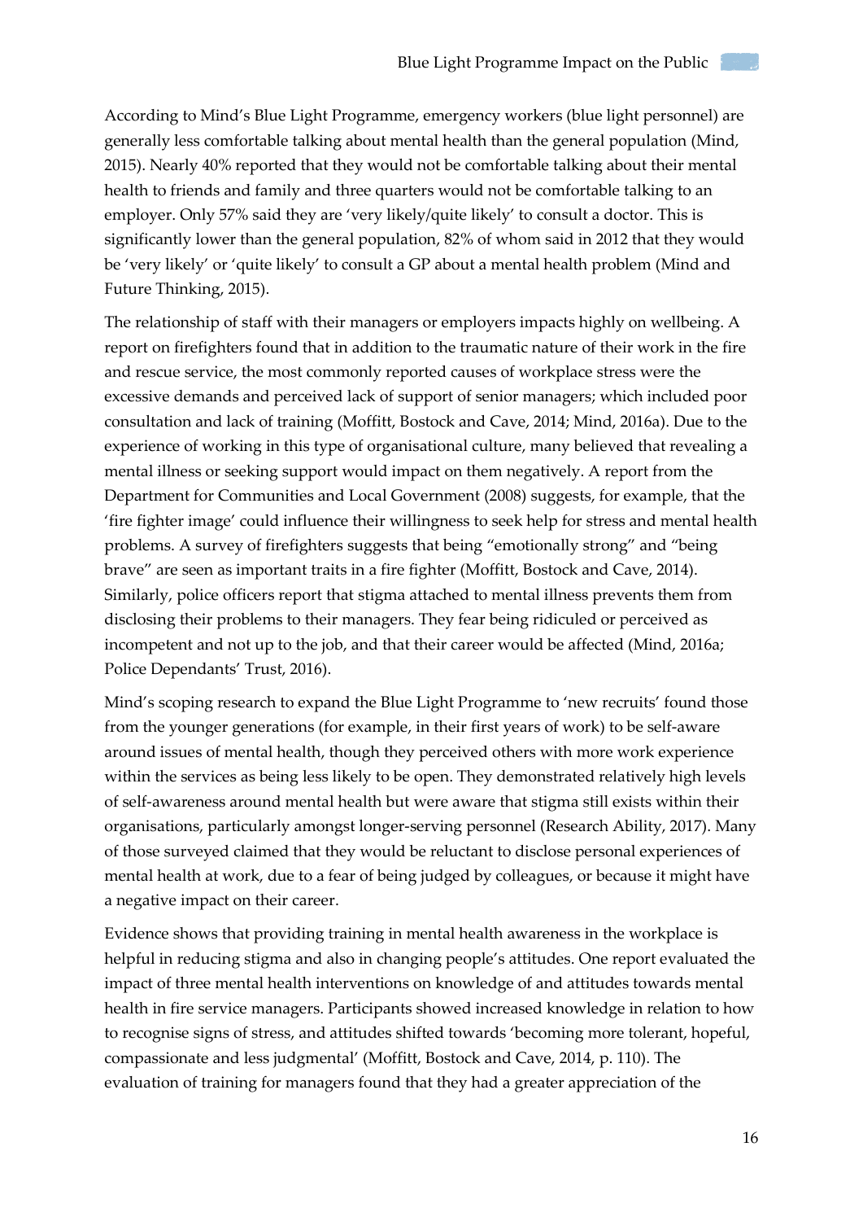According to Mind's Blue Light Programme, emergency workers (blue light personnel) are generally less comfortable talking about mental health than the general population (Mind, 2015). Nearly 40% reported that they would not be comfortable talking about their mental health to friends and family and three quarters would not be comfortable talking to an employer. Only 57% said they are 'very likely/quite likely' to consult a doctor. This is significantly lower than the general population, 82% of whom said in 2012 that they would be 'very likely' or 'quite likely' to consult a GP about a mental health problem (Mind and Future Thinking, 2015).

The relationship of staff with their managers or employers impacts highly on wellbeing. A report on firefighters found that in addition to the traumatic nature of their work in the fire and rescue service, the most commonly reported causes of workplace stress were the excessive demands and perceived lack of support of senior managers; which included poor consultation and lack of training (Moffitt, Bostock and Cave, 2014; Mind, 2016a). Due to the experience of working in this type of organisational culture, many believed that revealing a mental illness or seeking support would impact on them negatively. A report from the Department for Communities and Local Government (2008) suggests, for example, that the 'fire fighter image' could influence their willingness to seek help for stress and mental health problems. A survey of firefighters suggests that being "emotionally strong" and "being brave" are seen as important traits in a fire fighter (Moffitt, Bostock and Cave, 2014). Similarly, police officers report that stigma attached to mental illness prevents them from disclosing their problems to their managers. They fear being ridiculed or perceived as incompetent and not up to the job, and that their career would be affected (Mind, 2016a; Police Dependants' Trust, 2016).

Mind's scoping research to expand the Blue Light Programme to 'new recruits' found those from the younger generations (for example, in their first years of work) to be self-aware around issues of mental health, though they perceived others with more work experience within the services as being less likely to be open. They demonstrated relatively high levels of self-awareness around mental health but were aware that stigma still exists within their organisations, particularly amongst longer-serving personnel (Research Ability, 2017). Many of those surveyed claimed that they would be reluctant to disclose personal experiences of mental health at work, due to a fear of being judged by colleagues, or because it might have a negative impact on their career.

Evidence shows that providing training in mental health awareness in the workplace is helpful in reducing stigma and also in changing people's attitudes. One report evaluated the impact of three mental health interventions on knowledge of and attitudes towards mental health in fire service managers. Participants showed increased knowledge in relation to how to recognise signs of stress, and attitudes shifted towards 'becoming more tolerant, hopeful, compassionate and less judgmental' (Moffitt, Bostock and Cave, 2014, p. 110). The evaluation of training for managers found that they had a greater appreciation of the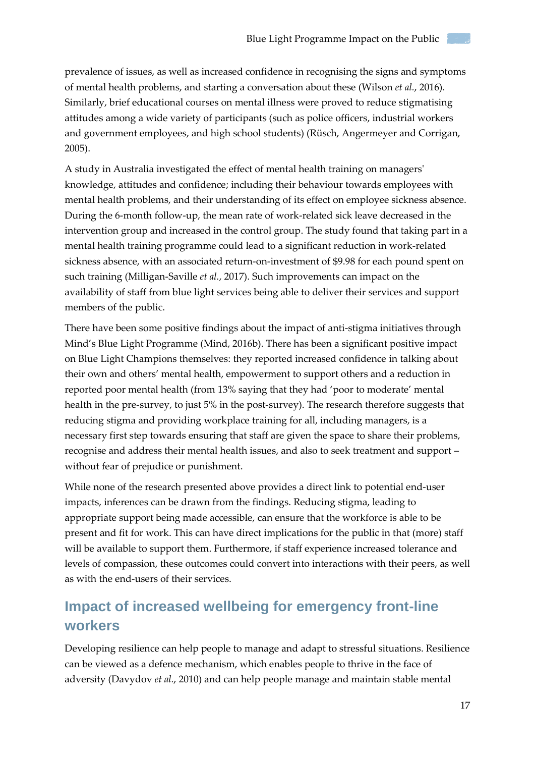prevalence of issues, as well as increased confidence in recognising the signs and symptoms of mental health problems, and starting a conversation about these (Wilson *et al.*, 2016). Similarly, brief educational courses on mental illness were proved to reduce stigmatising attitudes among a wide variety of participants (such as police officers, industrial workers and government employees, and high school students) (Rüsch, Angermeyer and Corrigan, 2005).

A study in Australia investigated the effect of mental health training on managers' knowledge, attitudes and confidence; including their behaviour towards employees with mental health problems, and their understanding of its effect on employee sickness absence. During the 6-month follow-up, the mean rate of work-related sick leave decreased in the intervention group and increased in the control group. The study found that taking part in a mental health training programme could lead to a significant reduction in work-related sickness absence, with an associated return-on-investment of $9.98 for each pound spent on such training (Milligan-Saville *et al.*, 2017). Such improvements can impact on the availability of staff from blue light services being able to deliver their services and support members of the public.

There have been some positive findings about the impact of anti-stigma initiatives through Mind's Blue Light Programme (Mind, 2016b). There has been a significant positive impact on Blue Light Champions themselves: they reported increased confidence in talking about their own and others' mental health, empowerment to support others and a reduction in reported poor mental health (from 13% saying that they had 'poor to moderate' mental health in the pre-survey, to just 5% in the post-survey). The research therefore suggests that reducing stigma and providing workplace training for all, including managers, is a necessary first step towards ensuring that staff are given the space to share their problems, recognise and address their mental health issues, and also to seek treatment and support – without fear of prejudice or punishment.

While none of the research presented above provides a direct link to potential end-user impacts, inferences can be drawn from the findings. Reducing stigma, leading to appropriate support being made accessible, can ensure that the workforce is able to be present and fit for work. This can have direct implications for the public in that (more) staff will be available to support them. Furthermore, if staff experience increased tolerance and levels of compassion, these outcomes could convert into interactions with their peers, as well as with the end-users of their services.

## Impact of increased wellbeing for emergency front-line workers

Developing resilience can help people to manage and adapt to stressful situations. Resilience can be viewed as a defence mechanism, which enables people to thrive in the face of adversity (Davydov *et al.*, 2010) and can help people manage and maintain stable mental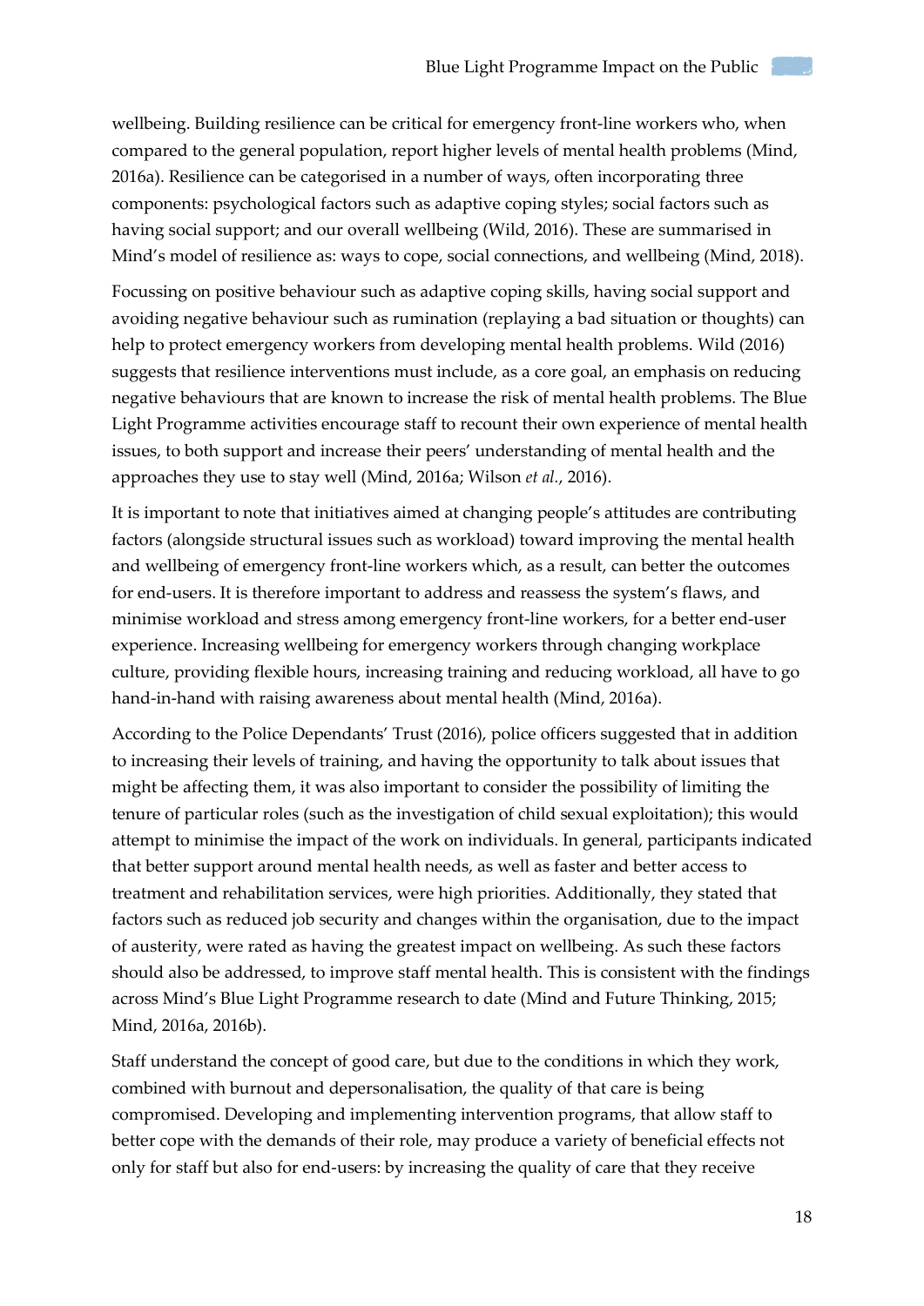wellbeing. Building resilience can be critical for emergency front-line workers who, when compared to the general population, report higher levels of mental health problems (Mind, 2016a). Resilience can be categorised in a number of ways, often incorporating three components: psychological factors such as adaptive coping styles; social factors such as having social support; and our overall wellbeing (Wild, 2016). These are summarised in Mind's model of resilience as: ways to cope, social connections, and wellbeing (Mind, 2018).

Focussing on positive behaviour such as adaptive coping skills, having social support and avoiding negative behaviour such as rumination (replaying a bad situation or thoughts) can help to protect emergency workers from developing mental health problems. Wild (2016) suggests that resilience interventions must include, as a core goal, an emphasis on reducing negative behaviours that are known to increase the risk of mental health problems. The Blue Light Programme activities encourage staff to recount their own experience of mental health issues, to both support and increase their peers' understanding of mental health and the approaches they use to stay well (Mind, 2016a; Wilson *et al.*, 2016).

It is important to note that initiatives aimed at changing people's attitudes are contributing factors (alongside structural issues such as workload) toward improving the mental health and wellbeing of emergency front-line workers which, as a result, can better the outcomes for end-users. It is therefore important to address and reassess the system's flaws, and minimise workload and stress among emergency front-line workers, for a better end-user experience. Increasing wellbeing for emergency workers through changing workplace culture, providing flexible hours, increasing training and reducing workload, all have to go hand-in-hand with raising awareness about mental health (Mind, 2016a).

According to the Police Dependants' Trust (2016), police officers suggested that in addition to increasing their levels of training, and having the opportunity to talk about issues that might be affecting them, it was also important to consider the possibility of limiting the tenure of particular roles (such as the investigation of child sexual exploitation); this would attempt to minimise the impact of the work on individuals. In general, participants indicated that better support around mental health needs, as well as faster and better access to treatment and rehabilitation services, were high priorities. Additionally, they stated that factors such as reduced job security and changes within the organisation, due to the impact of austerity, were rated as having the greatest impact on wellbeing. As such these factors should also be addressed, to improve staff mental health. This is consistent with the findings across Mind's Blue Light Programme research to date (Mind and Future Thinking, 2015; Mind, 2016a, 2016b).

Staff understand the concept of good care, but due to the conditions in which they work, combined with burnout and depersonalisation, the quality of that care is being compromised. Developing and implementing intervention programs, that allow staff to better cope with the demands of their role, may produce a variety of beneficial effects not only for staff but also for end-users: by increasing the quality of care that they receive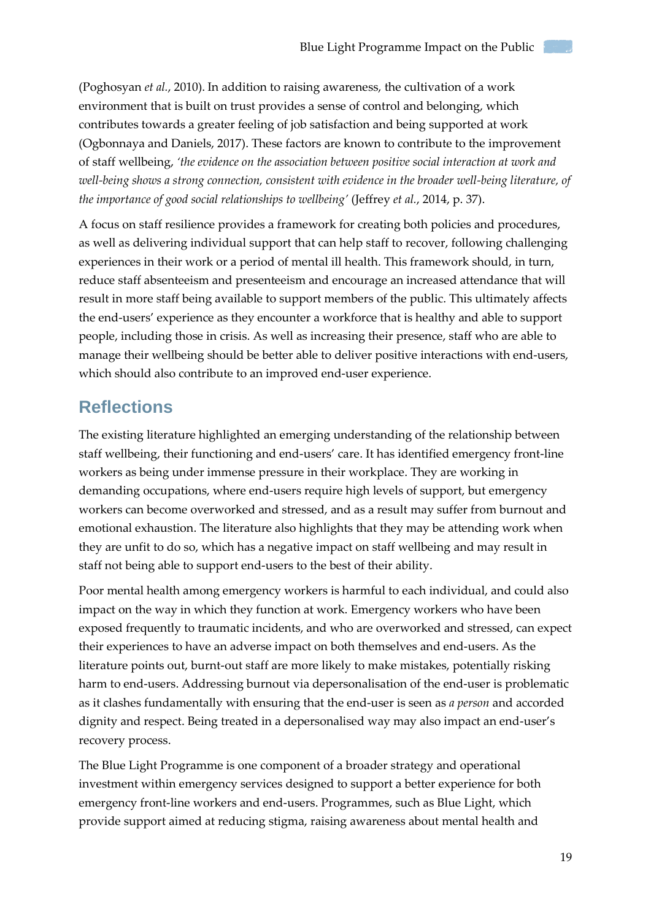(Poghosyan *et al.*, 2010). In addition to raising awareness, the cultivation of a work environment that is built on trust provides a sense of control and belonging, which contributes towards a greater feeling of job satisfaction and being supported at work (Ogbonnaya and Daniels, 2017). These factors are known to contribute to the improvement of staff wellbeing, *'the evidence on the association between positive social interaction at work and well-being shows a strong connection, consistent with evidence in the broader well-being literature, of the importance of good social relationships to wellbeing'* (Jeffrey *et al.*, 2014, p. 37).

A focus on staff resilience provides a framework for creating both policies and procedures, as well as delivering individual support that can help staff to recover, following challenging experiences in their work or a period of mental ill health. This framework should, in turn, reduce staff absenteeism and presenteeism and encourage an increased attendance that will result in more staff being available to support members of the public. This ultimately affects the end-users' experience as they encounter a workforce that is healthy and able to support people, including those in crisis. As well as increasing their presence, staff who are able to manage their wellbeing should be better able to deliver positive interactions with end-users, which should also contribute to an improved end-user experience.

## Reflections

The existing literature highlighted an emerging understanding of the relationship between staff wellbeing, their functioning and end-users' care. It has identified emergency front-line workers as being under immense pressure in their workplace. They are working in demanding occupations, where end-users require high levels of support, but emergency workers can become overworked and stressed, and as a result may suffer from burnout and emotional exhaustion. The literature also highlights that they may be attending work when they are unfit to do so, which has a negative impact on staff wellbeing and may result in staff not being able to support end-users to the best of their ability.

Poor mental health among emergency workers is harmful to each individual, and could also impact on the way in which they function at work. Emergency workers who have been exposed frequently to traumatic incidents, and who are overworked and stressed, can expect their experiences to have an adverse impact on both themselves and end-users. As the literature points out, burnt-out staff are more likely to make mistakes, potentially risking harm to end-users. Addressing burnout via depersonalisation of the end-user is problematic as it clashes fundamentally with ensuring that the end-user is seen as *a person* and accorded dignity and respect. Being treated in a depersonalised way may also impact an end-user's recovery process.

The Blue Light Programme is one component of a broader strategy and operational investment within emergency services designed to support a better experience for both emergency front-line workers and end-users. Programmes, such as Blue Light, which provide support aimed at reducing stigma, raising awareness about mental health and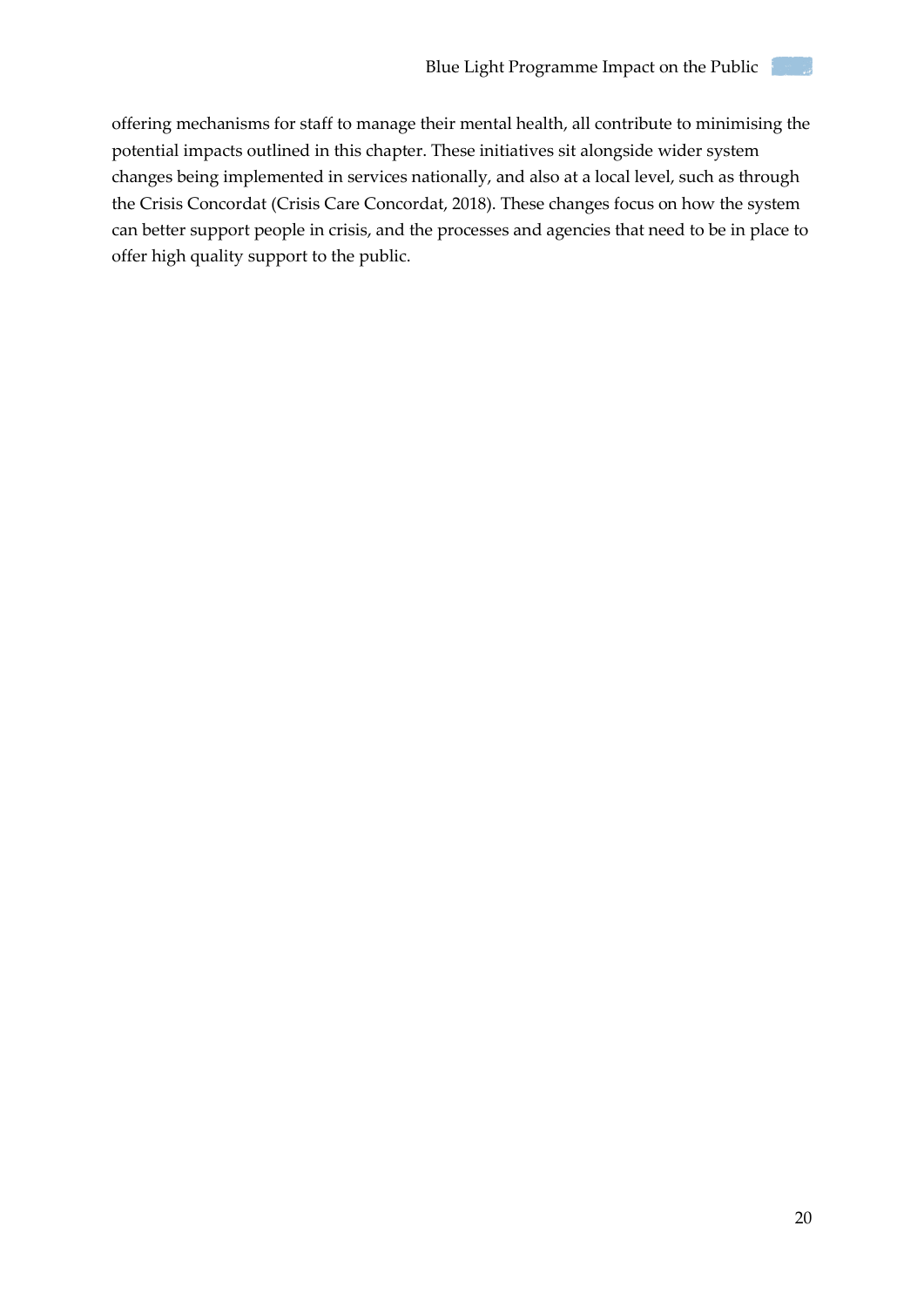offering mechanisms for staff to manage their mental health, all contribute to minimising the potential impacts outlined in this chapter. These initiatives sit alongside wider system changes being implemented in services nationally, and also at a local level, such as through the Crisis Concordat (Crisis Care Concordat, 2018). These changes focus on how the system can better support people in crisis, and the processes and agencies that need to be in place to offer high quality support to the public.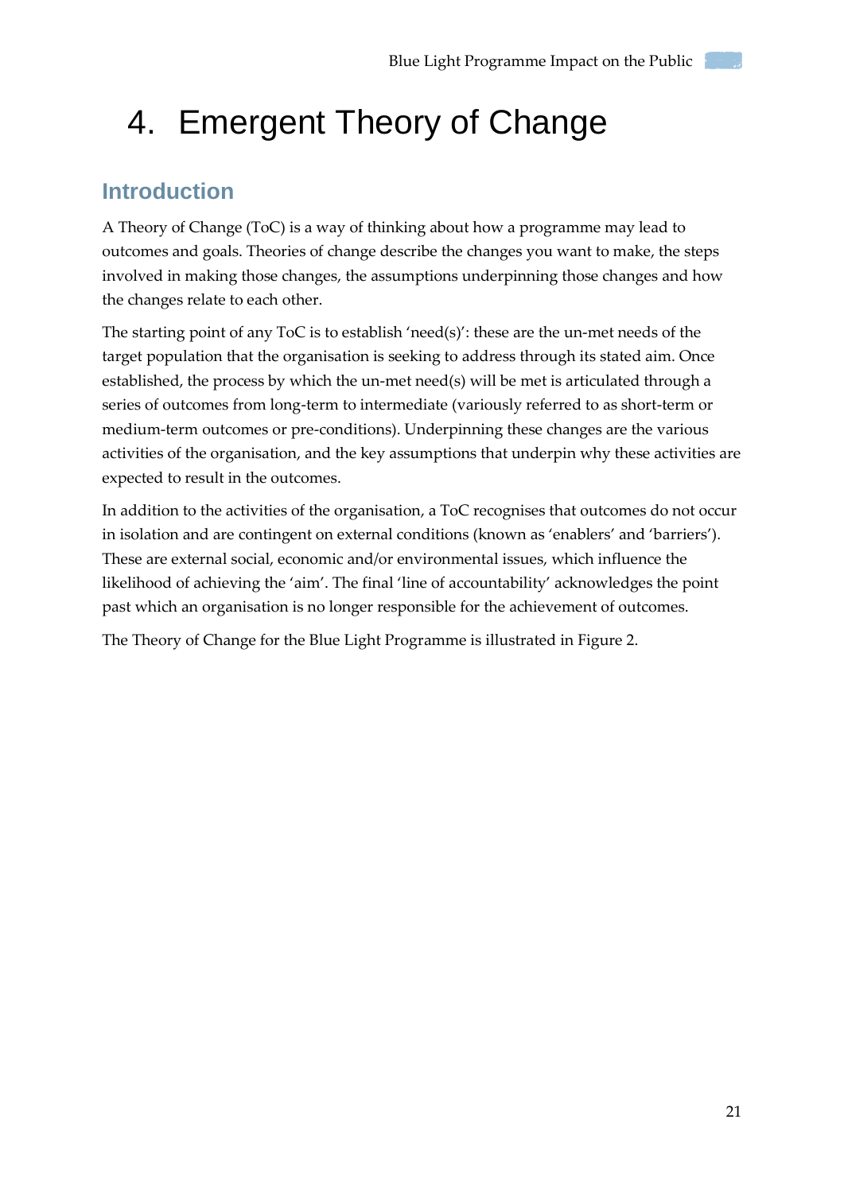# 4. Emergent Theory of Change

## Introduction

A Theory of Change (ToC) is a way of thinking about how a programme may lead to outcomes and goals. Theories of change describe the changes you want to make, the steps involved in making those changes, the assumptions underpinning those changes and how the changes relate to each other.

The starting point of any ToC is to establish 'need(s)': these are the un-met needs of the target population that the organisation is seeking to address through its stated aim. Once established, the process by which the un-met need(s) will be met is articulated through a series of outcomes from long-term to intermediate (variously referred to as short-term or medium-term outcomes or pre-conditions). Underpinning these changes are the various activities of the organisation, and the key assumptions that underpin why these activities are expected to result in the outcomes.

In addition to the activities of the organisation, a ToC recognises that outcomes do not occur in isolation and are contingent on external conditions (known as 'enablers' and 'barriers'). These are external social, economic and/or environmental issues, which influence the likelihood of achieving the 'aim'. The final 'line of accountability' acknowledges the point past which an organisation is no longer responsible for the achievement of outcomes.

The Theory of Change for the Blue Light Programme is illustrated in Figure 2.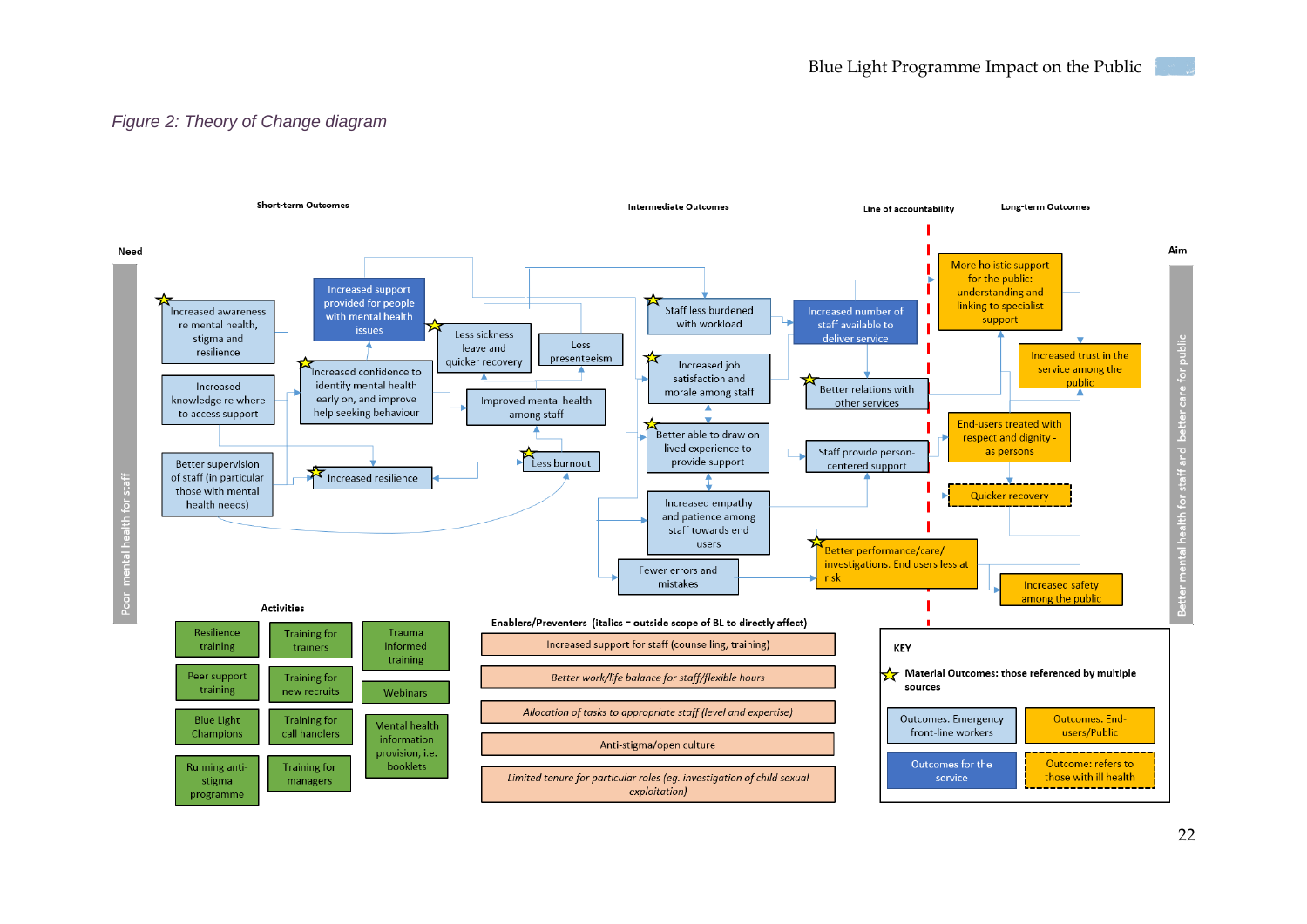*Figure 2: Theory of Change diagram*

**Short-term Outcomes** | **Intermediate Outcomes** | **Line of accountability** | **Long-term Outcomes**

**Need:** Poor mental health for staff

**Aim:** Better mental health for staff and better care for public

Short-term outcomes:

- ★ Increased awareness re mental health, stigma and resilience
- Increased knowledge re where to access support
- Better supervision of staff (in particular those with mental health needs)
- Increased support provided for people with mental health issues
- ★ Increased confidence to identify mental health early on, and improve help seeking behaviour
- ★ Increased resilience
- ★ Less sickness leave and quicker recovery
- Less presenteeism
- Improved mental health among staff
- ★ Less burnout

Intermediate outcomes:

- ★ Staff less burdened with workload
- ★ Increased job satisfaction and morale among staff
- ★ Better able to draw on lived experience to provide support
- Increased empathy and patience among staff towards end users
- Fewer errors and mistakes
- Increased number of staff available to deliver service
- ★ Better relations with other services
- Staff provide person-centered support
- ★ Better performance/care/ investigations. End users less at risk

Long-term outcomes:

- More holistic support for the public: understanding and linking to specialist support
- Increased trust in the service among the public
- End-users treated with respect and dignity - as persons
- Quicker recovery
- Increased safety among the public

**Activities**

- Resilience training
- Peer support training
- Blue Light Champions
- Running anti-stigma programme
- Training for trainers
- Training for new recruits
- Training for call handlers
- Training for managers
- Trauma informed training
- Webinars
- Mental health information provision, i.e. booklets

**Enablers/Preventers (italics = outside scope of BL to directly affect)**

- Increased support for staff (counselling, training)
- *Better work/life balance for staff/flexible hours*
- *Allocation of tasks to appropriate staff (level and expertise)*
- Anti-stigma/open culture
- *Limited tenure for particular roles (eg. investigation of child sexual exploitation)*

**KEY**

- ★ Material Outcomes: those referenced by multiple sources
- Outcomes: Emergency front-line workers
- Outcomes: End-users/Public
- Outcomes for the service
- Outcome: refers to those with ill health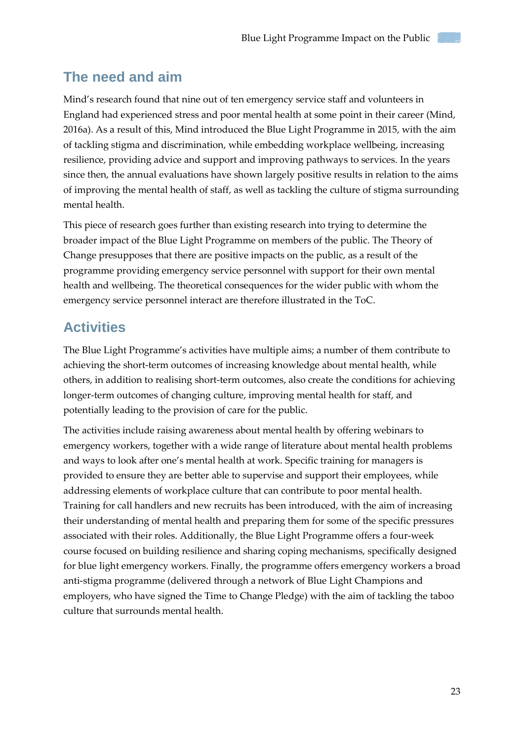## The need and aim

Mind's research found that nine out of ten emergency service staff and volunteers in England had experienced stress and poor mental health at some point in their career (Mind, 2016a). As a result of this, Mind introduced the Blue Light Programme in 2015, with the aim of tackling stigma and discrimination, while embedding workplace wellbeing, increasing resilience, providing advice and support and improving pathways to services. In the years since then, the annual evaluations have shown largely positive results in relation to the aims of improving the mental health of staff, as well as tackling the culture of stigma surrounding mental health.

This piece of research goes further than existing research into trying to determine the broader impact of the Blue Light Programme on members of the public. The Theory of Change presupposes that there are positive impacts on the public, as a result of the programme providing emergency service personnel with support for their own mental health and wellbeing. The theoretical consequences for the wider public with whom the emergency service personnel interact are therefore illustrated in the ToC.

## Activities

The Blue Light Programme's activities have multiple aims; a number of them contribute to achieving the short-term outcomes of increasing knowledge about mental health, while others, in addition to realising short-term outcomes, also create the conditions for achieving longer-term outcomes of changing culture, improving mental health for staff, and potentially leading to the provision of care for the public.

The activities include raising awareness about mental health by offering webinars to emergency workers, together with a wide range of literature about mental health problems and ways to look after one's mental health at work. Specific training for managers is provided to ensure they are better able to supervise and support their employees, while addressing elements of workplace culture that can contribute to poor mental health. Training for call handlers and new recruits has been introduced, with the aim of increasing their understanding of mental health and preparing them for some of the specific pressures associated with their roles. Additionally, the Blue Light Programme offers a four-week course focused on building resilience and sharing coping mechanisms, specifically designed for blue light emergency workers. Finally, the programme offers emergency workers a broad anti-stigma programme (delivered through a network of Blue Light Champions and employers, who have signed the Time to Change Pledge) with the aim of tackling the taboo culture that surrounds mental health.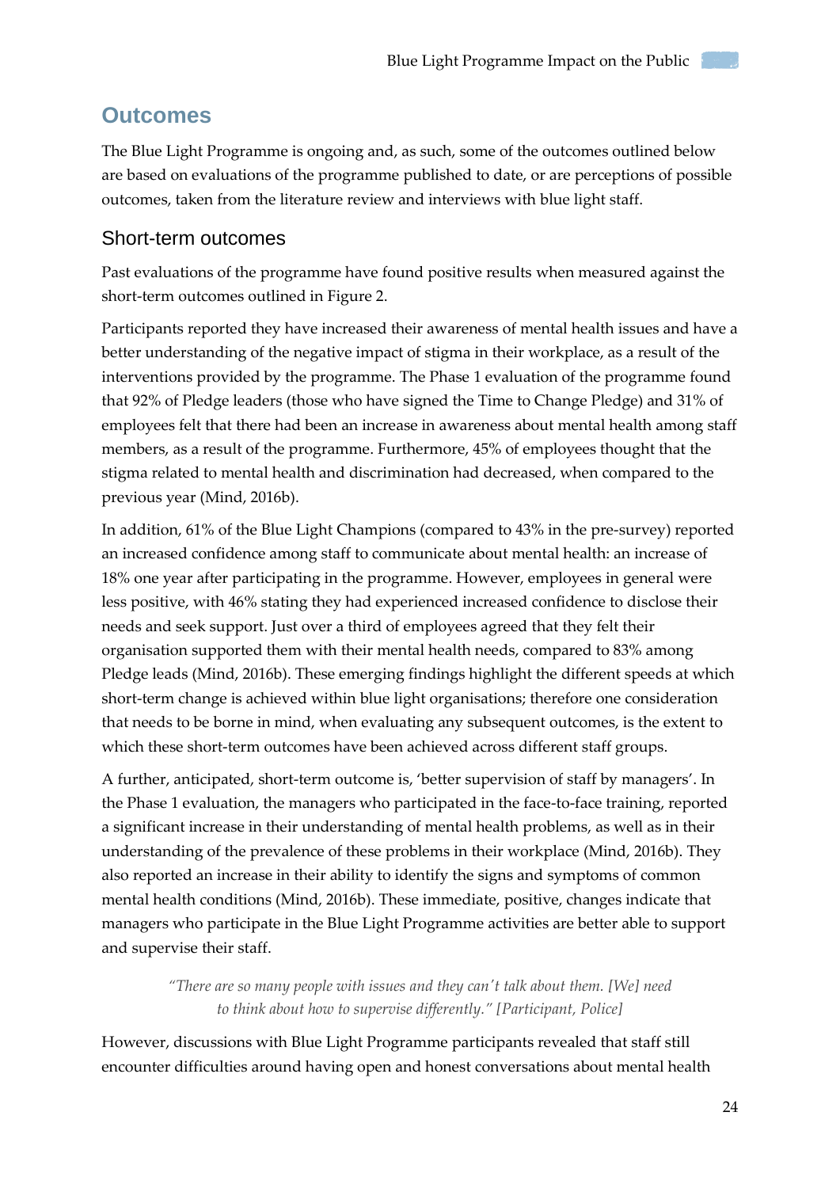## Outcomes

The Blue Light Programme is ongoing and, as such, some of the outcomes outlined below are based on evaluations of the programme published to date, or are perceptions of possible outcomes, taken from the literature review and interviews with blue light staff.

### Short-term outcomes

Past evaluations of the programme have found positive results when measured against the short-term outcomes outlined in Figure 2.

Participants reported they have increased their awareness of mental health issues and have a better understanding of the negative impact of stigma in their workplace, as a result of the interventions provided by the programme. The Phase 1 evaluation of the programme found that 92% of Pledge leaders (those who have signed the Time to Change Pledge) and 31% of employees felt that there had been an increase in awareness about mental health among staff members, as a result of the programme. Furthermore, 45% of employees thought that the stigma related to mental health and discrimination had decreased, when compared to the previous year (Mind, 2016b).

In addition, 61% of the Blue Light Champions (compared to 43% in the pre-survey) reported an increased confidence among staff to communicate about mental health: an increase of 18% one year after participating in the programme. However, employees in general were less positive, with 46% stating they had experienced increased confidence to disclose their needs and seek support. Just over a third of employees agreed that they felt their organisation supported them with their mental health needs, compared to 83% among Pledge leads (Mind, 2016b). These emerging findings highlight the different speeds at which short-term change is achieved within blue light organisations; therefore one consideration that needs to be borne in mind, when evaluating any subsequent outcomes, is the extent to which these short-term outcomes have been achieved across different staff groups.

A further, anticipated, short-term outcome is, 'better supervision of staff by managers'. In the Phase 1 evaluation, the managers who participated in the face-to-face training, reported a significant increase in their understanding of mental health problems, as well as in their understanding of the prevalence of these problems in their workplace (Mind, 2016b). They also reported an increase in their ability to identify the signs and symptoms of common mental health conditions (Mind, 2016b). These immediate, positive, changes indicate that managers who participate in the Blue Light Programme activities are better able to support and supervise their staff.

> *"There are so many people with issues and they can't talk about them. [We] need to think about how to supervise differently." [Participant, Police]*

However, discussions with Blue Light Programme participants revealed that staff still encounter difficulties around having open and honest conversations about mental health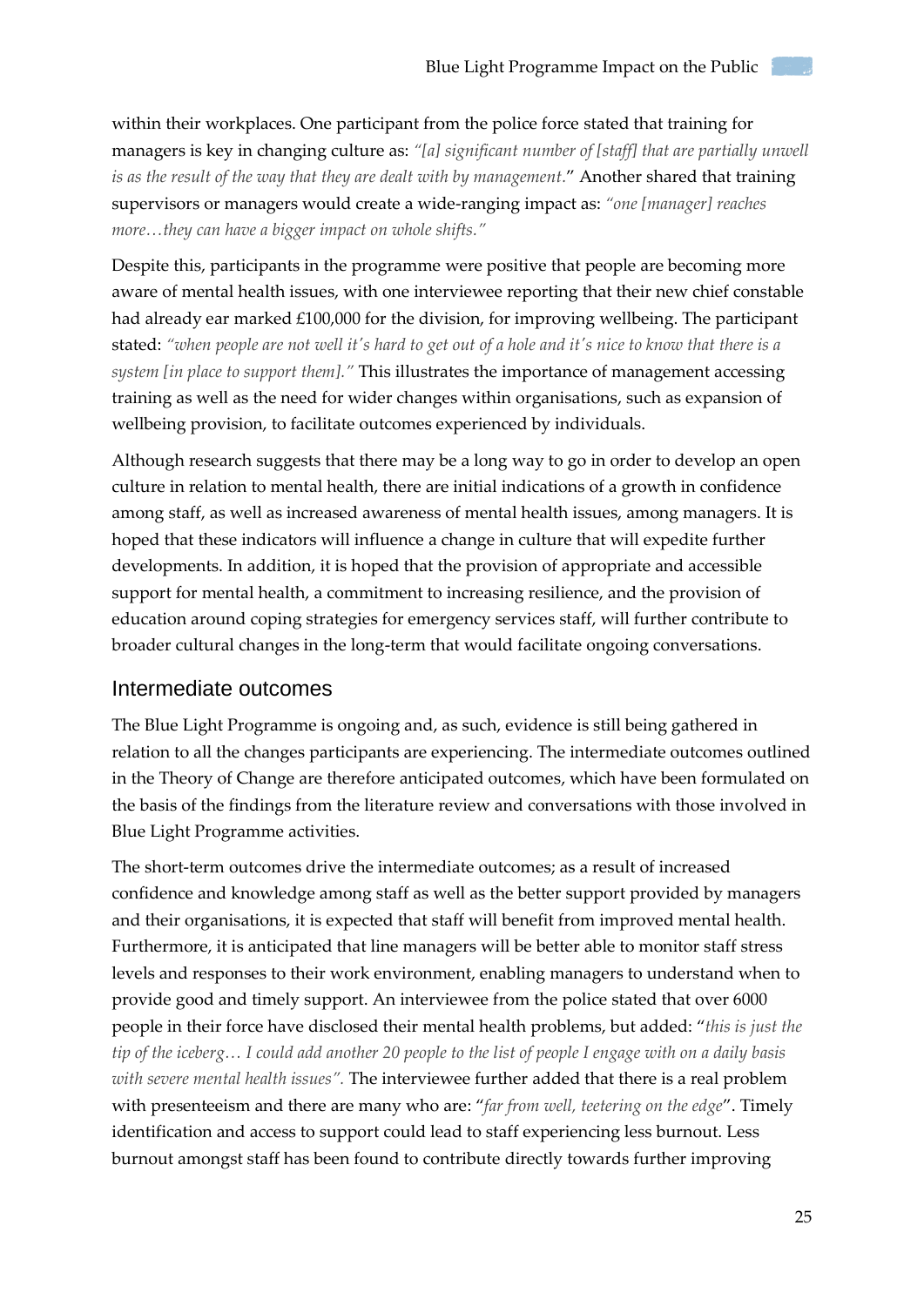within their workplaces. One participant from the police force stated that training for managers is key in changing culture as: *"[a] significant number of [staff] that are partially unwell is as the result of the way that they are dealt with by management*." Another shared that training supervisors or managers would create a wide-ranging impact as: *"one [manager] reaches more…they can have a bigger impact on whole shifts."*

Despite this, participants in the programme were positive that people are becoming more aware of mental health issues, with one interviewee reporting that their new chief constable had already ear marked £100,000 for the division, for improving wellbeing. The participant stated: *"when people are not well it's hard to get out of a hole and it's nice to know that there is a system [in place to support them]."* This illustrates the importance of management accessing training as well as the need for wider changes within organisations, such as expansion of wellbeing provision, to facilitate outcomes experienced by individuals.

Although research suggests that there may be a long way to go in order to develop an open culture in relation to mental health, there are initial indications of a growth in confidence among staff, as well as increased awareness of mental health issues, among managers. It is hoped that these indicators will influence a change in culture that will expedite further developments. In addition, it is hoped that the provision of appropriate and accessible support for mental health, a commitment to increasing resilience, and the provision of education around coping strategies for emergency services staff, will further contribute to broader cultural changes in the long-term that would facilitate ongoing conversations.

## Intermediate outcomes

The Blue Light Programme is ongoing and, as such, evidence is still being gathered in relation to all the changes participants are experiencing. The intermediate outcomes outlined in the Theory of Change are therefore anticipated outcomes, which have been formulated on the basis of the findings from the literature review and conversations with those involved in Blue Light Programme activities.

The short-term outcomes drive the intermediate outcomes; as a result of increased confidence and knowledge among staff as well as the better support provided by managers and their organisations, it is expected that staff will benefit from improved mental health. Furthermore, it is anticipated that line managers will be better able to monitor staff stress levels and responses to their work environment, enabling managers to understand when to provide good and timely support. An interviewee from the police stated that over 6000 people in their force have disclosed their mental health problems, but added: "*this is just the tip of the iceberg… I could add another 20 people to the list of people I engage with on a daily basis with severe mental health issues".* The interviewee further added that there is a real problem with presenteeism and there are many who are: "*far from well, teetering on the edge*". Timely identification and access to support could lead to staff experiencing less burnout. Less burnout amongst staff has been found to contribute directly towards further improving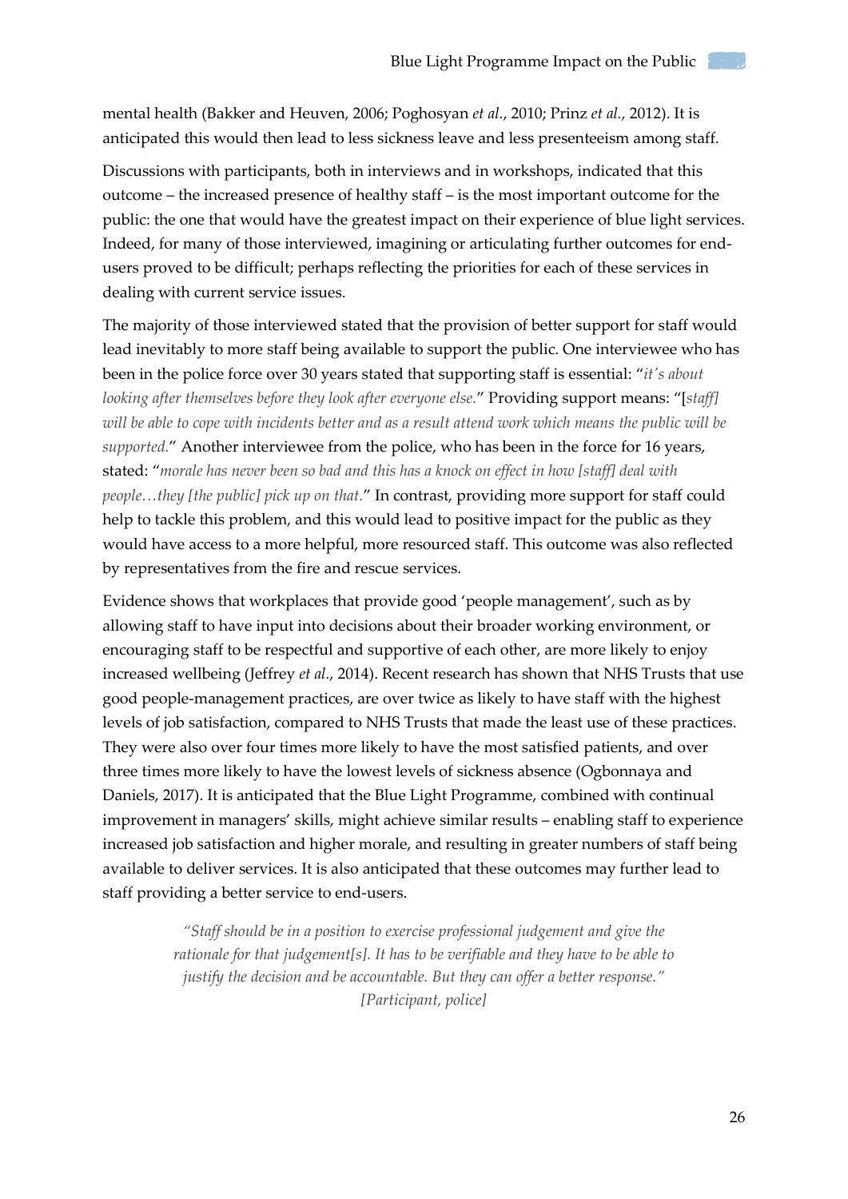mental health (Bakker and Heuven, 2006; Poghosyan *et al.*, 2010; Prinz *et al.*, 2012). It is anticipated this would then lead to less sickness leave and less presenteeism among staff.

Discussions with participants, both in interviews and in workshops, indicated that this outcome – the increased presence of healthy staff – is the most important outcome for the public: the one that would have the greatest impact on their experience of blue light services. Indeed, for many of those interviewed, imagining or articulating further outcomes for end-users proved to be difficult; perhaps reflecting the priorities for each of these services in dealing with current service issues.

The majority of those interviewed stated that the provision of better support for staff would lead inevitably to more staff being available to support the public. One interviewee who has been in the police force over 30 years stated that supporting staff is essential: "*it's about looking after themselves before they look after everyone else.*" Providing support means: "[*staff*] *will be able to cope with incidents better and as a result attend work which means the public will be supported.*" Another interviewee from the police, who has been in the force for 16 years, stated: "*morale has never been so bad and this has a knock on effect in how [staff] deal with people…they [the public] pick up on that.*" In contrast, providing more support for staff could help to tackle this problem, and this would lead to positive impact for the public as they would have access to a more helpful, more resourced staff. This outcome was also reflected by representatives from the fire and rescue services.

Evidence shows that workplaces that provide good 'people management', such as by allowing staff to have input into decisions about their broader working environment, or encouraging staff to be respectful and supportive of each other, are more likely to enjoy increased wellbeing (Jeffrey *et al.*, 2014). Recent research has shown that NHS Trusts that use good people-management practices, are over twice as likely to have staff with the highest levels of job satisfaction, compared to NHS Trusts that made the least use of these practices. They were also over four times more likely to have the most satisfied patients, and over three times more likely to have the lowest levels of sickness absence (Ogbonnaya and Daniels, 2017). It is anticipated that the Blue Light Programme, combined with continual improvement in managers' skills, might achieve similar results – enabling staff to experience increased job satisfaction and higher morale, and resulting in greater numbers of staff being available to deliver services. It is also anticipated that these outcomes may further lead to staff providing a better service to end-users.

> *"Staff should be in a position to exercise professional judgement and give the rationale for that judgement[s]. It has to be verifiable and they have to be able to justify the decision and be accountable. But they can offer a better response."*
> *[Participant, police]*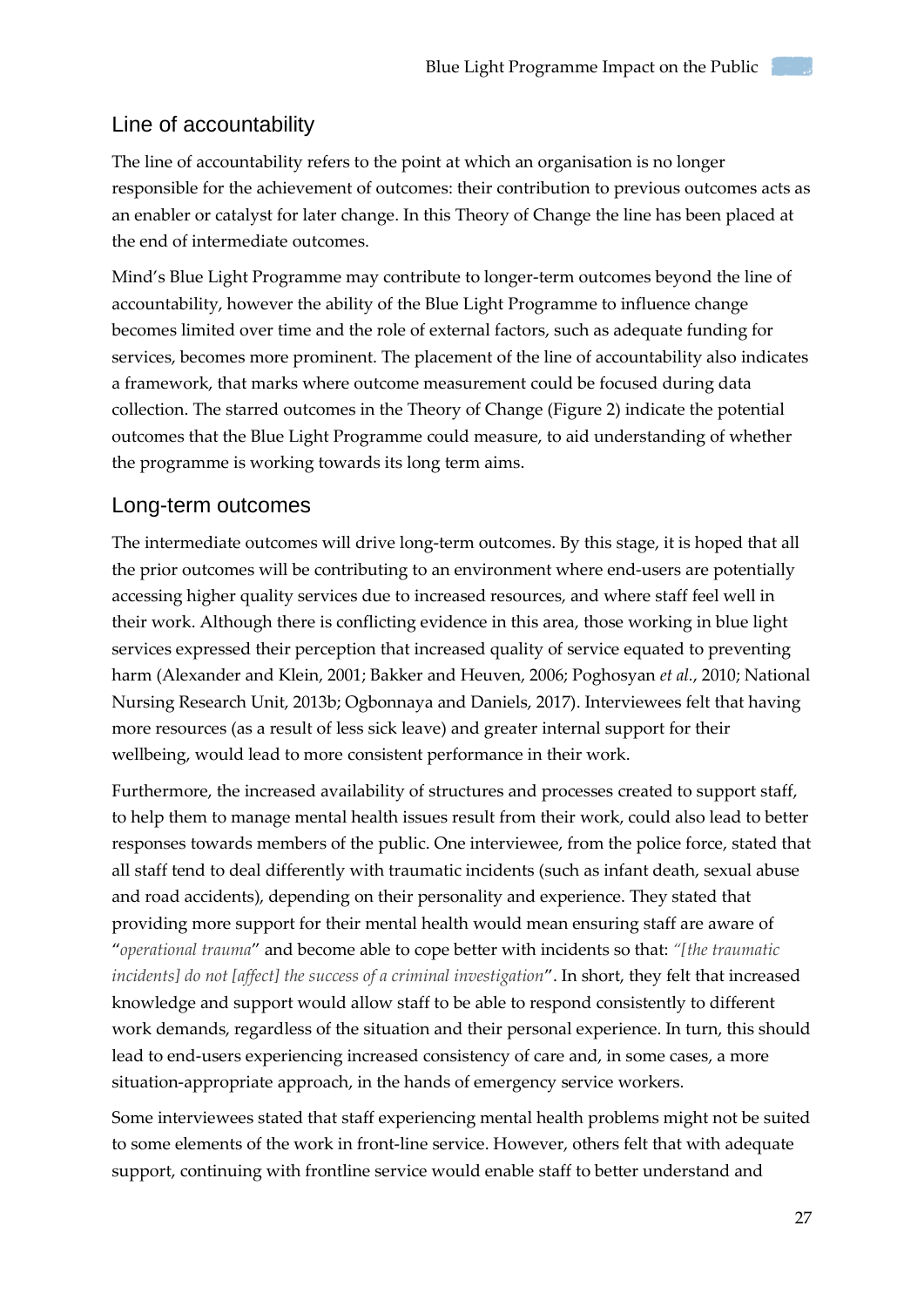## Line of accountability

The line of accountability refers to the point at which an organisation is no longer responsible for the achievement of outcomes: their contribution to previous outcomes acts as an enabler or catalyst for later change. In this Theory of Change the line has been placed at the end of intermediate outcomes.

Mind's Blue Light Programme may contribute to longer-term outcomes beyond the line of accountability, however the ability of the Blue Light Programme to influence change becomes limited over time and the role of external factors, such as adequate funding for services, becomes more prominent. The placement of the line of accountability also indicates a framework, that marks where outcome measurement could be focused during data collection. The starred outcomes in the Theory of Change (Figure 2) indicate the potential outcomes that the Blue Light Programme could measure, to aid understanding of whether the programme is working towards its long term aims.

## Long-term outcomes

The intermediate outcomes will drive long-term outcomes. By this stage, it is hoped that all the prior outcomes will be contributing to an environment where end-users are potentially accessing higher quality services due to increased resources, and where staff feel well in their work. Although there is conflicting evidence in this area, those working in blue light services expressed their perception that increased quality of service equated to preventing harm (Alexander and Klein, 2001; Bakker and Heuven, 2006; Poghosyan *et al.*, 2010; National Nursing Research Unit, 2013b; Ogbonnaya and Daniels, 2017). Interviewees felt that having more resources (as a result of less sick leave) and greater internal support for their wellbeing, would lead to more consistent performance in their work.

Furthermore, the increased availability of structures and processes created to support staff, to help them to manage mental health issues result from their work, could also lead to better responses towards members of the public. One interviewee, from the police force, stated that all staff tend to deal differently with traumatic incidents (such as infant death, sexual abuse and road accidents), depending on their personality and experience. They stated that providing more support for their mental health would mean ensuring staff are aware of "*operational trauma*" and become able to cope better with incidents so that: *"[the traumatic incidents] do not [affect] the success of a criminal investigation*". In short, they felt that increased knowledge and support would allow staff to be able to respond consistently to different work demands, regardless of the situation and their personal experience. In turn, this should lead to end-users experiencing increased consistency of care and, in some cases, a more situation-appropriate approach, in the hands of emergency service workers.

Some interviewees stated that staff experiencing mental health problems might not be suited to some elements of the work in front-line service. However, others felt that with adequate support, continuing with frontline service would enable staff to better understand and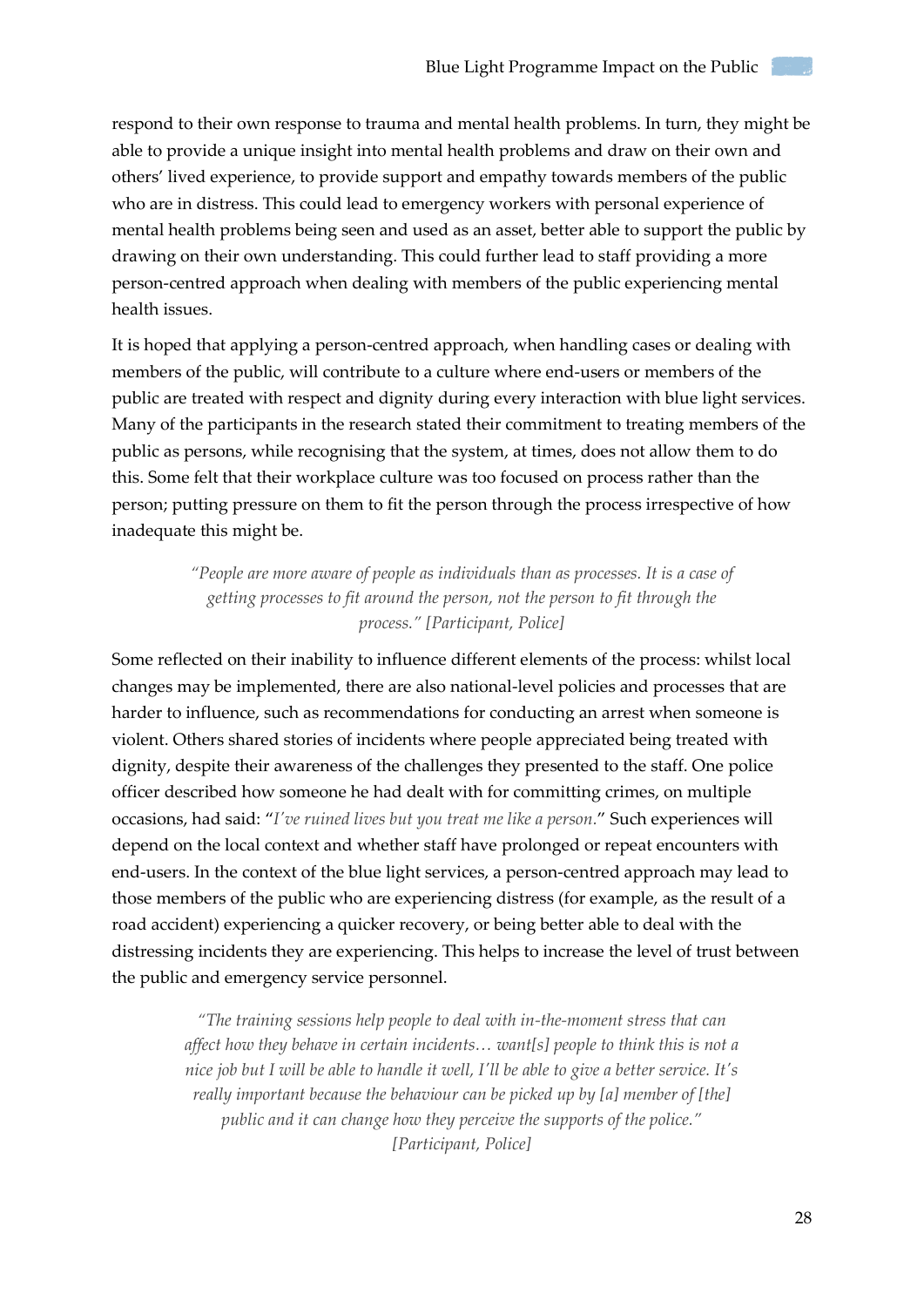respond to their own response to trauma and mental health problems. In turn, they might be able to provide a unique insight into mental health problems and draw on their own and others' lived experience, to provide support and empathy towards members of the public who are in distress. This could lead to emergency workers with personal experience of mental health problems being seen and used as an asset, better able to support the public by drawing on their own understanding. This could further lead to staff providing a more person-centred approach when dealing with members of the public experiencing mental health issues.

It is hoped that applying a person-centred approach, when handling cases or dealing with members of the public, will contribute to a culture where end-users or members of the public are treated with respect and dignity during every interaction with blue light services. Many of the participants in the research stated their commitment to treating members of the public as persons, while recognising that the system, at times, does not allow them to do this. Some felt that their workplace culture was too focused on process rather than the person; putting pressure on them to fit the person through the process irrespective of how inadequate this might be.

> *"People are more aware of people as individuals than as processes. It is a case of getting processes to fit around the person, not the person to fit through the process." [Participant, Police]*

Some reflected on their inability to influence different elements of the process: whilst local changes may be implemented, there are also national-level policies and processes that are harder to influence, such as recommendations for conducting an arrest when someone is violent. Others shared stories of incidents where people appreciated being treated with dignity, despite their awareness of the challenges they presented to the staff. One police officer described how someone he had dealt with for committing crimes, on multiple occasions, had said: "*I've ruined lives but you treat me like a person.*" Such experiences will depend on the local context and whether staff have prolonged or repeat encounters with end-users. In the context of the blue light services, a person-centred approach may lead to those members of the public who are experiencing distress (for example, as the result of a road accident) experiencing a quicker recovery, or being better able to deal with the distressing incidents they are experiencing. This helps to increase the level of trust between the public and emergency service personnel.

> *"The training sessions help people to deal with in-the-moment stress that can affect how they behave in certain incidents… want[s] people to think this is not a nice job but I will be able to handle it well, I'll be able to give a better service. It's really important because the behaviour can be picked up by [a] member of [the] public and it can change how they perceive the supports of the police." [Participant, Police]*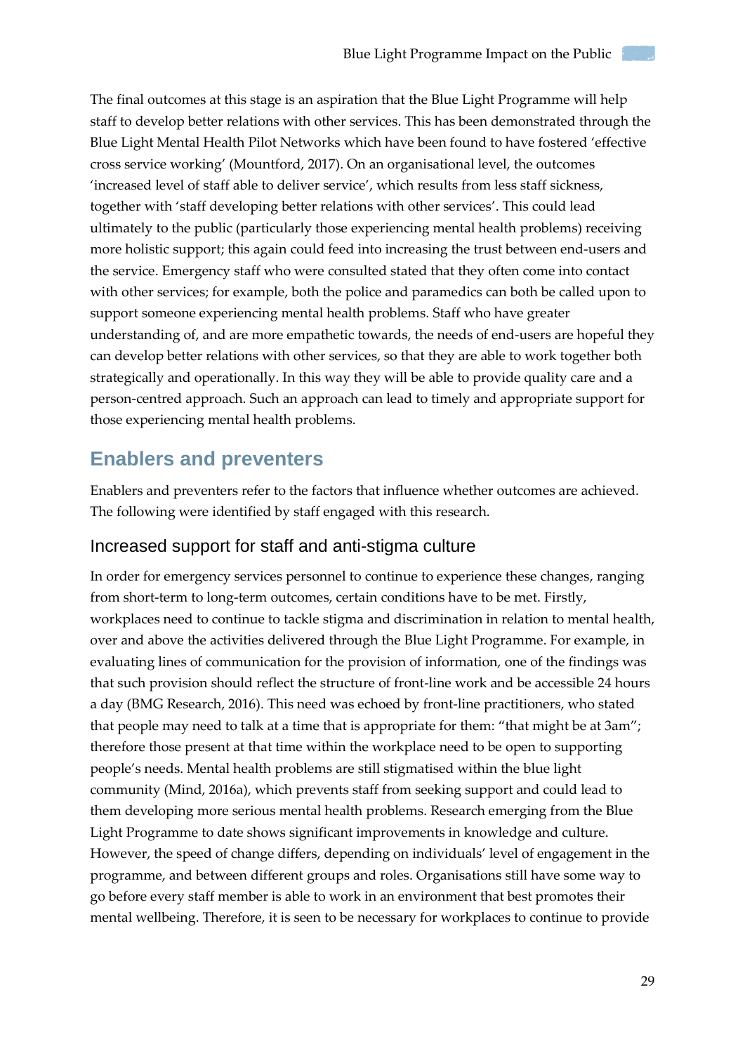The final outcomes at this stage is an aspiration that the Blue Light Programme will help staff to develop better relations with other services. This has been demonstrated through the Blue Light Mental Health Pilot Networks which have been found to have fostered 'effective cross service working' (Mountford, 2017). On an organisational level, the outcomes 'increased level of staff able to deliver service', which results from less staff sickness, together with 'staff developing better relations with other services'. This could lead ultimately to the public (particularly those experiencing mental health problems) receiving more holistic support; this again could feed into increasing the trust between end-users and the service. Emergency staff who were consulted stated that they often come into contact with other services; for example, both the police and paramedics can both be called upon to support someone experiencing mental health problems. Staff who have greater understanding of, and are more empathetic towards, the needs of end-users are hopeful they can develop better relations with other services, so that they are able to work together both strategically and operationally. In this way they will be able to provide quality care and a person-centred approach. Such an approach can lead to timely and appropriate support for those experiencing mental health problems.

## Enablers and preventers

Enablers and preventers refer to the factors that influence whether outcomes are achieved. The following were identified by staff engaged with this research.

### Increased support for staff and anti-stigma culture

In order for emergency services personnel to continue to experience these changes, ranging from short-term to long-term outcomes, certain conditions have to be met. Firstly, workplaces need to continue to tackle stigma and discrimination in relation to mental health, over and above the activities delivered through the Blue Light Programme. For example, in evaluating lines of communication for the provision of information, one of the findings was that such provision should reflect the structure of front-line work and be accessible 24 hours a day (BMG Research, 2016). This need was echoed by front-line practitioners, who stated that people may need to talk at a time that is appropriate for them: "that might be at 3am"; therefore those present at that time within the workplace need to be open to supporting people's needs. Mental health problems are still stigmatised within the blue light community (Mind, 2016a), which prevents staff from seeking support and could lead to them developing more serious mental health problems. Research emerging from the Blue Light Programme to date shows significant improvements in knowledge and culture. However, the speed of change differs, depending on individuals' level of engagement in the programme, and between different groups and roles. Organisations still have some way to go before every staff member is able to work in an environment that best promotes their mental wellbeing. Therefore, it is seen to be necessary for workplaces to continue to provide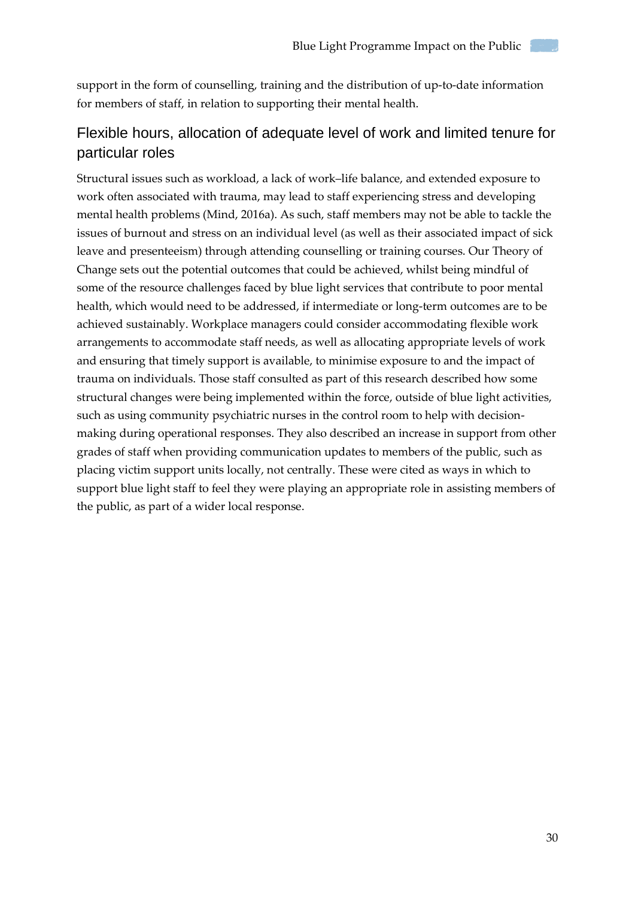support in the form of counselling, training and the distribution of up-to-date information for members of staff, in relation to supporting their mental health.

## Flexible hours, allocation of adequate level of work and limited tenure for particular roles

Structural issues such as workload, a lack of work–life balance, and extended exposure to work often associated with trauma, may lead to staff experiencing stress and developing mental health problems (Mind, 2016a). As such, staff members may not be able to tackle the issues of burnout and stress on an individual level (as well as their associated impact of sick leave and presenteeism) through attending counselling or training courses. Our Theory of Change sets out the potential outcomes that could be achieved, whilst being mindful of some of the resource challenges faced by blue light services that contribute to poor mental health, which would need to be addressed, if intermediate or long-term outcomes are to be achieved sustainably. Workplace managers could consider accommodating flexible work arrangements to accommodate staff needs, as well as allocating appropriate levels of work and ensuring that timely support is available, to minimise exposure to and the impact of trauma on individuals. Those staff consulted as part of this research described how some structural changes were being implemented within the force, outside of blue light activities, such as using community psychiatric nurses in the control room to help with decision-making during operational responses. They also described an increase in support from other grades of staff when providing communication updates to members of the public, such as placing victim support units locally, not centrally. These were cited as ways in which to support blue light staff to feel they were playing an appropriate role in assisting members of the public, as part of a wider local response.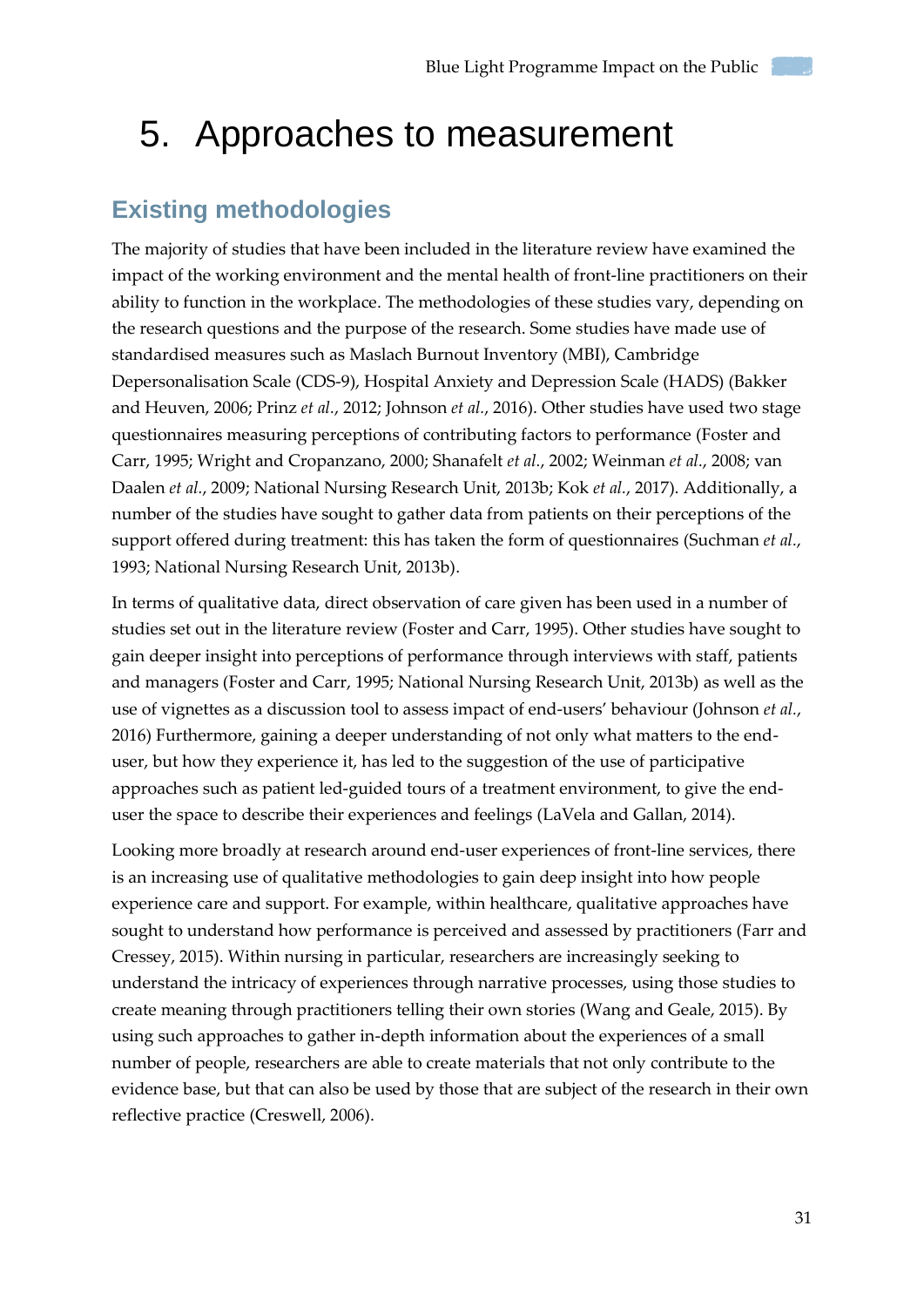# 5. Approaches to measurement

## Existing methodologies

The majority of studies that have been included in the literature review have examined the impact of the working environment and the mental health of front-line practitioners on their ability to function in the workplace. The methodologies of these studies vary, depending on the research questions and the purpose of the research. Some studies have made use of standardised measures such as Maslach Burnout Inventory (MBI), Cambridge Depersonalisation Scale (CDS-9), Hospital Anxiety and Depression Scale (HADS) (Bakker and Heuven, 2006; Prinz *et al.*, 2012; Johnson *et al.*, 2016). Other studies have used two stage questionnaires measuring perceptions of contributing factors to performance (Foster and Carr, 1995; Wright and Cropanzano, 2000; Shanafelt *et al.*, 2002; Weinman *et al.*, 2008; van Daalen *et al.*, 2009; National Nursing Research Unit, 2013b; Kok *et al.*, 2017). Additionally, a number of the studies have sought to gather data from patients on their perceptions of the support offered during treatment: this has taken the form of questionnaires (Suchman *et al.*, 1993; National Nursing Research Unit, 2013b).

In terms of qualitative data, direct observation of care given has been used in a number of studies set out in the literature review (Foster and Carr, 1995). Other studies have sought to gain deeper insight into perceptions of performance through interviews with staff, patients and managers (Foster and Carr, 1995; National Nursing Research Unit, 2013b) as well as the use of vignettes as a discussion tool to assess impact of end-users' behaviour (Johnson *et al.*, 2016) Furthermore, gaining a deeper understanding of not only what matters to the end-user, but how they experience it, has led to the suggestion of the use of participative approaches such as patient led-guided tours of a treatment environment, to give the end-user the space to describe their experiences and feelings (LaVela and Gallan, 2014).

Looking more broadly at research around end-user experiences of front-line services, there is an increasing use of qualitative methodologies to gain deep insight into how people experience care and support. For example, within healthcare, qualitative approaches have sought to understand how performance is perceived and assessed by practitioners (Farr and Cressey, 2015). Within nursing in particular, researchers are increasingly seeking to understand the intricacy of experiences through narrative processes, using those studies to create meaning through practitioners telling their own stories (Wang and Geale, 2015). By using such approaches to gather in-depth information about the experiences of a small number of people, researchers are able to create materials that not only contribute to the evidence base, but that can also be used by those that are subject of the research in their own reflective practice (Creswell, 2006).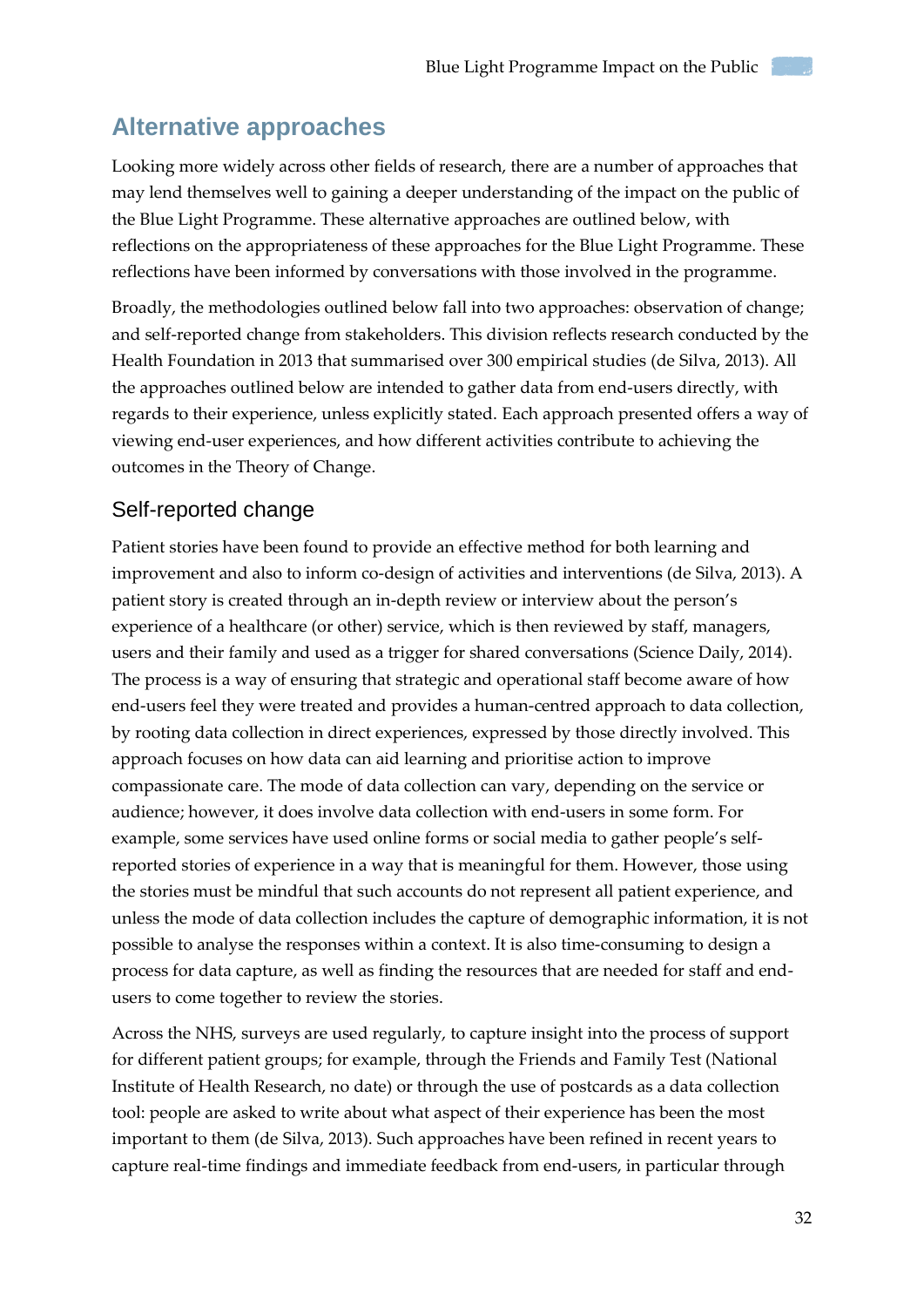## Alternative approaches

Looking more widely across other fields of research, there are a number of approaches that may lend themselves well to gaining a deeper understanding of the impact on the public of the Blue Light Programme. These alternative approaches are outlined below, with reflections on the appropriateness of these approaches for the Blue Light Programme. These reflections have been informed by conversations with those involved in the programme.

Broadly, the methodologies outlined below fall into two approaches: observation of change; and self-reported change from stakeholders. This division reflects research conducted by the Health Foundation in 2013 that summarised over 300 empirical studies (de Silva, 2013). All the approaches outlined below are intended to gather data from end-users directly, with regards to their experience, unless explicitly stated. Each approach presented offers a way of viewing end-user experiences, and how different activities contribute to achieving the outcomes in the Theory of Change.

### Self-reported change

Patient stories have been found to provide an effective method for both learning and improvement and also to inform co-design of activities and interventions (de Silva, 2013). A patient story is created through an in-depth review or interview about the person's experience of a healthcare (or other) service, which is then reviewed by staff, managers, users and their family and used as a trigger for shared conversations (Science Daily, 2014). The process is a way of ensuring that strategic and operational staff become aware of how end-users feel they were treated and provides a human-centred approach to data collection, by rooting data collection in direct experiences, expressed by those directly involved. This approach focuses on how data can aid learning and prioritise action to improve compassionate care. The mode of data collection can vary, depending on the service or audience; however, it does involve data collection with end-users in some form. For example, some services have used online forms or social media to gather people's self-reported stories of experience in a way that is meaningful for them. However, those using the stories must be mindful that such accounts do not represent all patient experience, and unless the mode of data collection includes the capture of demographic information, it is not possible to analyse the responses within a context. It is also time-consuming to design a process for data capture, as well as finding the resources that are needed for staff and end-users to come together to review the stories.

Across the NHS, surveys are used regularly, to capture insight into the process of support for different patient groups; for example, through the Friends and Family Test (National Institute of Health Research, no date) or through the use of postcards as a data collection tool: people are asked to write about what aspect of their experience has been the most important to them (de Silva, 2013). Such approaches have been refined in recent years to capture real-time findings and immediate feedback from end-users, in particular through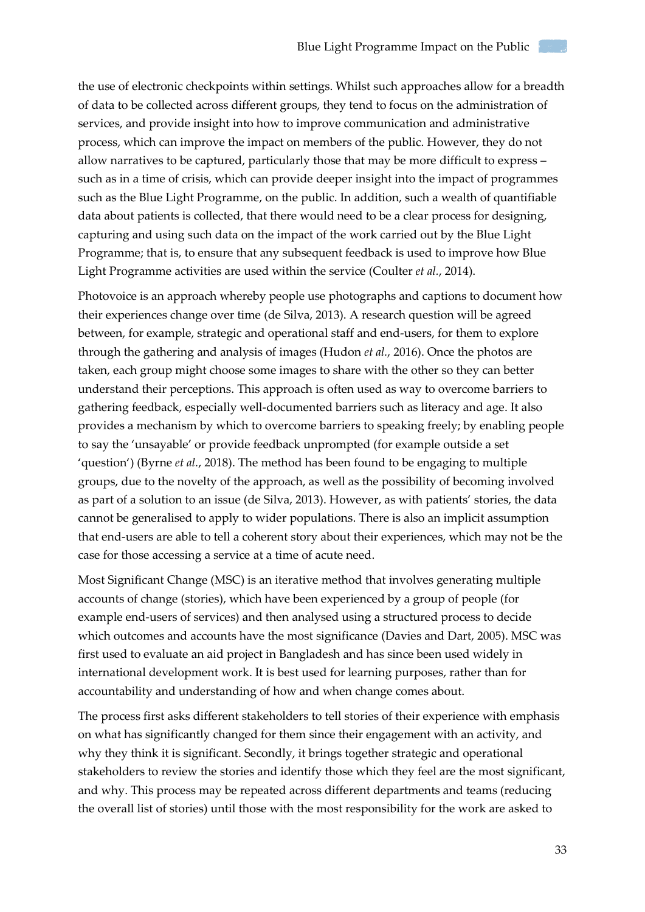the use of electronic checkpoints within settings. Whilst such approaches allow for a breadth of data to be collected across different groups, they tend to focus on the administration of services, and provide insight into how to improve communication and administrative process, which can improve the impact on members of the public. However, they do not allow narratives to be captured, particularly those that may be more difficult to express – such as in a time of crisis, which can provide deeper insight into the impact of programmes such as the Blue Light Programme, on the public. In addition, such a wealth of quantifiable data about patients is collected, that there would need to be a clear process for designing, capturing and using such data on the impact of the work carried out by the Blue Light Programme; that is, to ensure that any subsequent feedback is used to improve how Blue Light Programme activities are used within the service (Coulter *et al.*, 2014).

Photovoice is an approach whereby people use photographs and captions to document how their experiences change over time (de Silva, 2013). A research question will be agreed between, for example, strategic and operational staff and end-users, for them to explore through the gathering and analysis of images (Hudon *et al.*, 2016). Once the photos are taken, each group might choose some images to share with the other so they can better understand their perceptions. This approach is often used as way to overcome barriers to gathering feedback, especially well-documented barriers such as literacy and age. It also provides a mechanism by which to overcome barriers to speaking freely; by enabling people to say the 'unsayable' or provide feedback unprompted (for example outside a set 'question') (Byrne *et al.*, 2018). The method has been found to be engaging to multiple groups, due to the novelty of the approach, as well as the possibility of becoming involved as part of a solution to an issue (de Silva, 2013). However, as with patients' stories, the data cannot be generalised to apply to wider populations. There is also an implicit assumption that end-users are able to tell a coherent story about their experiences, which may not be the case for those accessing a service at a time of acute need.

Most Significant Change (MSC) is an iterative method that involves generating multiple accounts of change (stories), which have been experienced by a group of people (for example end-users of services) and then analysed using a structured process to decide which outcomes and accounts have the most significance (Davies and Dart, 2005). MSC was first used to evaluate an aid project in Bangladesh and has since been used widely in international development work. It is best used for learning purposes, rather than for accountability and understanding of how and when change comes about.

The process first asks different stakeholders to tell stories of their experience with emphasis on what has significantly changed for them since their engagement with an activity, and why they think it is significant. Secondly, it brings together strategic and operational stakeholders to review the stories and identify those which they feel are the most significant, and why. This process may be repeated across different departments and teams (reducing the overall list of stories) until those with the most responsibility for the work are asked to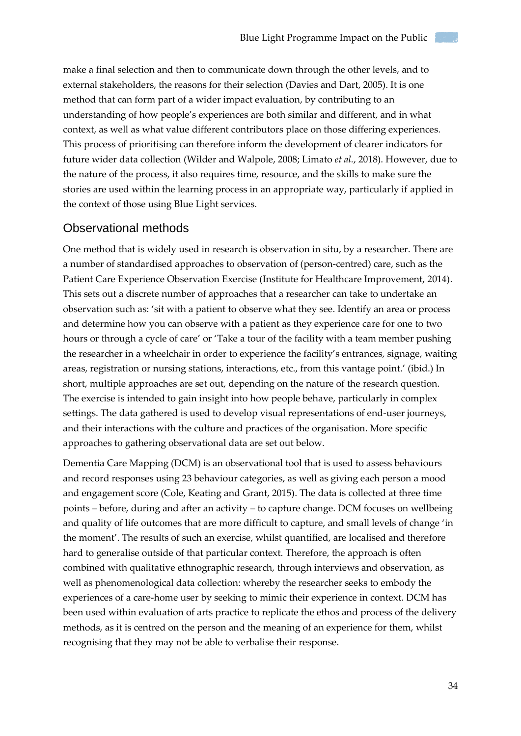make a final selection and then to communicate down through the other levels, and to external stakeholders, the reasons for their selection (Davies and Dart, 2005). It is one method that can form part of a wider impact evaluation, by contributing to an understanding of how people's experiences are both similar and different, and in what context, as well as what value different contributors place on those differing experiences. This process of prioritising can therefore inform the development of clearer indicators for future wider data collection (Wilder and Walpole, 2008; Limato *et al.*, 2018). However, due to the nature of the process, it also requires time, resource, and the skills to make sure the stories are used within the learning process in an appropriate way, particularly if applied in the context of those using Blue Light services.

## Observational methods

One method that is widely used in research is observation in situ, by a researcher. There are a number of standardised approaches to observation of (person-centred) care, such as the Patient Care Experience Observation Exercise (Institute for Healthcare Improvement, 2014). This sets out a discrete number of approaches that a researcher can take to undertake an observation such as: 'sit with a patient to observe what they see. Identify an area or process and determine how you can observe with a patient as they experience care for one to two hours or through a cycle of care' or 'Take a tour of the facility with a team member pushing the researcher in a wheelchair in order to experience the facility's entrances, signage, waiting areas, registration or nursing stations, interactions, etc., from this vantage point.' (ibid.) In short, multiple approaches are set out, depending on the nature of the research question. The exercise is intended to gain insight into how people behave, particularly in complex settings. The data gathered is used to develop visual representations of end-user journeys, and their interactions with the culture and practices of the organisation. More specific approaches to gathering observational data are set out below.

Dementia Care Mapping (DCM) is an observational tool that is used to assess behaviours and record responses using 23 behaviour categories, as well as giving each person a mood and engagement score (Cole, Keating and Grant, 2015). The data is collected at three time points – before, during and after an activity – to capture change. DCM focuses on wellbeing and quality of life outcomes that are more difficult to capture, and small levels of change 'in the moment'. The results of such an exercise, whilst quantified, are localised and therefore hard to generalise outside of that particular context. Therefore, the approach is often combined with qualitative ethnographic research, through interviews and observation, as well as phenomenological data collection: whereby the researcher seeks to embody the experiences of a care-home user by seeking to mimic their experience in context. DCM has been used within evaluation of arts practice to replicate the ethos and process of the delivery methods, as it is centred on the person and the meaning of an experience for them, whilst recognising that they may not be able to verbalise their response.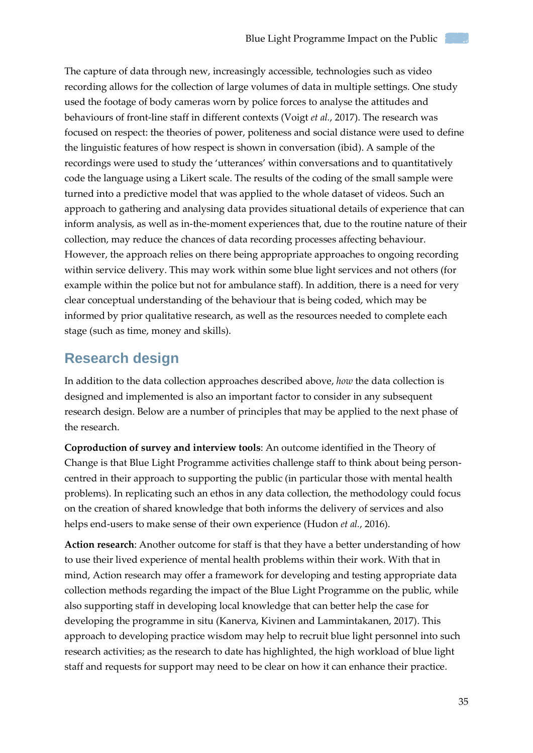The capture of data through new, increasingly accessible, technologies such as video recording allows for the collection of large volumes of data in multiple settings. One study used the footage of body cameras worn by police forces to analyse the attitudes and behaviours of front-line staff in different contexts (Voigt *et al.*, 2017). The research was focused on respect: the theories of power, politeness and social distance were used to define the linguistic features of how respect is shown in conversation (ibid). A sample of the recordings were used to study the 'utterances' within conversations and to quantitatively code the language using a Likert scale. The results of the coding of the small sample were turned into a predictive model that was applied to the whole dataset of videos. Such an approach to gathering and analysing data provides situational details of experience that can inform analysis, as well as in-the-moment experiences that, due to the routine nature of their collection, may reduce the chances of data recording processes affecting behaviour. However, the approach relies on there being appropriate approaches to ongoing recording within service delivery. This may work within some blue light services and not others (for example within the police but not for ambulance staff). In addition, there is a need for very clear conceptual understanding of the behaviour that is being coded, which may be informed by prior qualitative research, as well as the resources needed to complete each stage (such as time, money and skills).

## Research design

In addition to the data collection approaches described above, *how* the data collection is designed and implemented is also an important factor to consider in any subsequent research design. Below are a number of principles that may be applied to the next phase of the research.

**Coproduction of survey and interview tools**: An outcome identified in the Theory of Change is that Blue Light Programme activities challenge staff to think about being person-centred in their approach to supporting the public (in particular those with mental health problems). In replicating such an ethos in any data collection, the methodology could focus on the creation of shared knowledge that both informs the delivery of services and also helps end-users to make sense of their own experience (Hudon *et al.*, 2016).

**Action research**: Another outcome for staff is that they have a better understanding of how to use their lived experience of mental health problems within their work. With that in mind, Action research may offer a framework for developing and testing appropriate data collection methods regarding the impact of the Blue Light Programme on the public, while also supporting staff in developing local knowledge that can better help the case for developing the programme in situ (Kanerva, Kivinen and Lammintakanen, 2017). This approach to developing practice wisdom may help to recruit blue light personnel into such research activities; as the research to date has highlighted, the high workload of blue light staff and requests for support may need to be clear on how it can enhance their practice.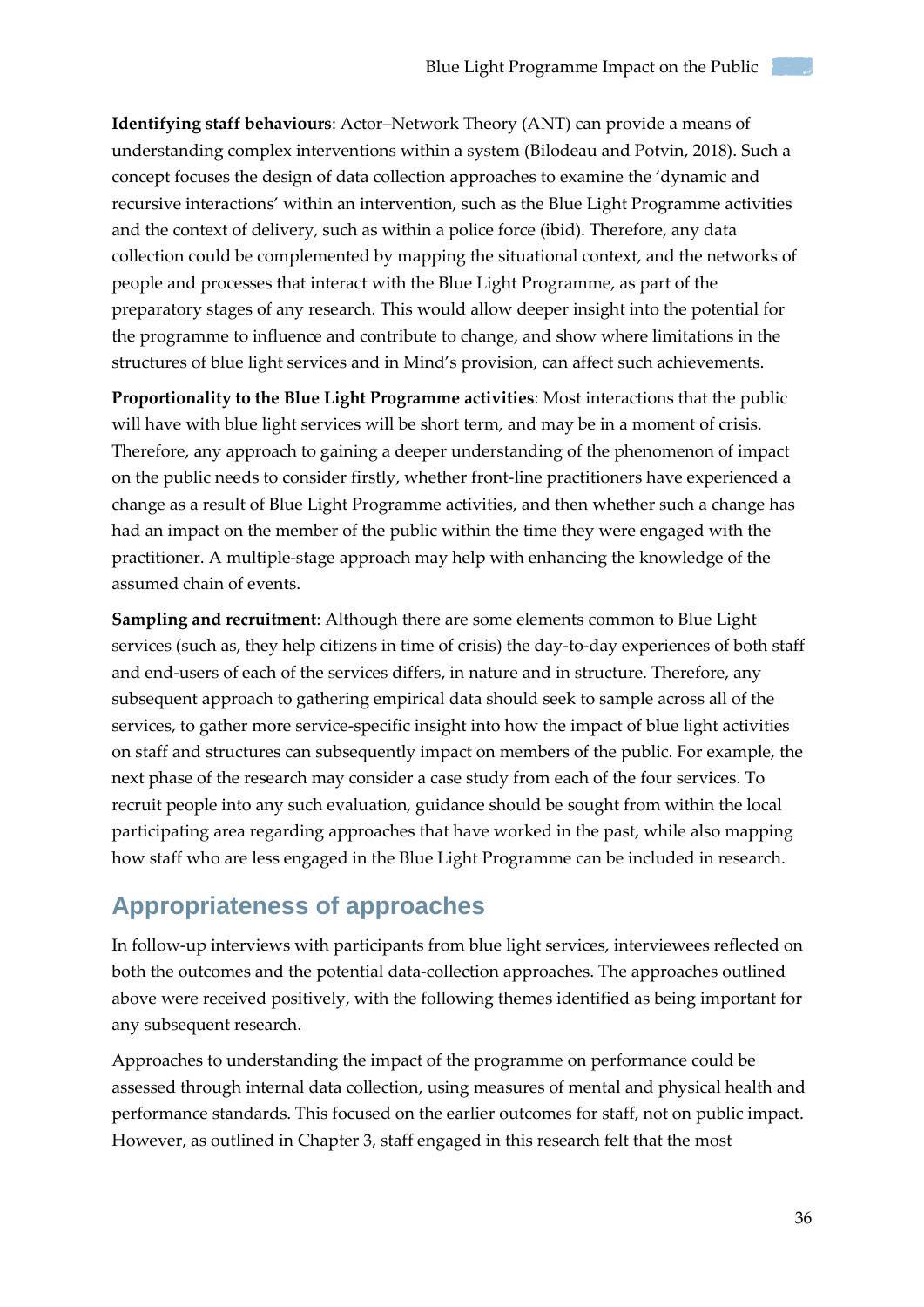**Identifying staff behaviours**: Actor–Network Theory (ANT) can provide a means of understanding complex interventions within a system (Bilodeau and Potvin, 2018). Such a concept focuses the design of data collection approaches to examine the 'dynamic and recursive interactions' within an intervention, such as the Blue Light Programme activities and the context of delivery, such as within a police force (ibid). Therefore, any data collection could be complemented by mapping the situational context, and the networks of people and processes that interact with the Blue Light Programme, as part of the preparatory stages of any research. This would allow deeper insight into the potential for the programme to influence and contribute to change, and show where limitations in the structures of blue light services and in Mind's provision, can affect such achievements.

**Proportionality to the Blue Light Programme activities**: Most interactions that the public will have with blue light services will be short term, and may be in a moment of crisis. Therefore, any approach to gaining a deeper understanding of the phenomenon of impact on the public needs to consider firstly, whether front-line practitioners have experienced a change as a result of Blue Light Programme activities, and then whether such a change has had an impact on the member of the public within the time they were engaged with the practitioner. A multiple-stage approach may help with enhancing the knowledge of the assumed chain of events.

**Sampling and recruitment**: Although there are some elements common to Blue Light services (such as, they help citizens in time of crisis) the day-to-day experiences of both staff and end-users of each of the services differs, in nature and in structure. Therefore, any subsequent approach to gathering empirical data should seek to sample across all of the services, to gather more service-specific insight into how the impact of blue light activities on staff and structures can subsequently impact on members of the public. For example, the next phase of the research may consider a case study from each of the four services. To recruit people into any such evaluation, guidance should be sought from within the local participating area regarding approaches that have worked in the past, while also mapping how staff who are less engaged in the Blue Light Programme can be included in research.

## Appropriateness of approaches

In follow-up interviews with participants from blue light services, interviewees reflected on both the outcomes and the potential data-collection approaches. The approaches outlined above were received positively, with the following themes identified as being important for any subsequent research.

Approaches to understanding the impact of the programme on performance could be assessed through internal data collection, using measures of mental and physical health and performance standards. This focused on the earlier outcomes for staff, not on public impact. However, as outlined in Chapter 3, staff engaged in this research felt that the most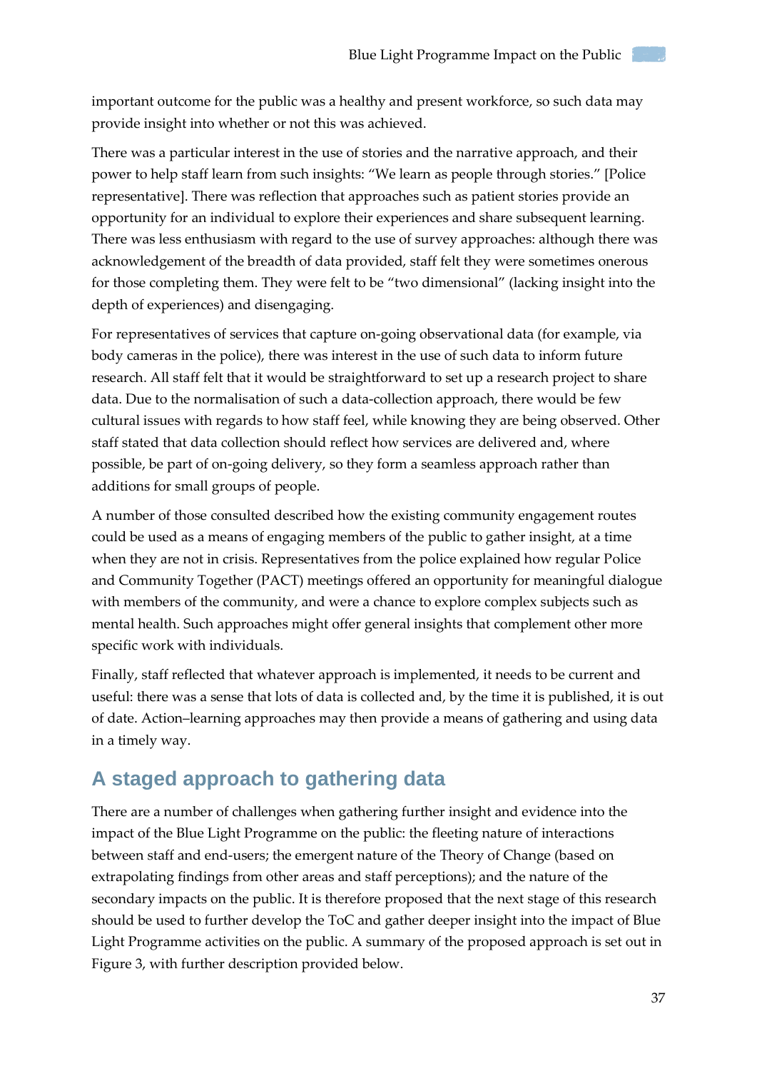important outcome for the public was a healthy and present workforce, so such data may provide insight into whether or not this was achieved.

There was a particular interest in the use of stories and the narrative approach, and their power to help staff learn from such insights: "We learn as people through stories." [Police representative]. There was reflection that approaches such as patient stories provide an opportunity for an individual to explore their experiences and share subsequent learning. There was less enthusiasm with regard to the use of survey approaches: although there was acknowledgement of the breadth of data provided, staff felt they were sometimes onerous for those completing them. They were felt to be "two dimensional" (lacking insight into the depth of experiences) and disengaging.

For representatives of services that capture on-going observational data (for example, via body cameras in the police), there was interest in the use of such data to inform future research. All staff felt that it would be straightforward to set up a research project to share data. Due to the normalisation of such a data-collection approach, there would be few cultural issues with regards to how staff feel, while knowing they are being observed. Other staff stated that data collection should reflect how services are delivered and, where possible, be part of on-going delivery, so they form a seamless approach rather than additions for small groups of people.

A number of those consulted described how the existing community engagement routes could be used as a means of engaging members of the public to gather insight, at a time when they are not in crisis. Representatives from the police explained how regular Police and Community Together (PACT) meetings offered an opportunity for meaningful dialogue with members of the community, and were a chance to explore complex subjects such as mental health. Such approaches might offer general insights that complement other more specific work with individuals.

Finally, staff reflected that whatever approach is implemented, it needs to be current and useful: there was a sense that lots of data is collected and, by the time it is published, it is out of date. Action–learning approaches may then provide a means of gathering and using data in a timely way.

## A staged approach to gathering data

There are a number of challenges when gathering further insight and evidence into the impact of the Blue Light Programme on the public: the fleeting nature of interactions between staff and end-users; the emergent nature of the Theory of Change (based on extrapolating findings from other areas and staff perceptions); and the nature of the secondary impacts on the public. It is therefore proposed that the next stage of this research should be used to further develop the ToC and gather deeper insight into the impact of Blue Light Programme activities on the public. A summary of the proposed approach is set out in Figure 3, with further description provided below.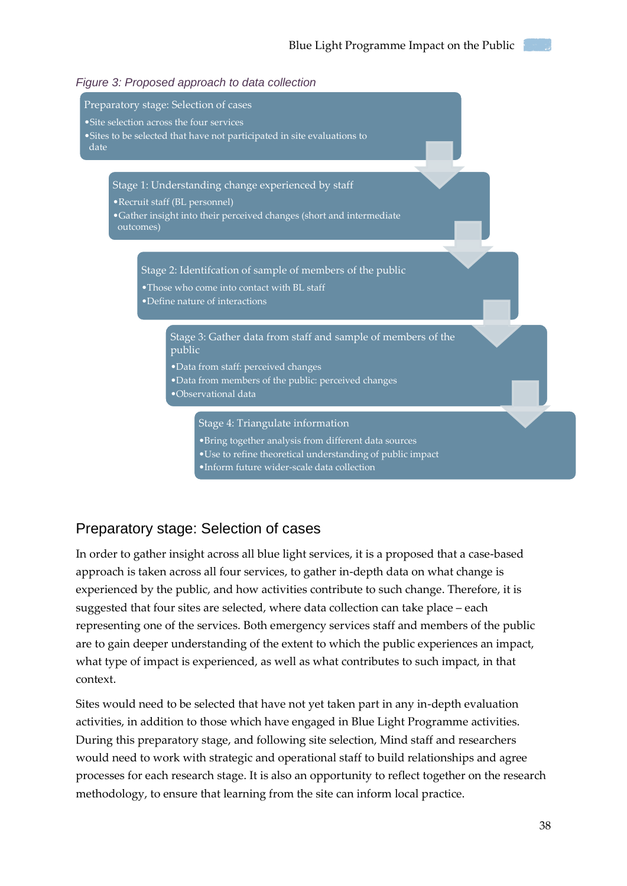*Figure 3: Proposed approach to data collection*

**Preparatory stage: Selection of cases**
- Site selection across the four services
- Sites to be selected that have not participated in site evaluations to date

**Stage 1: Understanding change experienced by staff**
- Recruit staff (BL personnel)
- Gather insight into their perceived changes (short and intermediate outcomes)

**Stage 2: Identifcation of sample of members of the public**
- Those who come into contact with BL staff
- Define nature of interactions

**Stage 3: Gather data from staff and sample of members of the public**
- Data from staff: perceived changes
- Data from members of the public: perceived changes
- Observational data

**Stage 4: Triangulate information**
- Bring together analysis from different data sources
- Use to refine theoretical understanding of public impact
- Inform future wider-scale data collection

## Preparatory stage: Selection of cases

In order to gather insight across all blue light services, it is a proposed that a case-based approach is taken across all four services, to gather in-depth data on what change is experienced by the public, and how activities contribute to such change. Therefore, it is suggested that four sites are selected, where data collection can take place – each representing one of the services. Both emergency services staff and members of the public are to gain deeper understanding of the extent to which the public experiences an impact, what type of impact is experienced, as well as what contributes to such impact, in that context.

Sites would need to be selected that have not yet taken part in any in-depth evaluation activities, in addition to those which have engaged in Blue Light Programme activities. During this preparatory stage, and following site selection, Mind staff and researchers would need to work with strategic and operational staff to build relationships and agree processes for each research stage. It is also an opportunity to reflect together on the research methodology, to ensure that learning from the site can inform local practice.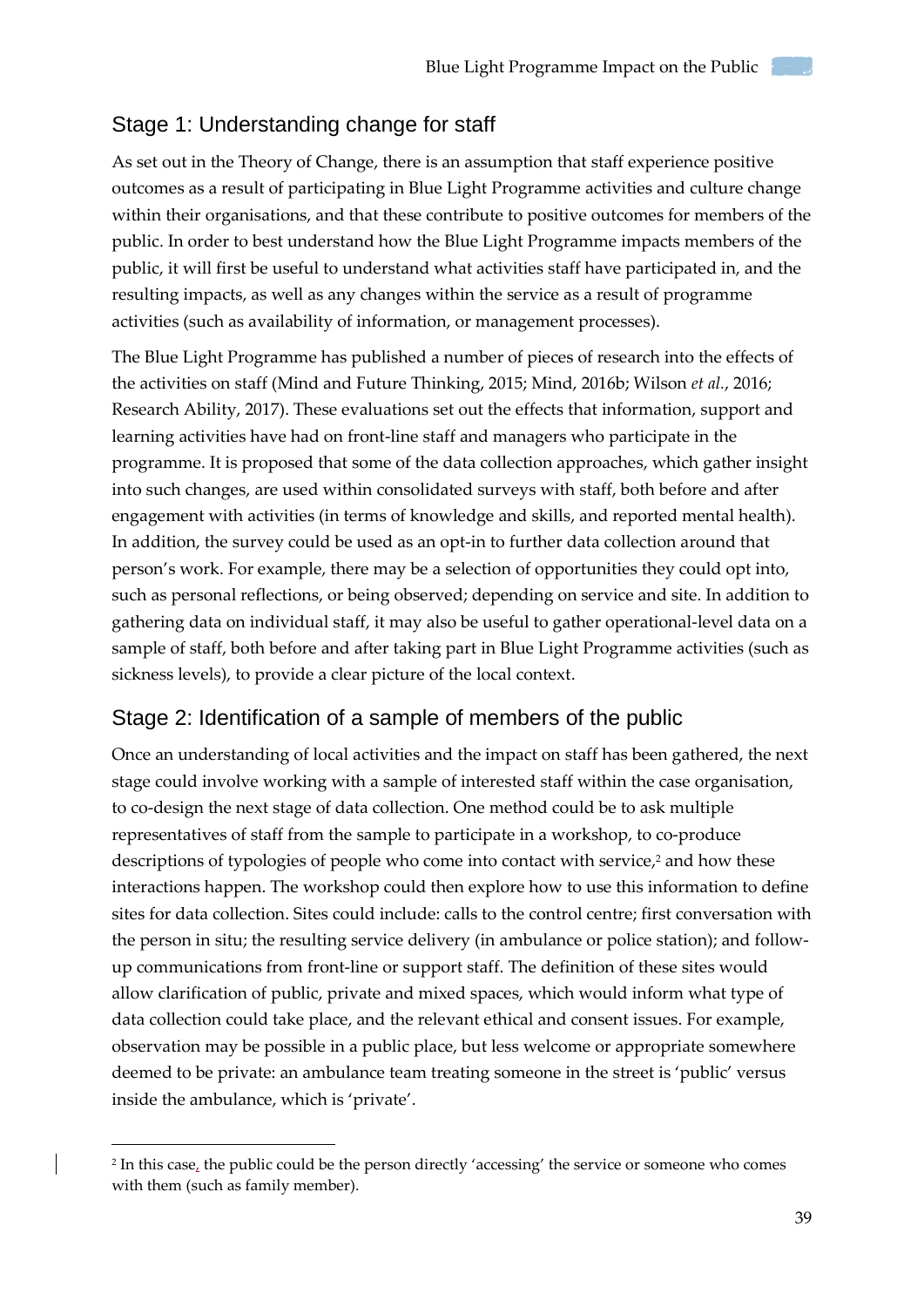## Stage 1: Understanding change for staff

As set out in the Theory of Change, there is an assumption that staff experience positive outcomes as a result of participating in Blue Light Programme activities and culture change within their organisations, and that these contribute to positive outcomes for members of the public. In order to best understand how the Blue Light Programme impacts members of the public, it will first be useful to understand what activities staff have participated in, and the resulting impacts, as well as any changes within the service as a result of programme activities (such as availability of information, or management processes).

The Blue Light Programme has published a number of pieces of research into the effects of the activities on staff (Mind and Future Thinking, 2015; Mind, 2016b; Wilson *et al.*, 2016; Research Ability, 2017). These evaluations set out the effects that information, support and learning activities have had on front-line staff and managers who participate in the programme. It is proposed that some of the data collection approaches, which gather insight into such changes, are used within consolidated surveys with staff, both before and after engagement with activities (in terms of knowledge and skills, and reported mental health). In addition, the survey could be used as an opt-in to further data collection around that person's work. For example, there may be a selection of opportunities they could opt into, such as personal reflections, or being observed; depending on service and site. In addition to gathering data on individual staff, it may also be useful to gather operational-level data on a sample of staff, both before and after taking part in Blue Light Programme activities (such as sickness levels), to provide a clear picture of the local context.

## Stage 2: Identification of a sample of members of the public

Once an understanding of local activities and the impact on staff has been gathered, the next stage could involve working with a sample of interested staff within the case organisation, to co-design the next stage of data collection. One method could be to ask multiple representatives of staff from the sample to participate in a workshop, to co-produce descriptions of typologies of people who come into contact with service,[2] and how these interactions happen. The workshop could then explore how to use this information to define sites for data collection. Sites could include: calls to the control centre; first conversation with the person in situ; the resulting service delivery (in ambulance or police station); and follow-up communications from front-line or support staff. The definition of these sites would allow clarification of public, private and mixed spaces, which would inform what type of data collection could take place, and the relevant ethical and consent issues. For example, observation may be possible in a public place, but less welcome or appropriate somewhere deemed to be private: an ambulance team treating someone in the street is 'public' versus inside the ambulance, which is 'private'.

---

[2] In this case, the public could be the person directly 'accessing' the service or someone who comes with them (such as family member).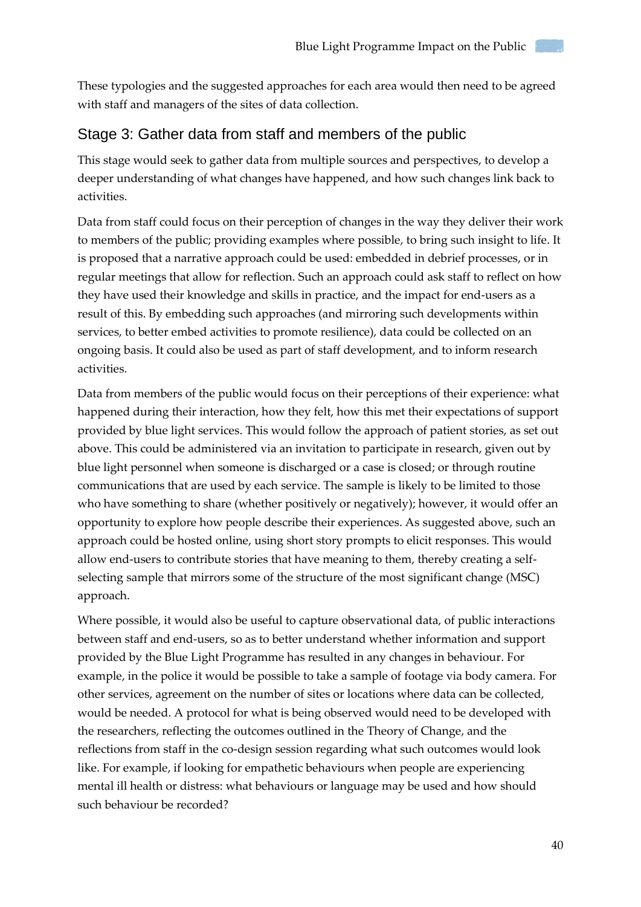These typologies and the suggested approaches for each area would then need to be agreed with staff and managers of the sites of data collection.

## Stage 3: Gather data from staff and members of the public

This stage would seek to gather data from multiple sources and perspectives, to develop a deeper understanding of what changes have happened, and how such changes link back to activities.

Data from staff could focus on their perception of changes in the way they deliver their work to members of the public; providing examples where possible, to bring such insight to life. It is proposed that a narrative approach could be used: embedded in debrief processes, or in regular meetings that allow for reflection. Such an approach could ask staff to reflect on how they have used their knowledge and skills in practice, and the impact for end-users as a result of this. By embedding such approaches (and mirroring such developments within services, to better embed activities to promote resilience), data could be collected on an ongoing basis. It could also be used as part of staff development, and to inform research activities.

Data from members of the public would focus on their perceptions of their experience: what happened during their interaction, how they felt, how this met their expectations of support provided by blue light services. This would follow the approach of patient stories, as set out above. This could be administered via an invitation to participate in research, given out by blue light personnel when someone is discharged or a case is closed; or through routine communications that are used by each service. The sample is likely to be limited to those who have something to share (whether positively or negatively); however, it would offer an opportunity to explore how people describe their experiences. As suggested above, such an approach could be hosted online, using short story prompts to elicit responses. This would allow end-users to contribute stories that have meaning to them, thereby creating a self-selecting sample that mirrors some of the structure of the most significant change (MSC) approach.

Where possible, it would also be useful to capture observational data, of public interactions between staff and end-users, so as to better understand whether information and support provided by the Blue Light Programme has resulted in any changes in behaviour. For example, in the police it would be possible to take a sample of footage via body camera. For other services, agreement on the number of sites or locations where data can be collected, would be needed. A protocol for what is being observed would need to be developed with the researchers, reflecting the outcomes outlined in the Theory of Change, and the reflections from staff in the co-design session regarding what such outcomes would look like. For example, if looking for empathetic behaviours when people are experiencing mental ill health or distress: what behaviours or language may be used and how should such behaviour be recorded?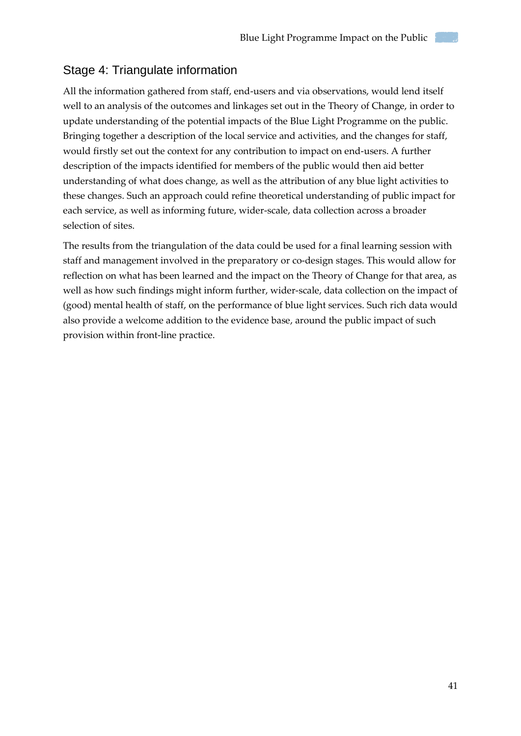## Stage 4: Triangulate information

All the information gathered from staff, end-users and via observations, would lend itself well to an analysis of the outcomes and linkages set out in the Theory of Change, in order to update understanding of the potential impacts of the Blue Light Programme on the public. Bringing together a description of the local service and activities, and the changes for staff, would firstly set out the context for any contribution to impact on end-users. A further description of the impacts identified for members of the public would then aid better understanding of what does change, as well as the attribution of any blue light activities to these changes. Such an approach could refine theoretical understanding of public impact for each service, as well as informing future, wider-scale, data collection across a broader selection of sites.

The results from the triangulation of the data could be used for a final learning session with staff and management involved in the preparatory or co-design stages. This would allow for reflection on what has been learned and the impact on the Theory of Change for that area, as well as how such findings might inform further, wider-scale, data collection on the impact of (good) mental health of staff, on the performance of blue light services. Such rich data would also provide a welcome addition to the evidence base, around the public impact of such provision within front-line practice.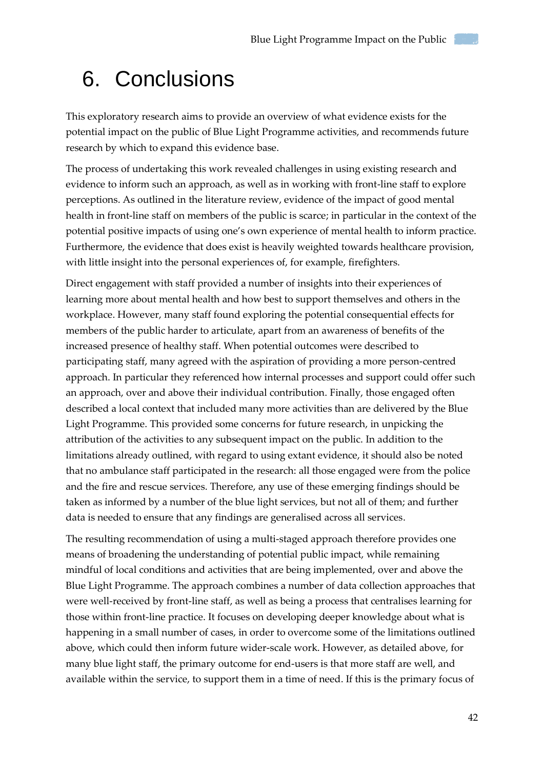# 6. Conclusions

This exploratory research aims to provide an overview of what evidence exists for the potential impact on the public of Blue Light Programme activities, and recommends future research by which to expand this evidence base.

The process of undertaking this work revealed challenges in using existing research and evidence to inform such an approach, as well as in working with front-line staff to explore perceptions. As outlined in the literature review, evidence of the impact of good mental health in front-line staff on members of the public is scarce; in particular in the context of the potential positive impacts of using one's own experience of mental health to inform practice. Furthermore, the evidence that does exist is heavily weighted towards healthcare provision, with little insight into the personal experiences of, for example, firefighters.

Direct engagement with staff provided a number of insights into their experiences of learning more about mental health and how best to support themselves and others in the workplace. However, many staff found exploring the potential consequential effects for members of the public harder to articulate, apart from an awareness of benefits of the increased presence of healthy staff. When potential outcomes were described to participating staff, many agreed with the aspiration of providing a more person-centred approach. In particular they referenced how internal processes and support could offer such an approach, over and above their individual contribution. Finally, those engaged often described a local context that included many more activities than are delivered by the Blue Light Programme. This provided some concerns for future research, in unpicking the attribution of the activities to any subsequent impact on the public. In addition to the limitations already outlined, with regard to using extant evidence, it should also be noted that no ambulance staff participated in the research: all those engaged were from the police and the fire and rescue services. Therefore, any use of these emerging findings should be taken as informed by a number of the blue light services, but not all of them; and further data is needed to ensure that any findings are generalised across all services.

The resulting recommendation of using a multi-staged approach therefore provides one means of broadening the understanding of potential public impact, while remaining mindful of local conditions and activities that are being implemented, over and above the Blue Light Programme. The approach combines a number of data collection approaches that were well-received by front-line staff, as well as being a process that centralises learning for those within front-line practice. It focuses on developing deeper knowledge about what is happening in a small number of cases, in order to overcome some of the limitations outlined above, which could then inform future wider-scale work. However, as detailed above, for many blue light staff, the primary outcome for end-users is that more staff are well, and available within the service, to support them in a time of need. If this is the primary focus of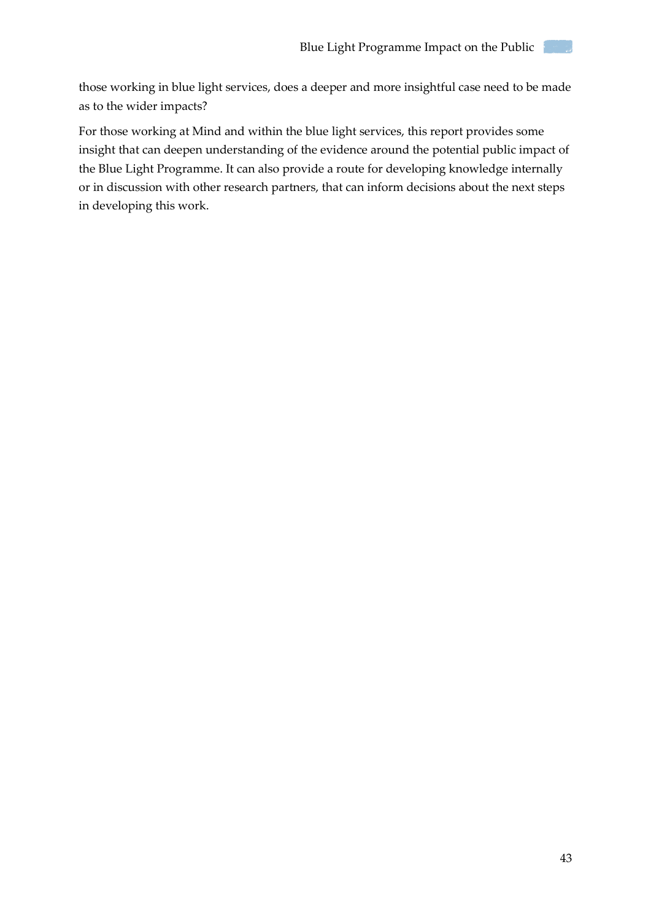those working in blue light services, does a deeper and more insightful case need to be made as to the wider impacts?

For those working at Mind and within the blue light services, this report provides some insight that can deepen understanding of the evidence around the potential public impact of the Blue Light Programme. It can also provide a route for developing knowledge internally or in discussion with other research partners, that can inform decisions about the next steps in developing this work.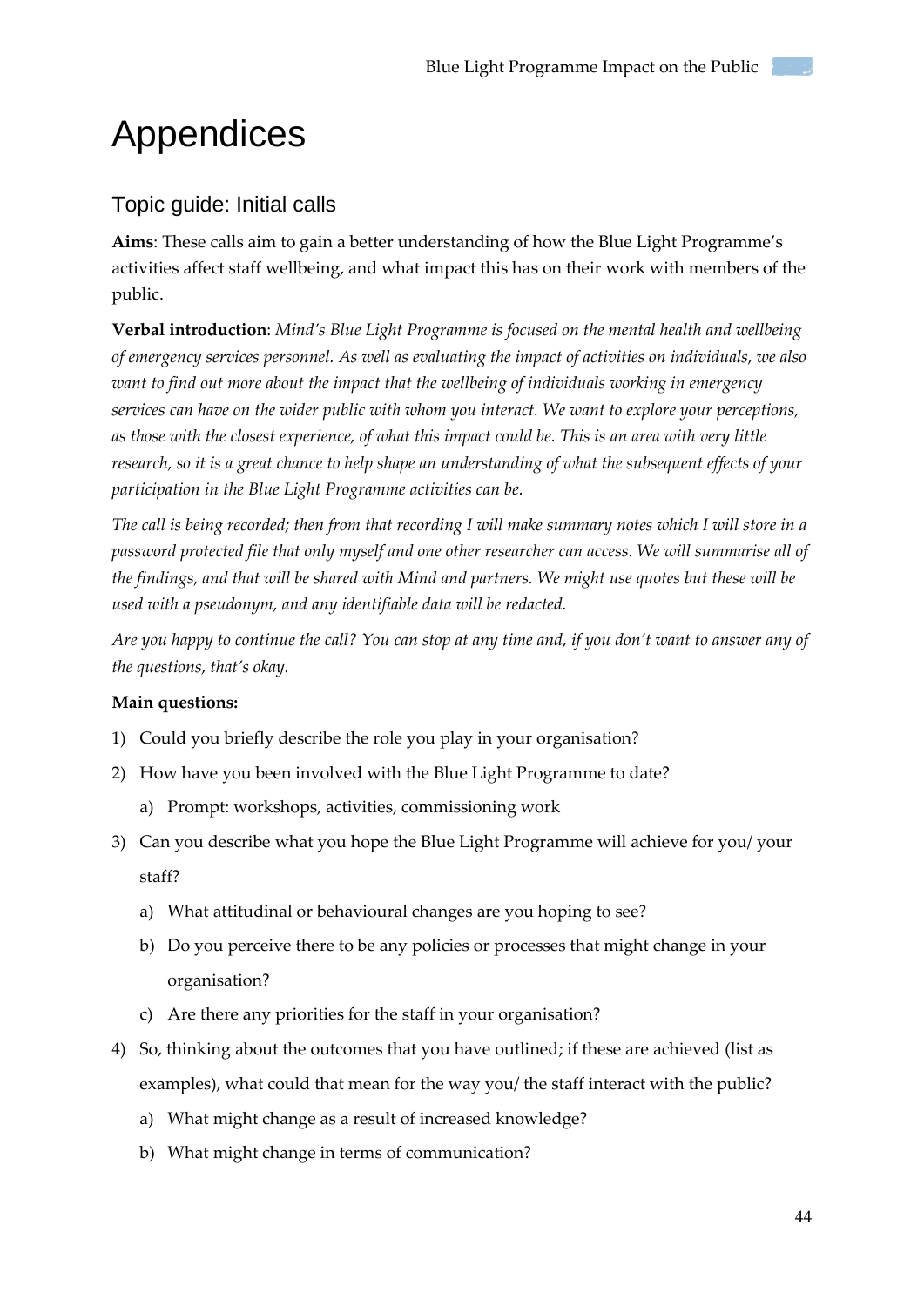# Appendices

## Topic guide: Initial calls

**Aims**: These calls aim to gain a better understanding of how the Blue Light Programme's activities affect staff wellbeing, and what impact this has on their work with members of the public.

**Verbal introduction**: *Mind's Blue Light Programme is focused on the mental health and wellbeing of emergency services personnel. As well as evaluating the impact of activities on individuals, we also want to find out more about the impact that the wellbeing of individuals working in emergency services can have on the wider public with whom you interact. We want to explore your perceptions, as those with the closest experience, of what this impact could be. This is an area with very little research, so it is a great chance to help shape an understanding of what the subsequent effects of your participation in the Blue Light Programme activities can be.*

*The call is being recorded; then from that recording I will make summary notes which I will store in a password protected file that only myself and one other researcher can access. We will summarise all of the findings, and that will be shared with Mind and partners. We might use quotes but these will be used with a pseudonym, and any identifiable data will be redacted.*

*Are you happy to continue the call? You can stop at any time and, if you don't want to answer any of the questions, that's okay.*

**Main questions:**

1) Could you briefly describe the role you play in your organisation?
2) How have you been involved with the Blue Light Programme to date?
   a) Prompt: workshops, activities, commissioning work
3) Can you describe what you hope the Blue Light Programme will achieve for you/ your staff?
   a) What attitudinal or behavioural changes are you hoping to see?
   b) Do you perceive there to be any policies or processes that might change in your organisation?
   c) Are there any priorities for the staff in your organisation?
4) So, thinking about the outcomes that you have outlined; if these are achieved (list as examples), what could that mean for the way you/ the staff interact with the public?
   a) What might change as a result of increased knowledge?
   b) What might change in terms of communication?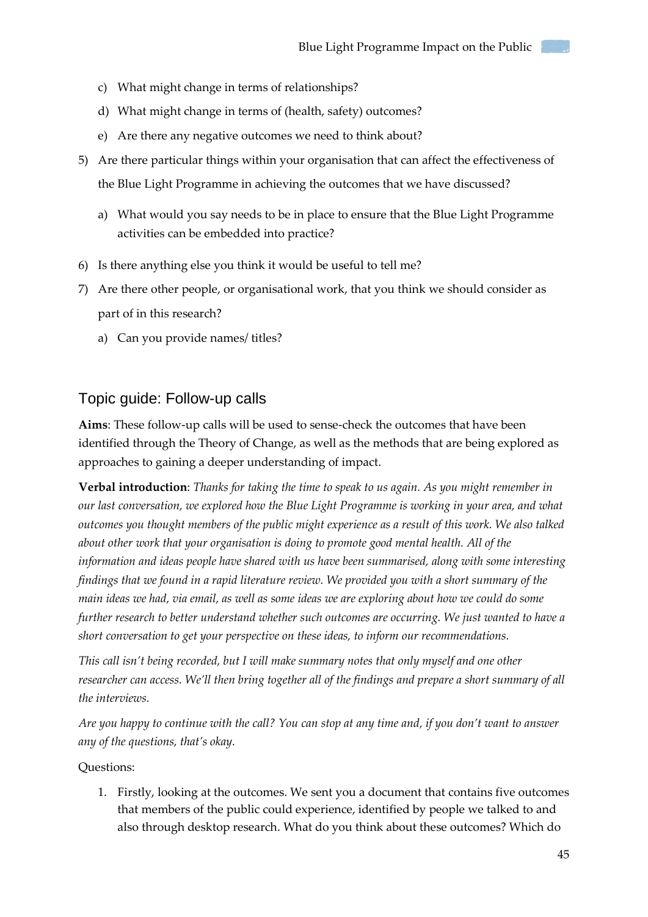c) What might change in terms of relationships?

d) What might change in terms of (health, safety) outcomes?

e) Are there any negative outcomes we need to think about?

5) Are there particular things within your organisation that can affect the effectiveness of the Blue Light Programme in achieving the outcomes that we have discussed?

   a) What would you say needs to be in place to ensure that the Blue Light Programme activities can be embedded into practice?

6) Is there anything else you think it would be useful to tell me?

7) Are there other people, or organisational work, that you think we should consider as part of in this research?

   a) Can you provide names/ titles?

## Topic guide: Follow-up calls

**Aims**: These follow-up calls will be used to sense-check the outcomes that have been identified through the Theory of Change, as well as the methods that are being explored as approaches to gaining a deeper understanding of impact.

**Verbal introduction**: *Thanks for taking the time to speak to us again. As you might remember in our last conversation, we explored how the Blue Light Programme is working in your area, and what outcomes you thought members of the public might experience as a result of this work. We also talked about other work that your organisation is doing to promote good mental health. All of the information and ideas people have shared with us have been summarised, along with some interesting findings that we found in a rapid literature review. We provided you with a short summary of the main ideas we had, via email, as well as some ideas we are exploring about how we could do some further research to better understand whether such outcomes are occurring. We just wanted to have a short conversation to get your perspective on these ideas, to inform our recommendations.*

*This call isn't being recorded, but I will make summary notes that only myself and one other researcher can access. We'll then bring together all of the findings and prepare a short summary of all the interviews.*

*Are you happy to continue with the call? You can stop at any time and, if you don't want to answer any of the questions, that's okay.*

Questions:

1. Firstly, looking at the outcomes. We sent you a document that contains five outcomes that members of the public could experience, identified by people we talked to and also through desktop research. What do you think about these outcomes? Which do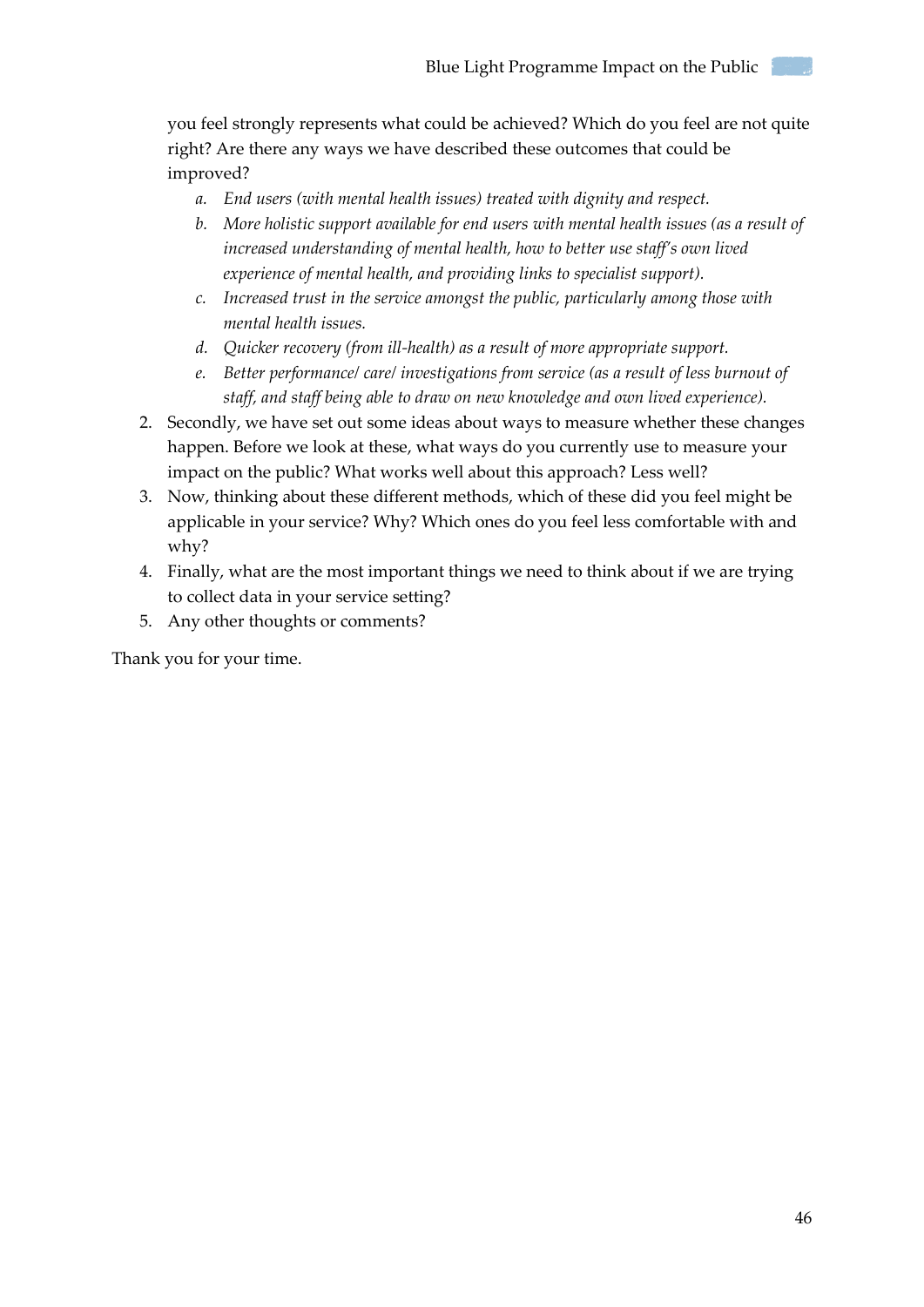you feel strongly represents what could be achieved? Which do you feel are not quite right? Are there any ways we have described these outcomes that could be improved?

   a. *End users (with mental health issues) treated with dignity and respect.*
   b. *More holistic support available for end users with mental health issues (as a result of increased understanding of mental health, how to better use staff's own lived experience of mental health, and providing links to specialist support).*
   c. *Increased trust in the service amongst the public, particularly among those with mental health issues.*
   d. *Quicker recovery (from ill-health) as a result of more appropriate support.*
   e. *Better performance/ care/ investigations from service (as a result of less burnout of staff, and staff being able to draw on new knowledge and own lived experience).*

2. Secondly, we have set out some ideas about ways to measure whether these changes happen. Before we look at these, what ways do you currently use to measure your impact on the public? What works well about this approach? Less well?
3. Now, thinking about these different methods, which of these did you feel might be applicable in your service? Why? Which ones do you feel less comfortable with and why?
4. Finally, what are the most important things we need to think about if we are trying to collect data in your service setting?
5. Any other thoughts or comments?

Thank you for your time.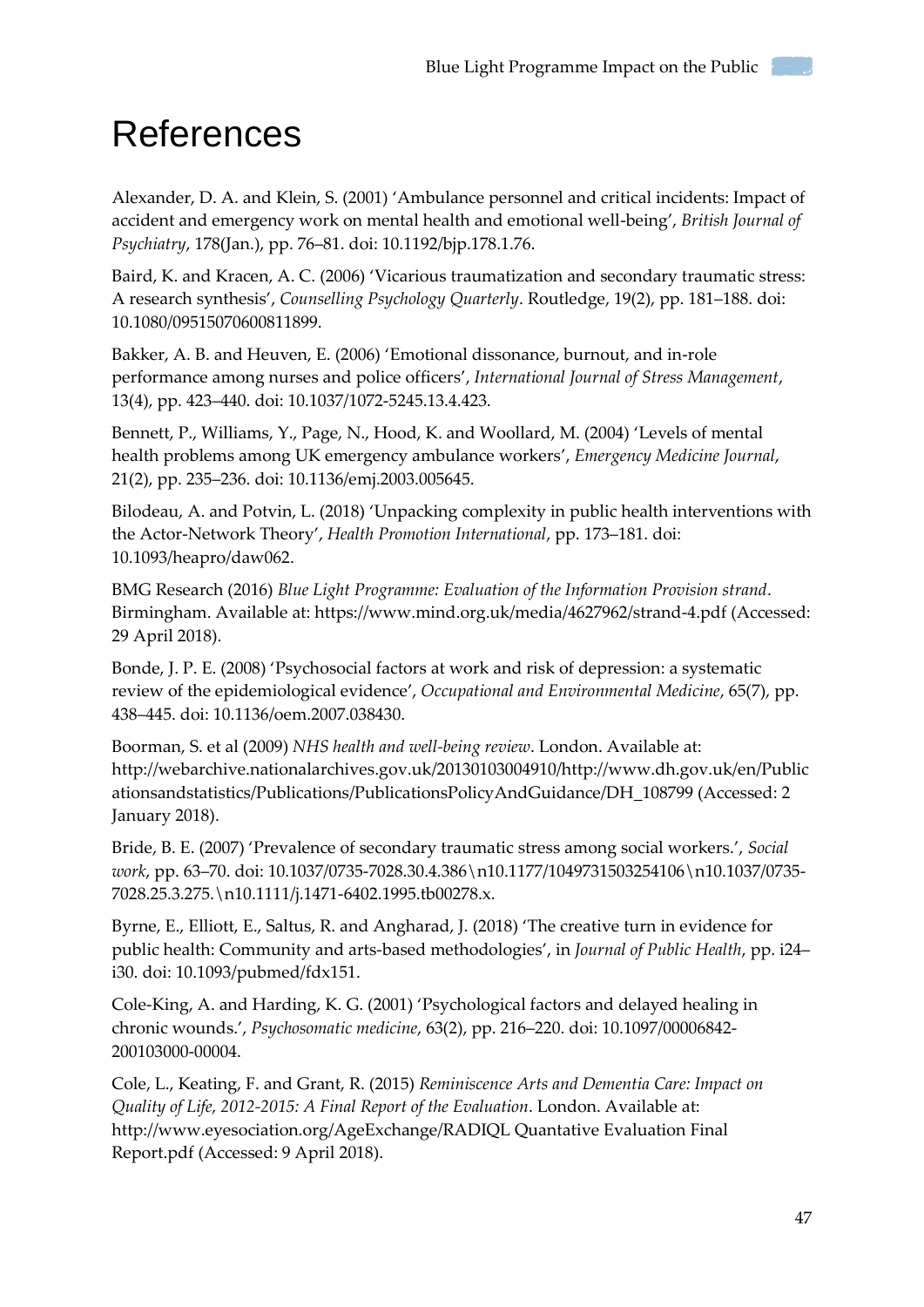# References

Alexander, D. A. and Klein, S. (2001) 'Ambulance personnel and critical incidents: Impact of accident and emergency work on mental health and emotional well-being', *British Journal of Psychiatry*, 178(Jan.), pp. 76–81. doi: 10.1192/bjp.178.1.76.

Baird, K. and Kracen, A. C. (2006) 'Vicarious traumatization and secondary traumatic stress: A research synthesis', *Counselling Psychology Quarterly*. Routledge, 19(2), pp. 181–188. doi: 10.1080/09515070600811899.

Bakker, A. B. and Heuven, E. (2006) 'Emotional dissonance, burnout, and in-role performance among nurses and police officers', *International Journal of Stress Management*, 13(4), pp. 423–440. doi: 10.1037/1072-5245.13.4.423.

Bennett, P., Williams, Y., Page, N., Hood, K. and Woollard, M. (2004) 'Levels of mental health problems among UK emergency ambulance workers', *Emergency Medicine Journal*, 21(2), pp. 235–236. doi: 10.1136/emj.2003.005645.

Bilodeau, A. and Potvin, L. (2018) 'Unpacking complexity in public health interventions with the Actor-Network Theory', *Health Promotion International*, pp. 173–181. doi: 10.1093/heapro/daw062.

BMG Research (2016) *Blue Light Programme: Evaluation of the Information Provision strand*. Birmingham. Available at: https://www.mind.org.uk/media/4627962/strand-4.pdf (Accessed: 29 April 2018).

Bonde, J. P. E. (2008) 'Psychosocial factors at work and risk of depression: a systematic review of the epidemiological evidence', *Occupational and Environmental Medicine*, 65(7), pp. 438–445. doi: 10.1136/oem.2007.038430.

Boorman, S. et al (2009) *NHS health and well-being review*. London. Available at: http://webarchive.nationalarchives.gov.uk/20130103004910/http://www.dh.gov.uk/en/Publicationsandstatistics/Publications/PublicationsPolicyAndGuidance/DH_108799 (Accessed: 2 January 2018).

Bride, B. E. (2007) 'Prevalence of secondary traumatic stress among social workers.', *Social work*, pp. 63–70. doi: 10.1037/0735-7028.30.4.386\n10.1177/1049731503254106\n10.1037/0735-7028.25.3.275.\n10.1111/j.1471-6402.1995.tb00278.x.

Byrne, E., Elliott, E., Saltus, R. and Angharad, J. (2018) 'The creative turn in evidence for public health: Community and arts-based methodologies', in *Journal of Public Health*, pp. i24–i30. doi: 10.1093/pubmed/fdx151.

Cole-King, A. and Harding, K. G. (2001) 'Psychological factors and delayed healing in chronic wounds.', *Psychosomatic medicine*, 63(2), pp. 216–220. doi: 10.1097/00006842-200103000-00004.

Cole, L., Keating, F. and Grant, R. (2015) *Reminiscence Arts and Dementia Care: Impact on Quality of Life, 2012-2015: A Final Report of the Evaluation*. London. Available at: http://www.eyesociation.org/AgeExchange/RADIQL Quantative Evaluation Final Report.pdf (Accessed: 9 April 2018).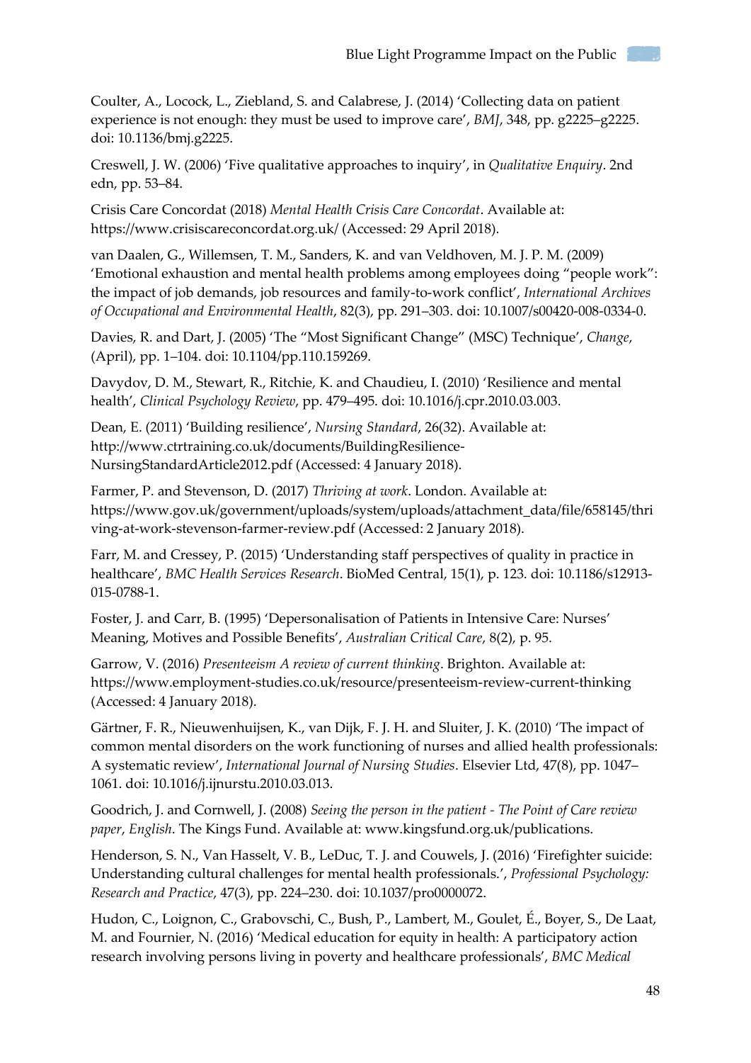Coulter, A., Locock, L., Ziebland, S. and Calabrese, J. (2014) 'Collecting data on patient experience is not enough: they must be used to improve care', *BMJ*, 348, pp. g2225–g2225. doi: 10.1136/bmj.g2225.

Creswell, J. W. (2006) 'Five qualitative approaches to inquiry', in *Qualitative Enquiry*. 2nd edn, pp. 53–84.

Crisis Care Concordat (2018) *Mental Health Crisis Care Concordat*. Available at: https://www.crisiscareconcordat.org.uk/ (Accessed: 29 April 2018).

van Daalen, G., Willemsen, T. M., Sanders, K. and van Veldhoven, M. J. P. M. (2009) 'Emotional exhaustion and mental health problems among employees doing "people work": the impact of job demands, job resources and family-to-work conflict', *International Archives of Occupational and Environmental Health*, 82(3), pp. 291–303. doi: 10.1007/s00420-008-0334-0.

Davies, R. and Dart, J. (2005) 'The "Most Significant Change" (MSC) Technique', *Change*, (April), pp. 1–104. doi: 10.1104/pp.110.159269.

Davydov, D. M., Stewart, R., Ritchie, K. and Chaudieu, I. (2010) 'Resilience and mental health', *Clinical Psychology Review*, pp. 479–495. doi: 10.1016/j.cpr.2010.03.003.

Dean, E. (2011) 'Building resilience', *Nursing Standard*, 26(32). Available at: http://www.ctrtraining.co.uk/documents/BuildingResilience-NursingStandardArticle2012.pdf (Accessed: 4 January 2018).

Farmer, P. and Stevenson, D. (2017) *Thriving at work*. London. Available at: https://www.gov.uk/government/uploads/system/uploads/attachment_data/file/658145/thriving-at-work-stevenson-farmer-review.pdf (Accessed: 2 January 2018).

Farr, M. and Cressey, P. (2015) 'Understanding staff perspectives of quality in practice in healthcare', *BMC Health Services Research*. BioMed Central, 15(1), p. 123. doi: 10.1186/s12913-015-0788-1.

Foster, J. and Carr, B. (1995) 'Depersonalisation of Patients in Intensive Care: Nurses' Meaning, Motives and Possible Benefits', *Australian Critical Care*, 8(2), p. 95.

Garrow, V. (2016) *Presenteeism A review of current thinking*. Brighton. Available at: https://www.employment-studies.co.uk/resource/presenteeism-review-current-thinking (Accessed: 4 January 2018).

Gärtner, F. R., Nieuwenhuijsen, K., van Dijk, F. J. H. and Sluiter, J. K. (2010) 'The impact of common mental disorders on the work functioning of nurses and allied health professionals: A systematic review', *International Journal of Nursing Studies*. Elsevier Ltd, 47(8), pp. 1047–1061. doi: 10.1016/j.ijnurstu.2010.03.013.

Goodrich, J. and Cornwell, J. (2008) *Seeing the person in the patient - The Point of Care review paper*, *English*. The Kings Fund. Available at: www.kingsfund.org.uk/publications.

Henderson, S. N., Van Hasselt, V. B., LeDuc, T. J. and Couwels, J. (2016) 'Firefighter suicide: Understanding cultural challenges for mental health professionals.', *Professional Psychology: Research and Practice*, 47(3), pp. 224–230. doi: 10.1037/pro0000072.

Hudon, C., Loignon, C., Grabovschi, C., Bush, P., Lambert, M., Goulet, É., Boyer, S., De Laat, M. and Fournier, N. (2016) 'Medical education for equity in health: A participatory action research involving persons living in poverty and healthcare professionals', *BMC Medical*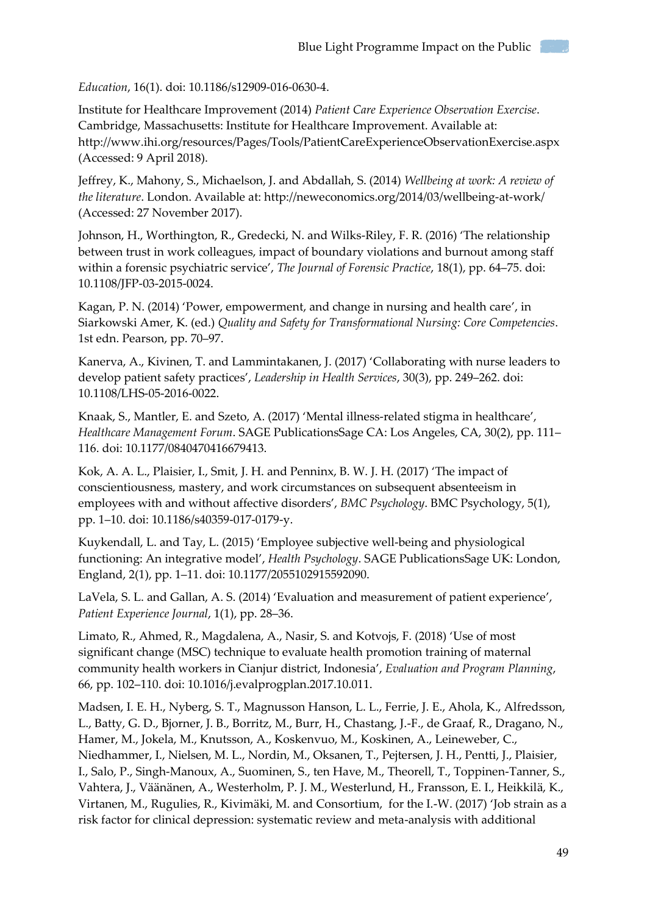*Education*, 16(1). doi: 10.1186/s12909-016-0630-4.

Institute for Healthcare Improvement (2014) *Patient Care Experience Observation Exercise*. Cambridge, Massachusetts: Institute for Healthcare Improvement. Available at: http://www.ihi.org/resources/Pages/Tools/PatientCareExperienceObservationExercise.aspx (Accessed: 9 April 2018).

Jeffrey, K., Mahony, S., Michaelson, J. and Abdallah, S. (2014) *Wellbeing at work: A review of the literature*. London. Available at: http://neweconomics.org/2014/03/wellbeing-at-work/ (Accessed: 27 November 2017).

Johnson, H., Worthington, R., Gredecki, N. and Wilks-Riley, F. R. (2016) 'The relationship between trust in work colleagues, impact of boundary violations and burnout among staff within a forensic psychiatric service', *The Journal of Forensic Practice*, 18(1), pp. 64–75. doi: 10.1108/JFP-03-2015-0024.

Kagan, P. N. (2014) 'Power, empowerment, and change in nursing and health care', in Siarkowski Amer, K. (ed.) *Quality and Safety for Transformational Nursing: Core Competencies*. 1st edn. Pearson, pp. 70–97.

Kanerva, A., Kivinen, T. and Lammintakanen, J. (2017) 'Collaborating with nurse leaders to develop patient safety practices', *Leadership in Health Services*, 30(3), pp. 249–262. doi: 10.1108/LHS-05-2016-0022.

Knaak, S., Mantler, E. and Szeto, A. (2017) 'Mental illness-related stigma in healthcare', *Healthcare Management Forum*. SAGE PublicationsSage CA: Los Angeles, CA, 30(2), pp. 111–116. doi: 10.1177/0840470416679413.

Kok, A. A. L., Plaisier, I., Smit, J. H. and Penninx, B. W. J. H. (2017) 'The impact of conscientiousness, mastery, and work circumstances on subsequent absenteeism in employees with and without affective disorders', *BMC Psychology*. BMC Psychology, 5(1), pp. 1–10. doi: 10.1186/s40359-017-0179-y.

Kuykendall, L. and Tay, L. (2015) 'Employee subjective well-being and physiological functioning: An integrative model', *Health Psychology*. SAGE PublicationsSage UK: London, England, 2(1), pp. 1–11. doi: 10.1177/2055102915592090.

LaVela, S. L. and Gallan, A. S. (2014) 'Evaluation and measurement of patient experience', *Patient Experience Journal*, 1(1), pp. 28–36.

Limato, R., Ahmed, R., Magdalena, A., Nasir, S. and Kotvojs, F. (2018) 'Use of most significant change (MSC) technique to evaluate health promotion training of maternal community health workers in Cianjur district, Indonesia', *Evaluation and Program Planning*, 66, pp. 102–110. doi: 10.1016/j.evalprogplan.2017.10.011.

Madsen, I. E. H., Nyberg, S. T., Magnusson Hanson, L. L., Ferrie, J. E., Ahola, K., Alfredsson, L., Batty, G. D., Bjorner, J. B., Borritz, M., Burr, H., Chastang, J.-F., de Graaf, R., Dragano, N., Hamer, M., Jokela, M., Knutsson, A., Koskenvuo, M., Koskinen, A., Leineweber, C., Niedhammer, I., Nielsen, M. L., Nordin, M., Oksanen, T., Pejtersen, J. H., Pentti, J., Plaisier, I., Salo, P., Singh-Manoux, A., Suominen, S., ten Have, M., Theorell, T., Toppinen-Tanner, S., Vahtera, J., Väänänen, A., Westerholm, P. J. M., Westerlund, H., Fransson, E. I., Heikkilä, K., Virtanen, M., Rugulies, R., Kivimäki, M. and Consortium, for the I.-W. (2017) 'Job strain as a risk factor for clinical depression: systematic review and meta-analysis with additional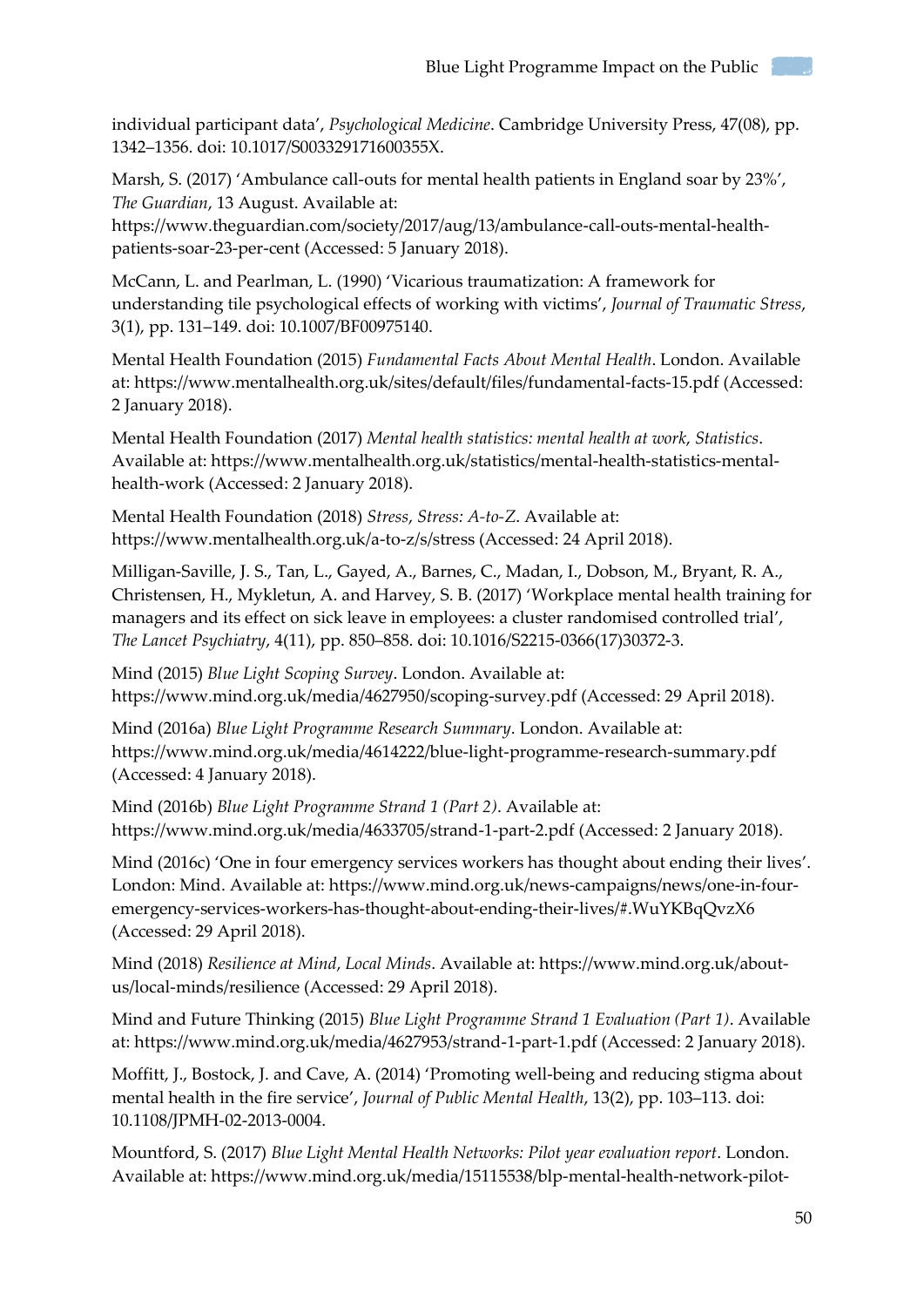individual participant data', *Psychological Medicine*. Cambridge University Press, 47(08), pp. 1342–1356. doi: 10.1017/S003329171600355X.

Marsh, S. (2017) 'Ambulance call-outs for mental health patients in England soar by 23%', *The Guardian*, 13 August. Available at: https://www.theguardian.com/society/2017/aug/13/ambulance-call-outs-mental-health-patients-soar-23-per-cent (Accessed: 5 January 2018).

McCann, L. and Pearlman, L. (1990) 'Vicarious traumatization: A framework for understanding tile psychological effects of working with victims', *Journal of Traumatic Stress*, 3(1), pp. 131–149. doi: 10.1007/BF00975140.

Mental Health Foundation (2015) *Fundamental Facts About Mental Health*. London. Available at: https://www.mentalhealth.org.uk/sites/default/files/fundamental-facts-15.pdf (Accessed: 2 January 2018).

Mental Health Foundation (2017) *Mental health statistics: mental health at work*, *Statistics*. Available at: https://www.mentalhealth.org.uk/statistics/mental-health-statistics-mental-health-work (Accessed: 2 January 2018).

Mental Health Foundation (2018) *Stress*, *Stress: A-to-Z*. Available at: https://www.mentalhealth.org.uk/a-to-z/s/stress (Accessed: 24 April 2018).

Milligan-Saville, J. S., Tan, L., Gayed, A., Barnes, C., Madan, I., Dobson, M., Bryant, R. A., Christensen, H., Mykletun, A. and Harvey, S. B. (2017) 'Workplace mental health training for managers and its effect on sick leave in employees: a cluster randomised controlled trial', *The Lancet Psychiatry*, 4(11), pp. 850–858. doi: 10.1016/S2215-0366(17)30372-3.

Mind (2015) *Blue Light Scoping Survey*. London. Available at: https://www.mind.org.uk/media/4627950/scoping-survey.pdf (Accessed: 29 April 2018).

Mind (2016a) *Blue Light Programme Research Summary*. London. Available at: https://www.mind.org.uk/media/4614222/blue-light-programme-research-summary.pdf (Accessed: 4 January 2018).

Mind (2016b) *Blue Light Programme Strand 1 (Part 2)*. Available at: https://www.mind.org.uk/media/4633705/strand-1-part-2.pdf (Accessed: 2 January 2018).

Mind (2016c) 'One in four emergency services workers has thought about ending their lives'. London: Mind. Available at: https://www.mind.org.uk/news-campaigns/news/one-in-four-emergency-services-workers-has-thought-about-ending-their-lives/#.WuYKBqQvzX6 (Accessed: 29 April 2018).

Mind (2018) *Resilience at Mind*, *Local Minds*. Available at: https://www.mind.org.uk/about-us/local-minds/resilience (Accessed: 29 April 2018).

Mind and Future Thinking (2015) *Blue Light Programme Strand 1 Evaluation (Part 1)*. Available at: https://www.mind.org.uk/media/4627953/strand-1-part-1.pdf (Accessed: 2 January 2018).

Moffitt, J., Bostock, J. and Cave, A. (2014) 'Promoting well-being and reducing stigma about mental health in the fire service', *Journal of Public Mental Health*, 13(2), pp. 103–113. doi: 10.1108/JPMH-02-2013-0004.

Mountford, S. (2017) *Blue Light Mental Health Networks: Pilot year evaluation report*. London. Available at: https://www.mind.org.uk/media/15115538/blp-mental-health-network-pilot-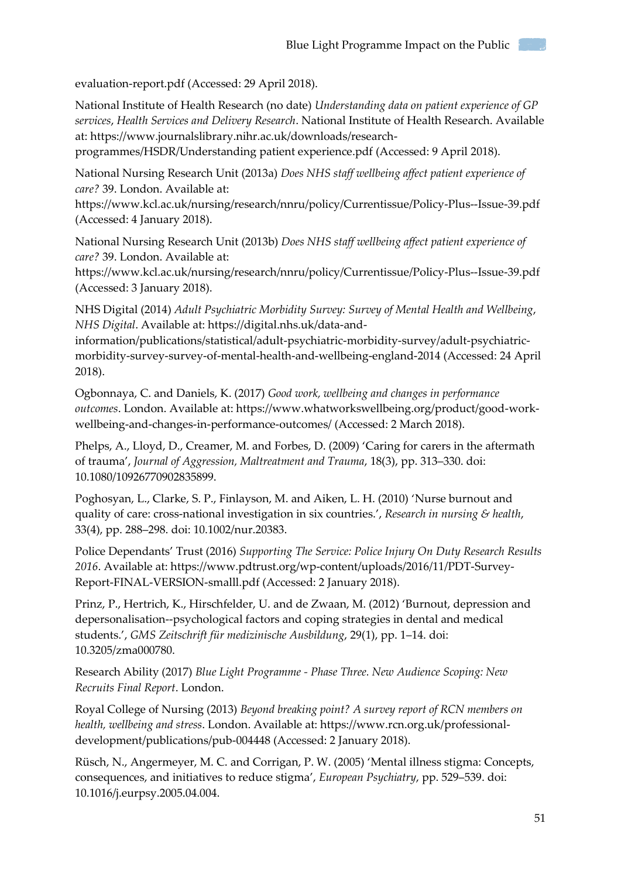evaluation-report.pdf (Accessed: 29 April 2018).

National Institute of Health Research (no date) *Understanding data on patient experience of GP services*, *Health Services and Delivery Research*. National Institute of Health Research. Available at: https://www.journalslibrary.nihr.ac.uk/downloads/research-programmes/HSDR/Understanding patient experience.pdf (Accessed: 9 April 2018).

National Nursing Research Unit (2013a) *Does NHS staff wellbeing affect patient experience of care?* 39. London. Available at: https://www.kcl.ac.uk/nursing/research/nnru/policy/Currentissue/Policy-Plus--Issue-39.pdf (Accessed: 4 January 2018).

National Nursing Research Unit (2013b) *Does NHS staff wellbeing affect patient experience of care?* 39. London. Available at: https://www.kcl.ac.uk/nursing/research/nnru/policy/Currentissue/Policy-Plus--Issue-39.pdf (Accessed: 3 January 2018).

NHS Digital (2014) *Adult Psychiatric Morbidity Survey: Survey of Mental Health and Wellbeing*, *NHS Digital*. Available at: https://digital.nhs.uk/data-and-information/publications/statistical/adult-psychiatric-morbidity-survey/adult-psychiatric-morbidity-survey-survey-of-mental-health-and-wellbeing-england-2014 (Accessed: 24 April 2018).

Ogbonnaya, C. and Daniels, K. (2017) *Good work, wellbeing and changes in performance outcomes*. London. Available at: https://www.whatworkswellbeing.org/product/good-work-wellbeing-and-changes-in-performance-outcomes/ (Accessed: 2 March 2018).

Phelps, A., Lloyd, D., Creamer, M. and Forbes, D. (2009) 'Caring for carers in the aftermath of trauma', *Journal of Aggression, Maltreatment and Trauma*, 18(3), pp. 313–330. doi: 10.1080/10926770902835899.

Poghosyan, L., Clarke, S. P., Finlayson, M. and Aiken, L. H. (2010) 'Nurse burnout and quality of care: cross-national investigation in six countries.', *Research in nursing & health*, 33(4), pp. 288–298. doi: 10.1002/nur.20383.

Police Dependants' Trust (2016) *Supporting The Service: Police Injury On Duty Research Results 2016*. Available at: https://www.pdtrust.org/wp-content/uploads/2016/11/PDT-Survey-Report-FINAL-VERSION-smalll.pdf (Accessed: 2 January 2018).

Prinz, P., Hertrich, K., Hirschfelder, U. and de Zwaan, M. (2012) 'Burnout, depression and depersonalisation--psychological factors and coping strategies in dental and medical students.', *GMS Zeitschrift für medizinische Ausbildung*, 29(1), pp. 1–14. doi: 10.3205/zma000780.

Research Ability (2017) *Blue Light Programme - Phase Three. New Audience Scoping: New Recruits Final Report*. London.

Royal College of Nursing (2013) *Beyond breaking point? A survey report of RCN members on health, wellbeing and stress*. London. Available at: https://www.rcn.org.uk/professional-development/publications/pub-004448 (Accessed: 2 January 2018).

Rüsch, N., Angermeyer, M. C. and Corrigan, P. W. (2005) 'Mental illness stigma: Concepts, consequences, and initiatives to reduce stigma', *European Psychiatry*, pp. 529–539. doi: 10.1016/j.eurpsy.2005.04.004.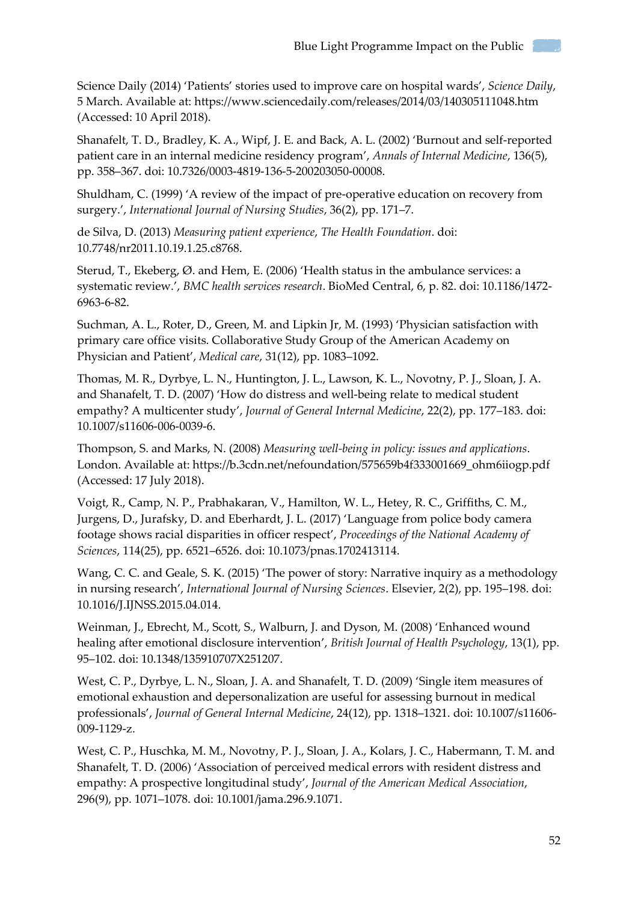Science Daily (2014) 'Patients' stories used to improve care on hospital wards', *Science Daily*, 5 March. Available at: https://www.sciencedaily.com/releases/2014/03/140305111048.htm (Accessed: 10 April 2018).

Shanafelt, T. D., Bradley, K. A., Wipf, J. E. and Back, A. L. (2002) 'Burnout and self-reported patient care in an internal medicine residency program', *Annals of Internal Medicine*, 136(5), pp. 358–367. doi: 10.7326/0003-4819-136-5-200203050-00008.

Shuldham, C. (1999) 'A review of the impact of pre-operative education on recovery from surgery.', *International Journal of Nursing Studies*, 36(2), pp. 171–7.

de Silva, D. (2013) *Measuring patient experience*, *The Health Foundation*. doi: 10.7748/nr2011.10.19.1.25.c8768.

Sterud, T., Ekeberg, Ø. and Hem, E. (2006) 'Health status in the ambulance services: a systematic review.', *BMC health services research*. BioMed Central, 6, p. 82. doi: 10.1186/1472-6963-6-82.

Suchman, A. L., Roter, D., Green, M. and Lipkin Jr, M. (1993) 'Physician satisfaction with primary care office visits. Collaborative Study Group of the American Academy on Physician and Patient', *Medical care*, 31(12), pp. 1083–1092.

Thomas, M. R., Dyrbye, L. N., Huntington, J. L., Lawson, K. L., Novotny, P. J., Sloan, J. A. and Shanafelt, T. D. (2007) 'How do distress and well-being relate to medical student empathy? A multicenter study', *Journal of General Internal Medicine*, 22(2), pp. 177–183. doi: 10.1007/s11606-006-0039-6.

Thompson, S. and Marks, N. (2008) *Measuring well-being in policy: issues and applications*. London. Available at: https://b.3cdn.net/nefoundation/575659b4f333001669_ohm6iiogp.pdf (Accessed: 17 July 2018).

Voigt, R., Camp, N. P., Prabhakaran, V., Hamilton, W. L., Hetey, R. C., Griffiths, C. M., Jurgens, D., Jurafsky, D. and Eberhardt, J. L. (2017) 'Language from police body camera footage shows racial disparities in officer respect', *Proceedings of the National Academy of Sciences*, 114(25), pp. 6521–6526. doi: 10.1073/pnas.1702413114.

Wang, C. C. and Geale, S. K. (2015) 'The power of story: Narrative inquiry as a methodology in nursing research', *International Journal of Nursing Sciences*. Elsevier, 2(2), pp. 195–198. doi: 10.1016/J.IJNSS.2015.04.014.

Weinman, J., Ebrecht, M., Scott, S., Walburn, J. and Dyson, M. (2008) 'Enhanced wound healing after emotional disclosure intervention', *British Journal of Health Psychology*, 13(1), pp. 95–102. doi: 10.1348/135910707X251207.

West, C. P., Dyrbye, L. N., Sloan, J. A. and Shanafelt, T. D. (2009) 'Single item measures of emotional exhaustion and depersonalization are useful for assessing burnout in medical professionals', *Journal of General Internal Medicine*, 24(12), pp. 1318–1321. doi: 10.1007/s11606-009-1129-z.

West, C. P., Huschka, M. M., Novotny, P. J., Sloan, J. A., Kolars, J. C., Habermann, T. M. and Shanafelt, T. D. (2006) 'Association of perceived medical errors with resident distress and empathy: A prospective longitudinal study', *Journal of the American Medical Association*, 296(9), pp. 1071–1078. doi: 10.1001/jama.296.9.1071.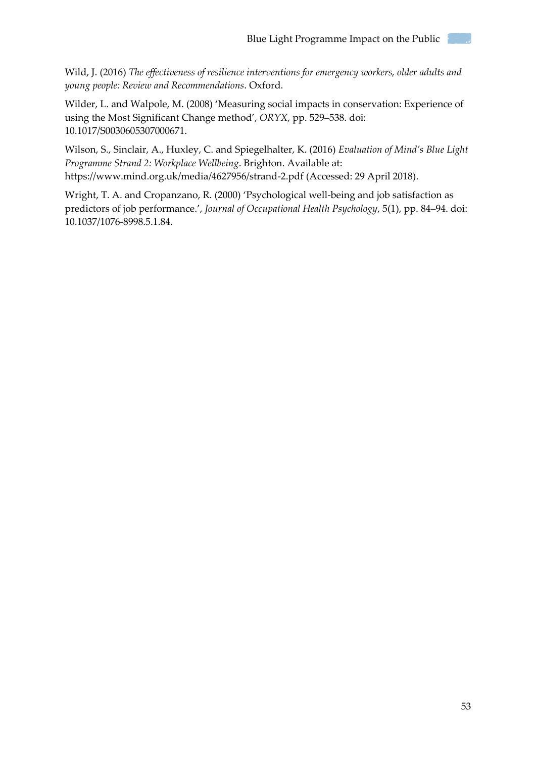Wild, J. (2016) *The effectiveness of resilience interventions for emergency workers, older adults and young people: Review and Recommendations*. Oxford.

Wilder, L. and Walpole, M. (2008) 'Measuring social impacts in conservation: Experience of using the Most Significant Change method', *ORYX*, pp. 529–538. doi: 10.1017/S0030605307000671.

Wilson, S., Sinclair, A., Huxley, C. and Spiegelhalter, K. (2016) *Evaluation of Mind's Blue Light Programme Strand 2: Workplace Wellbeing*. Brighton. Available at: https://www.mind.org.uk/media/4627956/strand-2.pdf (Accessed: 29 April 2018).

Wright, T. A. and Cropanzano, R. (2000) 'Psychological well-being and job satisfaction as predictors of job performance.', *Journal of Occupational Health Psychology*, 5(1), pp. 84–94. doi: 10.1037/1076-8998.5.1.84.